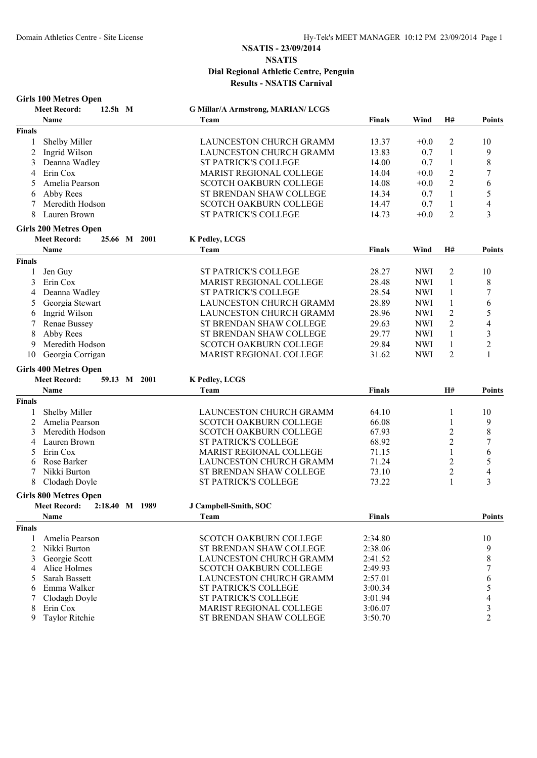# NSATIS - 23/09/2014
## NSATIS
## Dial Regional Athletic Centre, Penguin
## Results - NSATIS Carnival

### Girls 100 Metres Open

Meet Record: 12.5h M — G Millar/A Armstrong, MARIAN/ LCGS

| | Name | Team | Finals | Wind | H# | Points |
|---|---|---|---|---|---|---|
| **Finals** | | | | | | |
| 1 | Shelby Miller | LAUNCESTON CHURCH GRAMM | 13.37 | +0.0 | 2 | 10 |
| 2 | Ingrid Wilson | LAUNCESTON CHURCH GRAMM | 13.83 | 0.7 | 1 | 9 |
| 3 | Deanna Wadley | ST PATRICK'S COLLEGE | 14.00 | 0.7 | 1 | 8 |
| 4 | Erin Cox | MARIST REGIONAL COLLEGE | 14.04 | +0.0 | 2 | 7 |
| 5 | Amelia Pearson | SCOTCH OAKBURN COLLEGE | 14.08 | +0.0 | 2 | 6 |
| 6 | Abby Rees | ST BRENDAN SHAW COLLEGE | 14.34 | 0.7 | 1 | 5 |
| 7 | Meredith Hodson | SCOTCH OAKBURN COLLEGE | 14.47 | 0.7 | 1 | 4 |
| 8 | Lauren Brown | ST PATRICK'S COLLEGE | 14.73 | +0.0 | 2 | 3 |

### Girls 200 Metres Open

Meet Record: 25.66 M 2001 — K Pedley, LCGS

| | Name | Team | Finals | Wind | H# | Points |
|---|---|---|---|---|---|---|
| **Finals** | | | | | | |
| 1 | Jen Guy | ST PATRICK'S COLLEGE | 28.27 | NWI | 2 | 10 |
| 3 | Erin Cox | MARIST REGIONAL COLLEGE | 28.48 | NWI | 1 | 8 |
| 4 | Deanna Wadley | ST PATRICK'S COLLEGE | 28.54 | NWI | 1 | 7 |
| 5 | Georgia Stewart | LAUNCESTON CHURCH GRAMM | 28.89 | NWI | 1 | 6 |
| 6 | Ingrid Wilson | LAUNCESTON CHURCH GRAMM | 28.96 | NWI | 2 | 5 |
| 7 | Renae Bussey | ST BRENDAN SHAW COLLEGE | 29.63 | NWI | 2 | 4 |
| 8 | Abby Rees | ST BRENDAN SHAW COLLEGE | 29.77 | NWI | 1 | 3 |
| 9 | Meredith Hodson | SCOTCH OAKBURN COLLEGE | 29.84 | NWI | 1 | 2 |
| 10 | Georgia Corrigan | MARIST REGIONAL COLLEGE | 31.62 | NWI | 2 | 1 |

### Girls 400 Metres Open

Meet Record: 59.13 M 2001 — K Pedley, LCGS

| | Name | Team | Finals | H# | Points |
|---|---|---|---|---|---|
| **Finals** | | | | | |
| 1 | Shelby Miller | LAUNCESTON CHURCH GRAMM | 64.10 | 1 | 10 |
| 2 | Amelia Pearson | SCOTCH OAKBURN COLLEGE | 66.08 | 1 | 9 |
| 3 | Meredith Hodson | SCOTCH OAKBURN COLLEGE | 67.93 | 2 | 8 |
| 4 | Lauren Brown | ST PATRICK'S COLLEGE | 68.92 | 2 | 7 |
| 5 | Erin Cox | MARIST REGIONAL COLLEGE | 71.15 | 1 | 6 |
| 6 | Rose Barker | LAUNCESTON CHURCH GRAMM | 71.24 | 2 | 5 |
| 7 | Nikki Burton | ST BRENDAN SHAW COLLEGE | 73.10 | 2 | 4 |
| 8 | Clodagh Doyle | ST PATRICK'S COLLEGE | 73.22 | 1 | 3 |

### Girls 800 Metres Open

Meet Record: 2:18.40 M 1989 — J Campbell-Smith, SOC

| | Name | Team | Finals | Points |
|---|---|---|---|---|
| **Finals** | | | | |
| 1 | Amelia Pearson | SCOTCH OAKBURN COLLEGE | 2:34.80 | 10 |
| 2 | Nikki Burton | ST BRENDAN SHAW COLLEGE | 2:38.06 | 9 |
| 3 | Georgie Scott | LAUNCESTON CHURCH GRAMM | 2:41.52 | 8 |
| 4 | Alice Holmes | SCOTCH OAKBURN COLLEGE | 2:49.93 | 7 |
| 5 | Sarah Bassett | LAUNCESTON CHURCH GRAMM | 2:57.01 | 6 |
| 6 | Emma Walker | ST PATRICK'S COLLEGE | 3:00.34 | 5 |
| 7 | Clodagh Doyle | ST PATRICK'S COLLEGE | 3:01.94 | 4 |
| 8 | Erin Cox | MARIST REGIONAL COLLEGE | 3:06.07 | 3 |
| 9 | Taylor Ritchie | ST BRENDAN SHAW COLLEGE | 3:50.70 | 2 |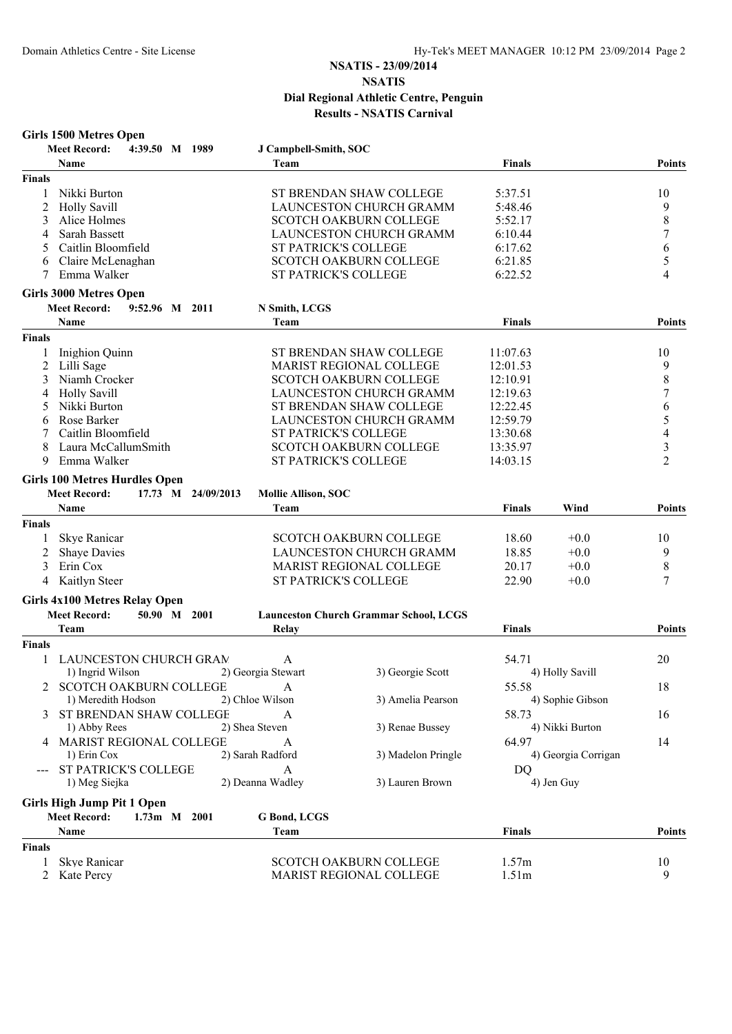## NSATIS - 23/09/2014
## NSATIS
## Dial Regional Athletic Centre, Penguin
## Results - NSATIS Carnival

### Girls 1500 Metres Open

Meet Record: 4:39.50 M 1989 J Campbell-Smith, SOC

| | Name | Team | Finals | Points |
|---|---|---|---|---|
| **Finals** | | | | |
| 1 | Nikki Burton | ST BRENDAN SHAW COLLEGE | 5:37.51 | 10 |
| 2 | Holly Savill | LAUNCESTON CHURCH GRAMM | 5:48.46 | 9 |
| 3 | Alice Holmes | SCOTCH OAKBURN COLLEGE | 5:52.17 | 8 |
| 4 | Sarah Bassett | LAUNCESTON CHURCH GRAMM | 6:10.44 | 7 |
| 5 | Caitlin Bloomfield | ST PATRICK'S COLLEGE | 6:17.62 | 6 |
| 6 | Claire McLenaghan | SCOTCH OAKBURN COLLEGE | 6:21.85 | 5 |
| 7 | Emma Walker | ST PATRICK'S COLLEGE | 6:22.52 | 4 |

### Girls 3000 Metres Open

Meet Record: 9:52.96 M 2011 N Smith, LCGS

| | Name | Team | Finals | Points |
|---|---|---|---|---|
| **Finals** | | | | |
| 1 | Inighion Quinn | ST BRENDAN SHAW COLLEGE | 11:07.63 | 10 |
| 2 | Lilli Sage | MARIST REGIONAL COLLEGE | 12:01.53 | 9 |
| 3 | Niamh Crocker | SCOTCH OAKBURN COLLEGE | 12:10.91 | 8 |
| 4 | Holly Savill | LAUNCESTON CHURCH GRAMM | 12:19.63 | 7 |
| 5 | Nikki Burton | ST BRENDAN SHAW COLLEGE | 12:22.45 | 6 |
| 6 | Rose Barker | LAUNCESTON CHURCH GRAMM | 12:59.79 | 5 |
| 7 | Caitlin Bloomfield | ST PATRICK'S COLLEGE | 13:30.68 | 4 |
| 8 | Laura McCallumSmith | SCOTCH OAKBURN COLLEGE | 13:35.97 | 3 |
| 9 | Emma Walker | ST PATRICK'S COLLEGE | 14:03.15 | 2 |

### Girls 100 Metres Hurdles Open

Meet Record: 17.73 M 24/09/2013 Mollie Allison, SOC

| | Name | Team | Finals | Wind | Points |
|---|---|---|---|---|---|
| **Finals** | | | | | |
| 1 | Skye Ranicar | SCOTCH OAKBURN COLLEGE | 18.60 | +0.0 | 10 |
| 2 | Shaye Davies | LAUNCESTON CHURCH GRAMM | 18.85 | +0.0 | 9 |
| 3 | Erin Cox | MARIST REGIONAL COLLEGE | 20.17 | +0.0 | 8 |
| 4 | Kaitlyn Steer | ST PATRICK'S COLLEGE | 22.90 | +0.0 | 7 |

### Girls 4x100 Metres Relay Open

Meet Record: 50.90 M 2001 Launceston Church Grammar School, LCGS

| | Team | Relay | | Finals | | Points |
|---|---|---|---|---|---|---|
| **Finals** | | | | | | |
| 1 | LAUNCESTON CHURCH GRAM | A | | 54.71 | | 20 |
| | 1) Ingrid Wilson | 2) Georgia Stewart | 3) Georgie Scott | | 4) Holly Savill | |
| 2 | SCOTCH OAKBURN COLLEGE | A | | 55.58 | | 18 |
| | 1) Meredith Hodson | 2) Chloe Wilson | 3) Amelia Pearson | | 4) Sophie Gibson | |
| 3 | ST BRENDAN SHAW COLLEGE | A | | 58.73 | | 16 |
| | 1) Abby Rees | 2) Shea Steven | 3) Renae Bussey | | 4) Nikki Burton | |
| 4 | MARIST REGIONAL COLLEGE | A | | 64.97 | | 14 |
| | 1) Erin Cox | 2) Sarah Radford | 3) Madelon Pringle | | 4) Georgia Corrigan | |
| --- | ST PATRICK'S COLLEGE | A | | DQ | | |
| | 1) Meg Siejka | 2) Deanna Wadley | 3) Lauren Brown | | 4) Jen Guy | |

### Girls High Jump Pit 1 Open

Meet Record: 1.73m M 2001 G Bond, LCGS

| | Name | Team | Finals | Points |
|---|---|---|---|---|
| **Finals** | | | | |
| 1 | Skye Ranicar | SCOTCH OAKBURN COLLEGE | 1.57m | 10 |
| 2 | Kate Percy | MARIST REGIONAL COLLEGE | 1.51m | 9 |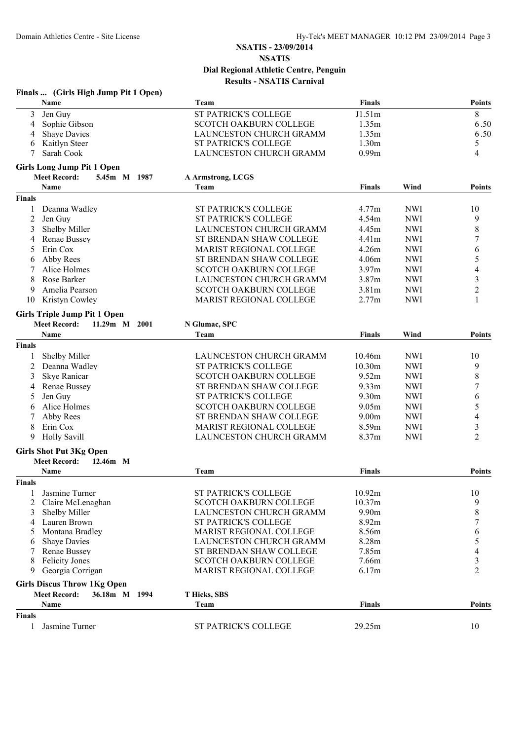# NSATIS - 23/09/2014
## NSATIS
### Dial Regional Athletic Centre, Penguin
### Results - NSATIS Carnival

**Finals ... (Girls High Jump Pit 1 Open)**

| | Name | Team | Finals | Points |
|---|---|---|---|---|
| 3 | Jen Guy | ST PATRICK'S COLLEGE | J1.51m | 8 |
| 4 | Sophie Gibson | SCOTCH OAKBURN COLLEGE | 1.35m | 6.50 |
| 4 | Shaye Davies | LAUNCESTON CHURCH GRAMM | 1.35m | 6.50 |
| 6 | Kaitlyn Steer | ST PATRICK'S COLLEGE | 1.30m | 5 |
| 7 | Sarah Cook | LAUNCESTON CHURCH GRAMM | 0.99m | 4 |

**Girls Long Jump Pit 1 Open**

Meet Record: 5.45m M 1987 A Armstrong, LCGS

| | Name | Team | Finals | Wind | Points |
|---|---|---|---|---|---|
| **Finals** | | | | | |
| 1 | Deanna Wadley | ST PATRICK'S COLLEGE | 4.77m | NWI | 10 |
| 2 | Jen Guy | ST PATRICK'S COLLEGE | 4.54m | NWI | 9 |
| 3 | Shelby Miller | LAUNCESTON CHURCH GRAMM | 4.45m | NWI | 8 |
| 4 | Renae Bussey | ST BRENDAN SHAW COLLEGE | 4.41m | NWI | 7 |
| 5 | Erin Cox | MARIST REGIONAL COLLEGE | 4.26m | NWI | 6 |
| 6 | Abby Rees | ST BRENDAN SHAW COLLEGE | 4.06m | NWI | 5 |
| 7 | Alice Holmes | SCOTCH OAKBURN COLLEGE | 3.97m | NWI | 4 |
| 8 | Rose Barker | LAUNCESTON CHURCH GRAMM | 3.87m | NWI | 3 |
| 9 | Amelia Pearson | SCOTCH OAKBURN COLLEGE | 3.81m | NWI | 2 |
| 10 | Kristyn Cowley | MARIST REGIONAL COLLEGE | 2.77m | NWI | 1 |

**Girls Triple Jump Pit 1 Open**

Meet Record: 11.29m M 2001 N Glumac, SPC

| | Name | Team | Finals | Wind | Points |
|---|---|---|---|---|---|
| **Finals** | | | | | |
| 1 | Shelby Miller | LAUNCESTON CHURCH GRAMM | 10.46m | NWI | 10 |
| 2 | Deanna Wadley | ST PATRICK'S COLLEGE | 10.30m | NWI | 9 |
| 3 | Skye Ranicar | SCOTCH OAKBURN COLLEGE | 9.52m | NWI | 8 |
| 4 | Renae Bussey | ST BRENDAN SHAW COLLEGE | 9.33m | NWI | 7 |
| 5 | Jen Guy | ST PATRICK'S COLLEGE | 9.30m | NWI | 6 |
| 6 | Alice Holmes | SCOTCH OAKBURN COLLEGE | 9.05m | NWI | 5 |
| 7 | Abby Rees | ST BRENDAN SHAW COLLEGE | 9.00m | NWI | 4 |
| 8 | Erin Cox | MARIST REGIONAL COLLEGE | 8.59m | NWI | 3 |
| 9 | Holly Savill | LAUNCESTON CHURCH GRAMM | 8.37m | NWI | 2 |

**Girls Shot Put 3Kg Open**

Meet Record: 12.46m M

| | Name | Team | Finals | Points |
|---|---|---|---|---|
| **Finals** | | | | |
| 1 | Jasmine Turner | ST PATRICK'S COLLEGE | 10.92m | 10 |
| 2 | Claire McLenaghan | SCOTCH OAKBURN COLLEGE | 10.37m | 9 |
| 3 | Shelby Miller | LAUNCESTON CHURCH GRAMM | 9.90m | 8 |
| 4 | Lauren Brown | ST PATRICK'S COLLEGE | 8.92m | 7 |
| 5 | Montana Bradley | MARIST REGIONAL COLLEGE | 8.56m | 6 |
| 6 | Shaye Davies | LAUNCESTON CHURCH GRAMM | 8.28m | 5 |
| 7 | Renae Bussey | ST BRENDAN SHAW COLLEGE | 7.85m | 4 |
| 8 | Felicity Jones | SCOTCH OAKBURN COLLEGE | 7.66m | 3 |
| 9 | Georgia Corrigan | MARIST REGIONAL COLLEGE | 6.17m | 2 |

**Girls Discus Throw 1Kg Open**

Meet Record: 36.18m M 1994 T Hicks, SBS

| | Name | Team | Finals | Points |
|---|---|---|---|---|
| **Finals** | | | | |
| 1 | Jasmine Turner | ST PATRICK'S COLLEGE | 29.25m | 10 |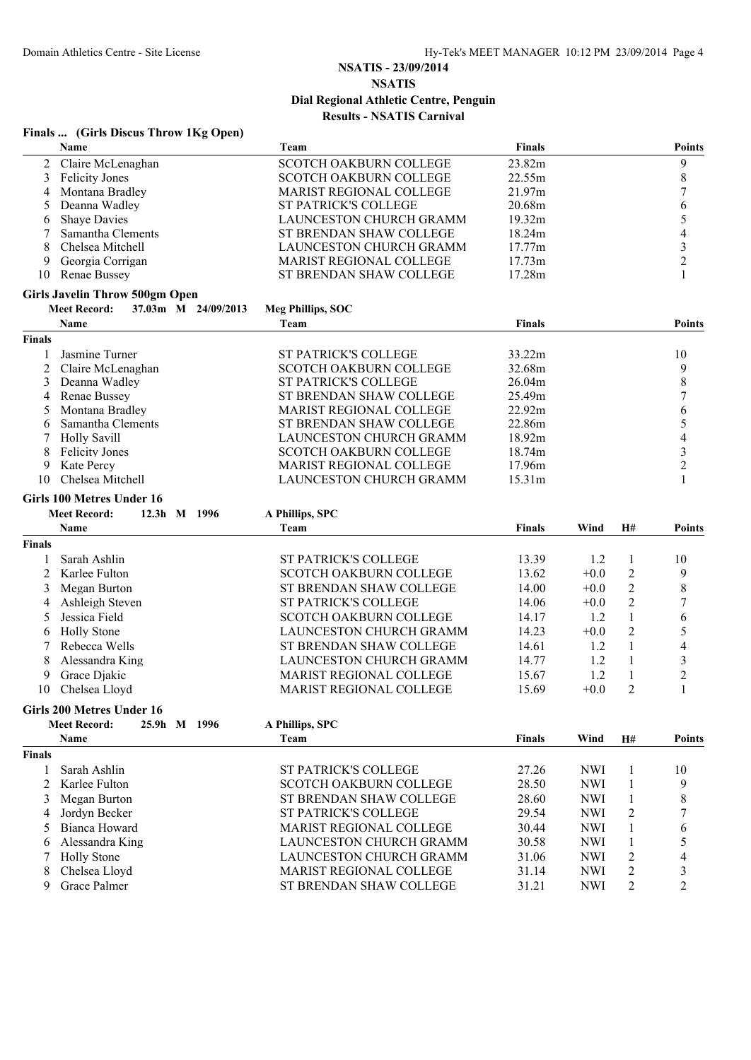**NSATIS - 23/09/2014**

**NSATIS**

**Dial Regional Athletic Centre, Penguin**

**Results - NSATIS Carnival**

### Finals ... (Girls Discus Throw 1Kg Open)

| | Name | Team | Finals | Points |
|---|---|---|---|---|
| 2 | Claire McLenaghan | SCOTCH OAKBURN COLLEGE | 23.82m | 9 |
| 3 | Felicity Jones | SCOTCH OAKBURN COLLEGE | 22.55m | 8 |
| 4 | Montana Bradley | MARIST REGIONAL COLLEGE | 21.97m | 7 |
| 5 | Deanna Wadley | ST PATRICK'S COLLEGE | 20.68m | 6 |
| 6 | Shaye Davies | LAUNCESTON CHURCH GRAMM | 19.32m | 5 |
| 7 | Samantha Clements | ST BRENDAN SHAW COLLEGE | 18.24m | 4 |
| 8 | Chelsea Mitchell | LAUNCESTON CHURCH GRAMM | 17.77m | 3 |
| 9 | Georgia Corrigan | MARIST REGIONAL COLLEGE | 17.73m | 2 |
| 10 | Renae Bussey | ST BRENDAN SHAW COLLEGE | 17.28m | 1 |

### Girls Javelin Throw 500gm Open

**Meet Record:** 37.03m M 24/09/2013 **Meg Phillips, SOC**

| | Name | Team | Finals | Points |
|---|---|---|---|---|
| **Finals** | | | | |
| 1 | Jasmine Turner | ST PATRICK'S COLLEGE | 33.22m | 10 |
| 2 | Claire McLenaghan | SCOTCH OAKBURN COLLEGE | 32.68m | 9 |
| 3 | Deanna Wadley | ST PATRICK'S COLLEGE | 26.04m | 8 |
| 4 | Renae Bussey | ST BRENDAN SHAW COLLEGE | 25.49m | 7 |
| 5 | Montana Bradley | MARIST REGIONAL COLLEGE | 22.92m | 6 |
| 6 | Samantha Clements | ST BRENDAN SHAW COLLEGE | 22.86m | 5 |
| 7 | Holly Savill | LAUNCESTON CHURCH GRAMM | 18.92m | 4 |
| 8 | Felicity Jones | SCOTCH OAKBURN COLLEGE | 18.74m | 3 |
| 9 | Kate Percy | MARIST REGIONAL COLLEGE | 17.96m | 2 |
| 10 | Chelsea Mitchell | LAUNCESTON CHURCH GRAMM | 15.31m | 1 |

### Girls 100 Metres Under 16

**Meet Record:** 12.3h M 1996 **A Phillips, SPC**

| | Name | Team | Finals | Wind | H# | Points |
|---|---|---|---|---|---|---|
| **Finals** | | | | | | |
| 1 | Sarah Ashlin | ST PATRICK'S COLLEGE | 13.39 | 1.2 | 1 | 10 |
| 2 | Karlee Fulton | SCOTCH OAKBURN COLLEGE | 13.62 | +0.0 | 2 | 9 |
| 3 | Megan Burton | ST BRENDAN SHAW COLLEGE | 14.00 | +0.0 | 2 | 8 |
| 4 | Ashleigh Steven | ST PATRICK'S COLLEGE | 14.06 | +0.0 | 2 | 7 |
| 5 | Jessica Field | SCOTCH OAKBURN COLLEGE | 14.17 | 1.2 | 1 | 6 |
| 6 | Holly Stone | LAUNCESTON CHURCH GRAMM | 14.23 | +0.0 | 2 | 5 |
| 7 | Rebecca Wells | ST BRENDAN SHAW COLLEGE | 14.61 | 1.2 | 1 | 4 |
| 8 | Alessandra King | LAUNCESTON CHURCH GRAMM | 14.77 | 1.2 | 1 | 3 |
| 9 | Grace Djakic | MARIST REGIONAL COLLEGE | 15.67 | 1.2 | 1 | 2 |
| 10 | Chelsea Lloyd | MARIST REGIONAL COLLEGE | 15.69 | +0.0 | 2 | 1 |

### Girls 200 Metres Under 16

**Meet Record:** 25.9h M 1996 **A Phillips, SPC**

| | Name | Team | Finals | Wind | H# | Points |
|---|---|---|---|---|---|---|
| **Finals** | | | | | | |
| 1 | Sarah Ashlin | ST PATRICK'S COLLEGE | 27.26 | NWI | 1 | 10 |
| 2 | Karlee Fulton | SCOTCH OAKBURN COLLEGE | 28.50 | NWI | 1 | 9 |
| 3 | Megan Burton | ST BRENDAN SHAW COLLEGE | 28.60 | NWI | 1 | 8 |
| 4 | Jordyn Becker | ST PATRICK'S COLLEGE | 29.54 | NWI | 2 | 7 |
| 5 | Bianca Howard | MARIST REGIONAL COLLEGE | 30.44 | NWI | 1 | 6 |
| 6 | Alessandra King | LAUNCESTON CHURCH GRAMM | 30.58 | NWI | 1 | 5 |
| 7 | Holly Stone | LAUNCESTON CHURCH GRAMM | 31.06 | NWI | 2 | 4 |
| 8 | Chelsea Lloyd | MARIST REGIONAL COLLEGE | 31.14 | NWI | 2 | 3 |
| 9 | Grace Palmer | ST BRENDAN SHAW COLLEGE | 31.21 | NWI | 2 | 2 |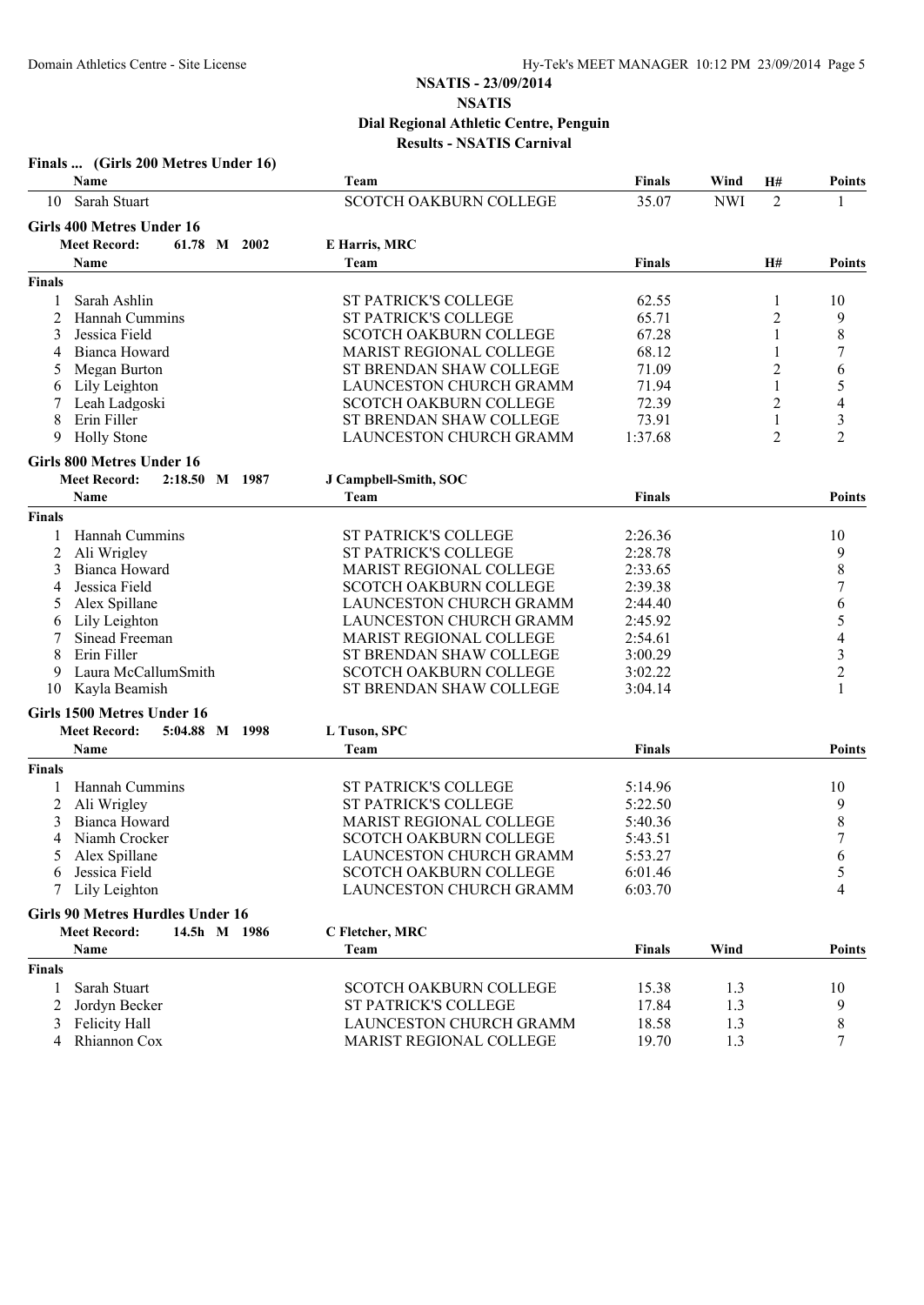**NSATIS - 23/09/2014**

**NSATIS**

**Dial Regional Athletic Centre, Penguin**

**Results - NSATIS Carnival**

**Finals ... (Girls 200 Metres Under 16)**

| | Name | Team | Finals | Wind | H# | Points |
|---|---|---|---|---|---|---|
| 10 | Sarah Stuart | SCOTCH OAKBURN COLLEGE | 35.07 | NWI | 2 | 1 |

**Girls 400 Metres Under 16**

**Meet Record:** 61.78 M 2002 E Harris, MRC

| | Name | Team | Finals | H# | Points |
|---|---|---|---|---|---|
| **Finals** | | | | | |
| 1 | Sarah Ashlin | ST PATRICK'S COLLEGE | 62.55 | 1 | 10 |
| 2 | Hannah Cummins | ST PATRICK'S COLLEGE | 65.71 | 2 | 9 |
| 3 | Jessica Field | SCOTCH OAKBURN COLLEGE | 67.28 | 1 | 8 |
| 4 | Bianca Howard | MARIST REGIONAL COLLEGE | 68.12 | 1 | 7 |
| 5 | Megan Burton | ST BRENDAN SHAW COLLEGE | 71.09 | 2 | 6 |
| 6 | Lily Leighton | LAUNCESTON CHURCH GRAMM | 71.94 | 1 | 5 |
| 7 | Leah Ladgoski | SCOTCH OAKBURN COLLEGE | 72.39 | 2 | 4 |
| 8 | Erin Filler | ST BRENDAN SHAW COLLEGE | 73.91 | 1 | 3 |
| 9 | Holly Stone | LAUNCESTON CHURCH GRAMM | 1:37.68 | 2 | 2 |

**Girls 800 Metres Under 16**

**Meet Record:** 2:18.50 M 1987 J Campbell-Smith, SOC

| | Name | Team | Finals | Points |
|---|---|---|---|---|
| **Finals** | | | | |
| 1 | Hannah Cummins | ST PATRICK'S COLLEGE | 2:26.36 | 10 |
| 2 | Ali Wrigley | ST PATRICK'S COLLEGE | 2:28.78 | 9 |
| 3 | Bianca Howard | MARIST REGIONAL COLLEGE | 2:33.65 | 8 |
| 4 | Jessica Field | SCOTCH OAKBURN COLLEGE | 2:39.38 | 7 |
| 5 | Alex Spillane | LAUNCESTON CHURCH GRAMM | 2:44.40 | 6 |
| 6 | Lily Leighton | LAUNCESTON CHURCH GRAMM | 2:45.92 | 5 |
| 7 | Sinead Freeman | MARIST REGIONAL COLLEGE | 2:54.61 | 4 |
| 8 | Erin Filler | ST BRENDAN SHAW COLLEGE | 3:00.29 | 3 |
| 9 | Laura McCallumSmith | SCOTCH OAKBURN COLLEGE | 3:02.22 | 2 |
| 10 | Kayla Beamish | ST BRENDAN SHAW COLLEGE | 3:04.14 | 1 |

**Girls 1500 Metres Under 16**

**Meet Record:** 5:04.88 M 1998 L Tuson, SPC

| | Name | Team | Finals | Points |
|---|---|---|---|---|
| **Finals** | | | | |
| 1 | Hannah Cummins | ST PATRICK'S COLLEGE | 5:14.96 | 10 |
| 2 | Ali Wrigley | ST PATRICK'S COLLEGE | 5:22.50 | 9 |
| 3 | Bianca Howard | MARIST REGIONAL COLLEGE | 5:40.36 | 8 |
| 4 | Niamh Crocker | SCOTCH OAKBURN COLLEGE | 5:43.51 | 7 |
| 5 | Alex Spillane | LAUNCESTON CHURCH GRAMM | 5:53.27 | 6 |
| 6 | Jessica Field | SCOTCH OAKBURN COLLEGE | 6:01.46 | 5 |
| 7 | Lily Leighton | LAUNCESTON CHURCH GRAMM | 6:03.70 | 4 |

**Girls 90 Metres Hurdles Under 16**

**Meet Record:** 14.5h M 1986 C Fletcher, MRC

| | Name | Team | Finals | Wind | Points |
|---|---|---|---|---|---|
| **Finals** | | | | | |
| 1 | Sarah Stuart | SCOTCH OAKBURN COLLEGE | 15.38 | 1.3 | 10 |
| 2 | Jordyn Becker | ST PATRICK'S COLLEGE | 17.84 | 1.3 | 9 |
| 3 | Felicity Hall | LAUNCESTON CHURCH GRAMM | 18.58 | 1.3 | 8 |
| 4 | Rhiannon Cox | MARIST REGIONAL COLLEGE | 19.70 | 1.3 | 7 |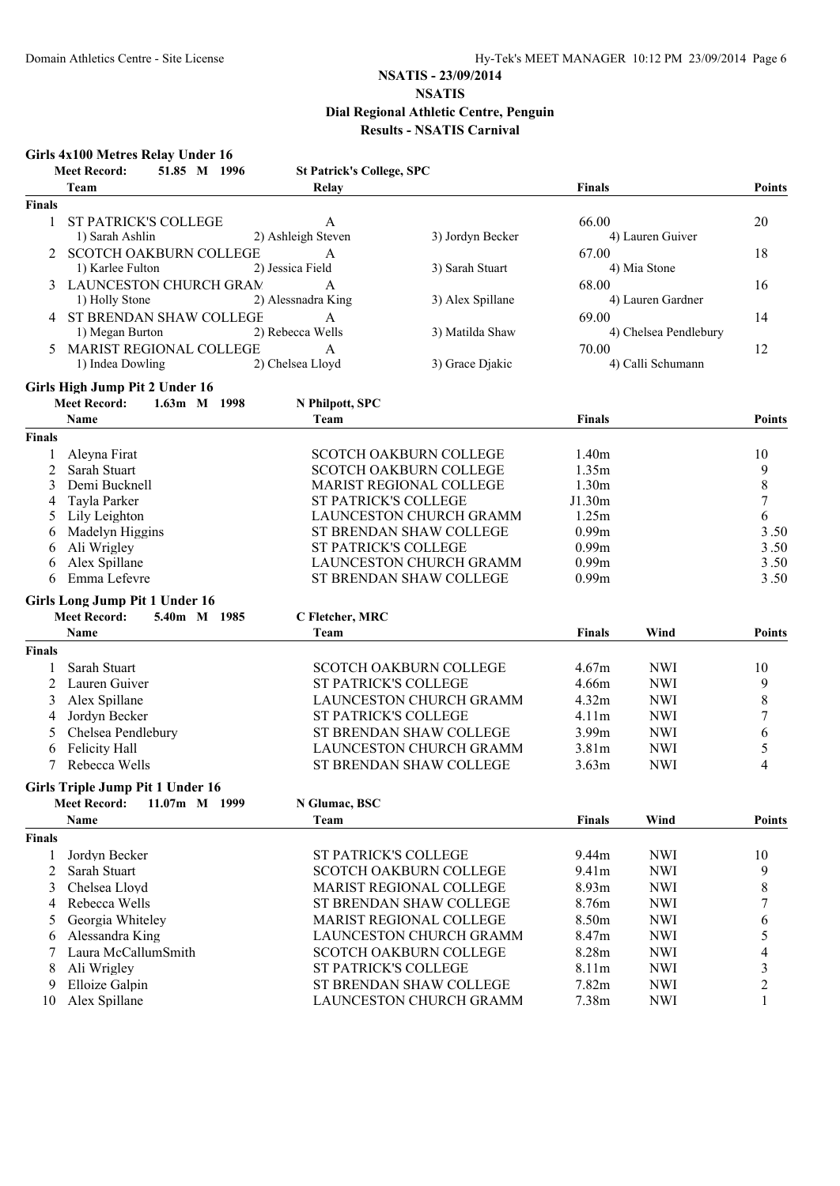# NSATIS - 23/09/2014

## NSATIS

### Dial Regional Athletic Centre, Penguin

### Results - NSATIS Carnival

**Girls 4x100 Metres Relay Under 16**

Meet Record: 51.85 M 1996 St Patrick's College, SPC

| | Team | Relay | | Finals | Points |
|---|---|---|---|---|---|
| **Finals** | | | | | |
| 1 | ST PATRICK'S COLLEGE | A | | 66.00 | 20 |
| | 1) Sarah Ashlin | 2) Ashleigh Steven | 3) Jordyn Becker | 4) Lauren Guiver | |
| 2 | SCOTCH OAKBURN COLLEGE | A | | 67.00 | 18 |
| | 1) Karlee Fulton | 2) Jessica Field | 3) Sarah Stuart | 4) Mia Stone | |
| 3 | LAUNCESTON CHURCH GRAM | A | | 68.00 | 16 |
| | 1) Holly Stone | 2) Alessnadra King | 3) Alex Spillane | 4) Lauren Gardner | |
| 4 | ST BRENDAN SHAW COLLEGE | A | | 69.00 | 14 |
| | 1) Megan Burton | 2) Rebecca Wells | 3) Matilda Shaw | 4) Chelsea Pendlebury | |
| 5 | MARIST REGIONAL COLLEGE | A | | 70.00 | 12 |
| | 1) Indea Dowling | 2) Chelsea Lloyd | 3) Grace Djakic | 4) Calli Schumann | |

**Girls High Jump Pit 2 Under 16**

Meet Record: 1.63m M 1998 N Philpott, SPC

| | Name | Team | Finals | Points |
|---|---|---|---|---|
| **Finals** | | | | |
| 1 | Aleyna Firat | SCOTCH OAKBURN COLLEGE | 1.40m | 10 |
| 2 | Sarah Stuart | SCOTCH OAKBURN COLLEGE | 1.35m | 9 |
| 3 | Demi Bucknell | MARIST REGIONAL COLLEGE | 1.30m | 8 |
| 4 | Tayla Parker | ST PATRICK'S COLLEGE | J1.30m | 7 |
| 5 | Lily Leighton | LAUNCESTON CHURCH GRAMM | 1.25m | 6 |
| 6 | Madelyn Higgins | ST BRENDAN SHAW COLLEGE | 0.99m | 3.50 |
| 6 | Ali Wrigley | ST PATRICK'S COLLEGE | 0.99m | 3.50 |
| 6 | Alex Spillane | LAUNCESTON CHURCH GRAMM | 0.99m | 3.50 |
| 6 | Emma Lefevre | ST BRENDAN SHAW COLLEGE | 0.99m | 3.50 |

**Girls Long Jump Pit 1 Under 16**

Meet Record: 5.40m M 1985 C Fletcher, MRC

| | Name | Team | Finals | Wind | Points |
|---|---|---|---|---|---|
| **Finals** | | | | | |
| 1 | Sarah Stuart | SCOTCH OAKBURN COLLEGE | 4.67m | NWI | 10 |
| 2 | Lauren Guiver | ST PATRICK'S COLLEGE | 4.66m | NWI | 9 |
| 3 | Alex Spillane | LAUNCESTON CHURCH GRAMM | 4.32m | NWI | 8 |
| 4 | Jordyn Becker | ST PATRICK'S COLLEGE | 4.11m | NWI | 7 |
| 5 | Chelsea Pendlebury | ST BRENDAN SHAW COLLEGE | 3.99m | NWI | 6 |
| 6 | Felicity Hall | LAUNCESTON CHURCH GRAMM | 3.81m | NWI | 5 |
| 7 | Rebecca Wells | ST BRENDAN SHAW COLLEGE | 3.63m | NWI | 4 |

**Girls Triple Jump Pit 1 Under 16**

Meet Record: 11.07m M 1999 N Glumac, BSC

| | Name | Team | Finals | Wind | Points |
|---|---|---|---|---|---|
| **Finals** | | | | | |
| 1 | Jordyn Becker | ST PATRICK'S COLLEGE | 9.44m | NWI | 10 |
| 2 | Sarah Stuart | SCOTCH OAKBURN COLLEGE | 9.41m | NWI | 9 |
| 3 | Chelsea Lloyd | MARIST REGIONAL COLLEGE | 8.93m | NWI | 8 |
| 4 | Rebecca Wells | ST BRENDAN SHAW COLLEGE | 8.76m | NWI | 7 |
| 5 | Georgia Whiteley | MARIST REGIONAL COLLEGE | 8.50m | NWI | 6 |
| 6 | Alessandra King | LAUNCESTON CHURCH GRAMM | 8.47m | NWI | 5 |
| 7 | Laura McCallumSmith | SCOTCH OAKBURN COLLEGE | 8.28m | NWI | 4 |
| 8 | Ali Wrigley | ST PATRICK'S COLLEGE | 8.11m | NWI | 3 |
| 9 | Elloize Galpin | ST BRENDAN SHAW COLLEGE | 7.82m | NWI | 2 |
| 10 | Alex Spillane | LAUNCESTON CHURCH GRAMM | 7.38m | NWI | 1 |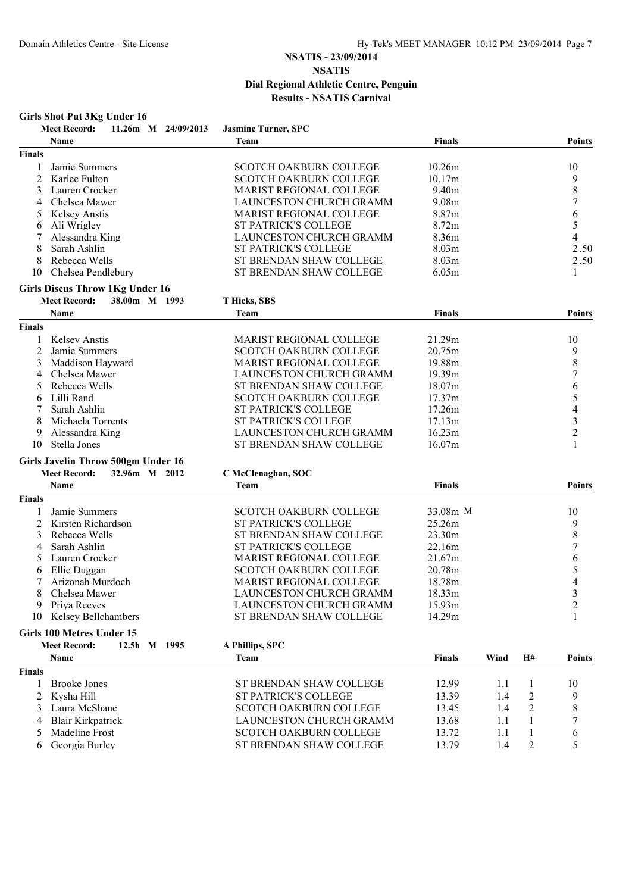# NSATIS - 23/09/2014

## NSATIS

## Dial Regional Athletic Centre, Penguin

## Results - NSATIS Carnival

### Girls Shot Put 3Kg Under 16

**Meet Record:** 11.26m M 24/09/2013 **Jasmine Turner, SPC**

| | Name | Team | Finals | Points |
|---|---|---|---|---|
| **Finals** | | | | |
| 1 | Jamie Summers | SCOTCH OAKBURN COLLEGE | 10.26m | 10 |
| 2 | Karlee Fulton | SCOTCH OAKBURN COLLEGE | 10.17m | 9 |
| 3 | Lauren Crocker | MARIST REGIONAL COLLEGE | 9.40m | 8 |
| 4 | Chelsea Mawer | LAUNCESTON CHURCH GRAMM | 9.08m | 7 |
| 5 | Kelsey Anstis | MARIST REGIONAL COLLEGE | 8.87m | 6 |
| 6 | Ali Wrigley | ST PATRICK'S COLLEGE | 8.72m | 5 |
| 7 | Alessandra King | LAUNCESTON CHURCH GRAMM | 8.36m | 4 |
| 8 | Sarah Ashlin | ST PATRICK'S COLLEGE | 8.03m | 2.50 |
| 8 | Rebecca Wells | ST BRENDAN SHAW COLLEGE | 8.03m | 2.50 |
| 10 | Chelsea Pendlebury | ST BRENDAN SHAW COLLEGE | 6.05m | 1 |

### Girls Discus Throw 1Kg Under 16

**Meet Record:** 38.00m M 1993 **T Hicks, SBS**

| | Name | Team | Finals | Points |
|---|---|---|---|---|
| **Finals** | | | | |
| 1 | Kelsey Anstis | MARIST REGIONAL COLLEGE | 21.29m | 10 |
| 2 | Jamie Summers | SCOTCH OAKBURN COLLEGE | 20.75m | 9 |
| 3 | Maddison Hayward | MARIST REGIONAL COLLEGE | 19.88m | 8 |
| 4 | Chelsea Mawer | LAUNCESTON CHURCH GRAMM | 19.39m | 7 |
| 5 | Rebecca Wells | ST BRENDAN SHAW COLLEGE | 18.07m | 6 |
| 6 | Lilli Rand | SCOTCH OAKBURN COLLEGE | 17.37m | 5 |
| 7 | Sarah Ashlin | ST PATRICK'S COLLEGE | 17.26m | 4 |
| 8 | Michaela Torrents | ST PATRICK'S COLLEGE | 17.13m | 3 |
| 9 | Alessandra King | LAUNCESTON CHURCH GRAMM | 16.23m | 2 |
| 10 | Stella Jones | ST BRENDAN SHAW COLLEGE | 16.07m | 1 |

### Girls Javelin Throw 500gm Under 16

**Meet Record:** 32.96m M 2012 **C McClenaghan, SOC**

| | Name | Team | Finals | Points |
|---|---|---|---|---|
| **Finals** | | | | |
| 1 | Jamie Summers | SCOTCH OAKBURN COLLEGE | 33.08m M | 10 |
| 2 | Kirsten Richardson | ST PATRICK'S COLLEGE | 25.26m | 9 |
| 3 | Rebecca Wells | ST BRENDAN SHAW COLLEGE | 23.30m | 8 |
| 4 | Sarah Ashlin | ST PATRICK'S COLLEGE | 22.16m | 7 |
| 5 | Lauren Crocker | MARIST REGIONAL COLLEGE | 21.67m | 6 |
| 6 | Ellie Duggan | SCOTCH OAKBURN COLLEGE | 20.78m | 5 |
| 7 | Arizonah Murdoch | MARIST REGIONAL COLLEGE | 18.78m | 4 |
| 8 | Chelsea Mawer | LAUNCESTON CHURCH GRAMM | 18.33m | 3 |
| 9 | Priya Reeves | LAUNCESTON CHURCH GRAMM | 15.93m | 2 |
| 10 | Kelsey Bellchambers | ST BRENDAN SHAW COLLEGE | 14.29m | 1 |

### Girls 100 Metres Under 15

**Meet Record:** 12.5h M 1995 **A Phillips, SPC**

| | Name | Team | Finals | Wind | H# | Points |
|---|---|---|---|---|---|---|
| **Finals** | | | | | | |
| 1 | Brooke Jones | ST BRENDAN SHAW COLLEGE | 12.99 | 1.1 | 1 | 10 |
| 2 | Kysha Hill | ST PATRICK'S COLLEGE | 13.39 | 1.4 | 2 | 9 |
| 3 | Laura McShane | SCOTCH OAKBURN COLLEGE | 13.45 | 1.4 | 2 | 8 |
| 4 | Blair Kirkpatrick | LAUNCESTON CHURCH GRAMM | 13.68 | 1.1 | 1 | 7 |
| 5 | Madeline Frost | SCOTCH OAKBURN COLLEGE | 13.72 | 1.1 | 1 | 6 |
| 6 | Georgia Burley | ST BRENDAN SHAW COLLEGE | 13.79 | 1.4 | 2 | 5 |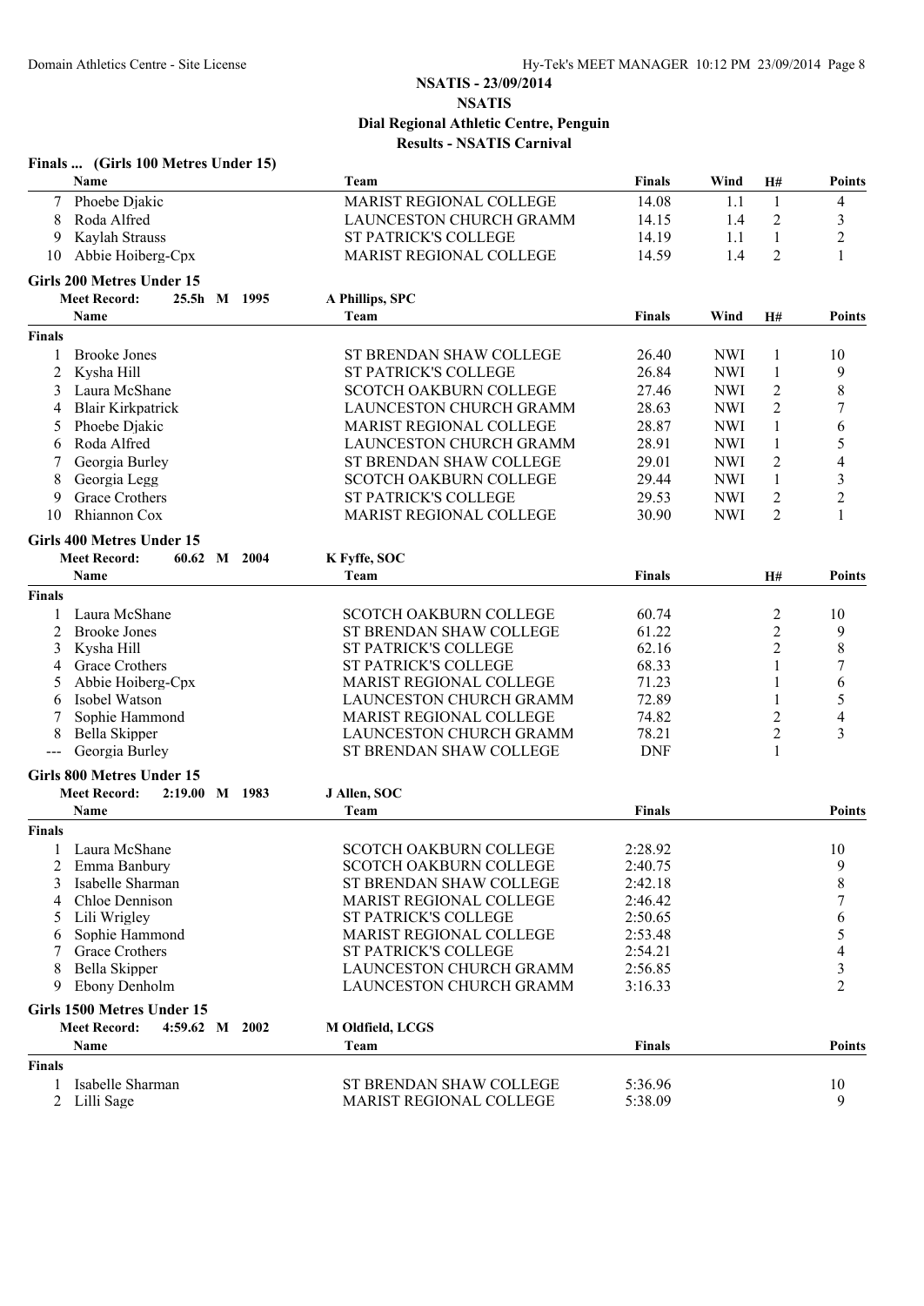# NSATIS - 23/09/2014
## NSATIS
### Dial Regional Athletic Centre, Penguin
### Results - NSATIS Carnival

**Finals ... (Girls 100 Metres Under 15)**

| | Name | Team | Finals | Wind | H# | Points |
|---|---|---|---|---|---|---|
| 7 | Phoebe Djakic | MARIST REGIONAL COLLEGE | 14.08 | 1.1 | 1 | 4 |
| 8 | Roda Alfred | LAUNCESTON CHURCH GRAMM | 14.15 | 1.4 | 2 | 3 |
| 9 | Kaylah Strauss | ST PATRICK'S COLLEGE | 14.19 | 1.1 | 1 | 2 |
| 10 | Abbie Hoiberg-Cpx | MARIST REGIONAL COLLEGE | 14.59 | 1.4 | 2 | 1 |

**Girls 200 Metres Under 15**

**Meet Record:** 25.5h M 1995 A Phillips, SPC

| | Name | Team | Finals | Wind | H# | Points |
|---|---|---|---|---|---|---|
| **Finals** | | | | | | |
| 1 | Brooke Jones | ST BRENDAN SHAW COLLEGE | 26.40 | NWI | 1 | 10 |
| 2 | Kysha Hill | ST PATRICK'S COLLEGE | 26.84 | NWI | 1 | 9 |
| 3 | Laura McShane | SCOTCH OAKBURN COLLEGE | 27.46 | NWI | 2 | 8 |
| 4 | Blair Kirkpatrick | LAUNCESTON CHURCH GRAMM | 28.63 | NWI | 2 | 7 |
| 5 | Phoebe Djakic | MARIST REGIONAL COLLEGE | 28.87 | NWI | 1 | 6 |
| 6 | Roda Alfred | LAUNCESTON CHURCH GRAMM | 28.91 | NWI | 1 | 5 |
| 7 | Georgia Burley | ST BRENDAN SHAW COLLEGE | 29.01 | NWI | 2 | 4 |
| 8 | Georgia Legg | SCOTCH OAKBURN COLLEGE | 29.44 | NWI | 1 | 3 |
| 9 | Grace Crothers | ST PATRICK'S COLLEGE | 29.53 | NWI | 2 | 2 |
| 10 | Rhiannon Cox | MARIST REGIONAL COLLEGE | 30.90 | NWI | 2 | 1 |

**Girls 400 Metres Under 15**

**Meet Record:** 60.62 M 2004 K Fyffe, SOC

| | Name | Team | Finals | H# | Points |
|---|---|---|---|---|---|
| **Finals** | | | | | |
| 1 | Laura McShane | SCOTCH OAKBURN COLLEGE | 60.74 | 2 | 10 |
| 2 | Brooke Jones | ST BRENDAN SHAW COLLEGE | 61.22 | 2 | 9 |
| 3 | Kysha Hill | ST PATRICK'S COLLEGE | 62.16 | 2 | 8 |
| 4 | Grace Crothers | ST PATRICK'S COLLEGE | 68.33 | 1 | 7 |
| 5 | Abbie Hoiberg-Cpx | MARIST REGIONAL COLLEGE | 71.23 | 1 | 6 |
| 6 | Isobel Watson | LAUNCESTON CHURCH GRAMM | 72.89 | 1 | 5 |
| 7 | Sophie Hammond | MARIST REGIONAL COLLEGE | 74.82 | 2 | 4 |
| 8 | Bella Skipper | LAUNCESTON CHURCH GRAMM | 78.21 | 2 | 3 |
| --- | Georgia Burley | ST BRENDAN SHAW COLLEGE | DNF | 1 | |

**Girls 800 Metres Under 15**

**Meet Record:** 2:19.00 M 1983 J Allen, SOC

| | Name | Team | Finals | Points |
|---|---|---|---|---|
| **Finals** | | | | |
| 1 | Laura McShane | SCOTCH OAKBURN COLLEGE | 2:28.92 | 10 |
| 2 | Emma Banbury | SCOTCH OAKBURN COLLEGE | 2:40.75 | 9 |
| 3 | Isabelle Sharman | ST BRENDAN SHAW COLLEGE | 2:42.18 | 8 |
| 4 | Chloe Dennison | MARIST REGIONAL COLLEGE | 2:46.42 | 7 |
| 5 | Lili Wrigley | ST PATRICK'S COLLEGE | 2:50.65 | 6 |
| 6 | Sophie Hammond | MARIST REGIONAL COLLEGE | 2:53.48 | 5 |
| 7 | Grace Crothers | ST PATRICK'S COLLEGE | 2:54.21 | 4 |
| 8 | Bella Skipper | LAUNCESTON CHURCH GRAMM | 2:56.85 | 3 |
| 9 | Ebony Denholm | LAUNCESTON CHURCH GRAMM | 3:16.33 | 2 |

**Girls 1500 Metres Under 15**

**Meet Record:** 4:59.62 M 2002 M Oldfield, LCGS

| | Name | Team | Finals | Points |
|---|---|---|---|---|
| **Finals** | | | | |
| 1 | Isabelle Sharman | ST BRENDAN SHAW COLLEGE | 5:36.96 | 10 |
| 2 | Lilli Sage | MARIST REGIONAL COLLEGE | 5:38.09 | 9 |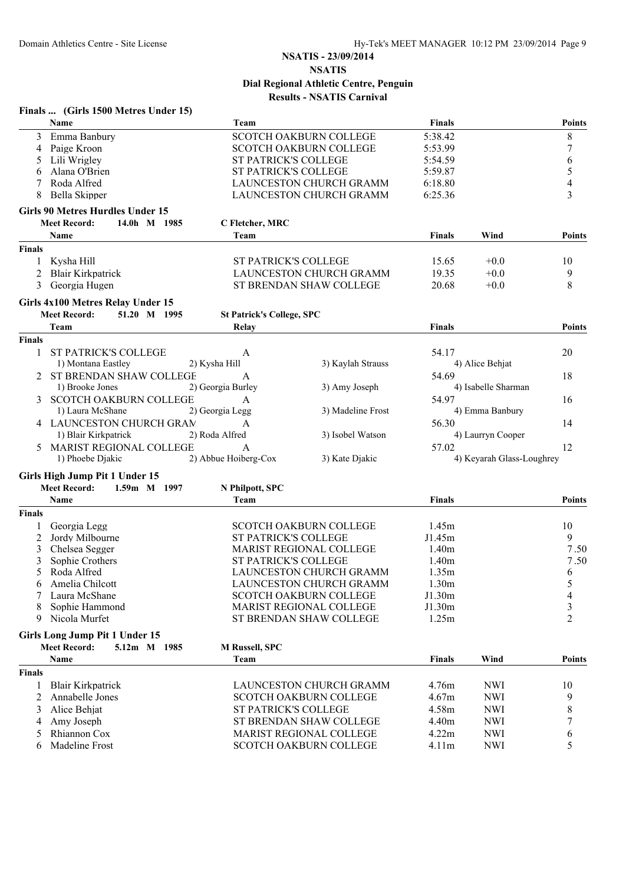## NSATIS - 23/09/2014

## NSATIS

## Dial Regional Athletic Centre, Penguin

## Results - NSATIS Carnival

### Finals ... (Girls 1500 Metres Under 15)

| | Name | Team | Finals | Points |
|---|---|---|---|---|
| 3 | Emma Banbury | SCOTCH OAKBURN COLLEGE | 5:38.42 | 8 |
| 4 | Paige Kroon | SCOTCH OAKBURN COLLEGE | 5:53.99 | 7 |
| 5 | Lili Wrigley | ST PATRICK'S COLLEGE | 5:54.59 | 6 |
| 6 | Alana O'Brien | ST PATRICK'S COLLEGE | 5:59.87 | 5 |
| 7 | Roda Alfred | LAUNCESTON CHURCH GRAMM | 6:18.80 | 4 |
| 8 | Bella Skipper | LAUNCESTON CHURCH GRAMM | 6:25.36 | 3 |

### Girls 90 Metres Hurdles Under 15

**Meet Record:** 14.0h M 1985 C Fletcher, MRC

| | Name | Team | Finals | Wind | Points |
|---|---|---|---|---|---|
| **Finals** | | | | | |
| 1 | Kysha Hill | ST PATRICK'S COLLEGE | 15.65 | +0.0 | 10 |
| 2 | Blair Kirkpatrick | LAUNCESTON CHURCH GRAMM | 19.35 | +0.0 | 9 |
| 3 | Georgia Hugen | ST BRENDAN SHAW COLLEGE | 20.68 | +0.0 | 8 |

### Girls 4x100 Metres Relay Under 15

**Meet Record:** 51.20 M 1995 St Patrick's College, SPC

| | Team | Relay | | Finals | | Points |
|---|---|---|---|---|---|---|
| **Finals** | | | | | | |
| 1 | ST PATRICK'S COLLEGE | A | | 54.17 | | 20 |
| | 1) Montana Eastley | 2) Kysha Hill | 3) Kaylah Strauss | 4) Alice Behjat | | |
| 2 | ST BRENDAN SHAW COLLEGE | A | | 54.69 | | 18 |
| | 1) Brooke Jones | 2) Georgia Burley | 3) Amy Joseph | 4) Isabelle Sharman | | |
| 3 | SCOTCH OAKBURN COLLEGE | A | | 54.97 | | 16 |
| | 1) Laura McShane | 2) Georgia Legg | 3) Madeline Frost | 4) Emma Banbury | | |
| 4 | LAUNCESTON CHURCH GRAM | A | | 56.30 | | 14 |
| | 1) Blair Kirkpatrick | 2) Roda Alfred | 3) Isobel Watson | 4) Laurryn Cooper | | |
| 5 | MARIST REGIONAL COLLEGE | A | | 57.02 | | 12 |
| | 1) Phoebe Djakic | 2) Abbue Hoiberg-Cox | 3) Kate Djakic | 4) Keyarah Glass-Loughrey | | |

### Girls High Jump Pit 1 Under 15

**Meet Record:** 1.59m M 1997 N Philpott, SPC

| | Name | Team | Finals | Points |
|---|---|---|---|---|
| **Finals** | | | | |
| 1 | Georgia Legg | SCOTCH OAKBURN COLLEGE | 1.45m | 10 |
| 2 | Jordy Milbourne | ST PATRICK'S COLLEGE | J1.45m | 9 |
| 3 | Chelsea Segger | MARIST REGIONAL COLLEGE | 1.40m | 7.50 |
| 3 | Sophie Crothers | ST PATRICK'S COLLEGE | 1.40m | 7.50 |
| 5 | Roda Alfred | LAUNCESTON CHURCH GRAMM | 1.35m | 6 |
| 6 | Amelia Chilcott | LAUNCESTON CHURCH GRAMM | 1.30m | 5 |
| 7 | Laura McShane | SCOTCH OAKBURN COLLEGE | J1.30m | 4 |
| 8 | Sophie Hammond | MARIST REGIONAL COLLEGE | J1.30m | 3 |
| 9 | Nicola Murfet | ST BRENDAN SHAW COLLEGE | 1.25m | 2 |

### Girls Long Jump Pit 1 Under 15

**Meet Record:** 5.12m M 1985 M Russell, SPC

| | Name | Team | Finals | Wind | Points |
|---|---|---|---|---|---|
| **Finals** | | | | | |
| 1 | Blair Kirkpatrick | LAUNCESTON CHURCH GRAMM | 4.76m | NWI | 10 |
| 2 | Annabelle Jones | SCOTCH OAKBURN COLLEGE | 4.67m | NWI | 9 |
| 3 | Alice Behjat | ST PATRICK'S COLLEGE | 4.58m | NWI | 8 |
| 4 | Amy Joseph | ST BRENDAN SHAW COLLEGE | 4.40m | NWI | 7 |
| 5 | Rhiannon Cox | MARIST REGIONAL COLLEGE | 4.22m | NWI | 6 |
| 6 | Madeline Frost | SCOTCH OAKBURN COLLEGE | 4.11m | NWI | 5 |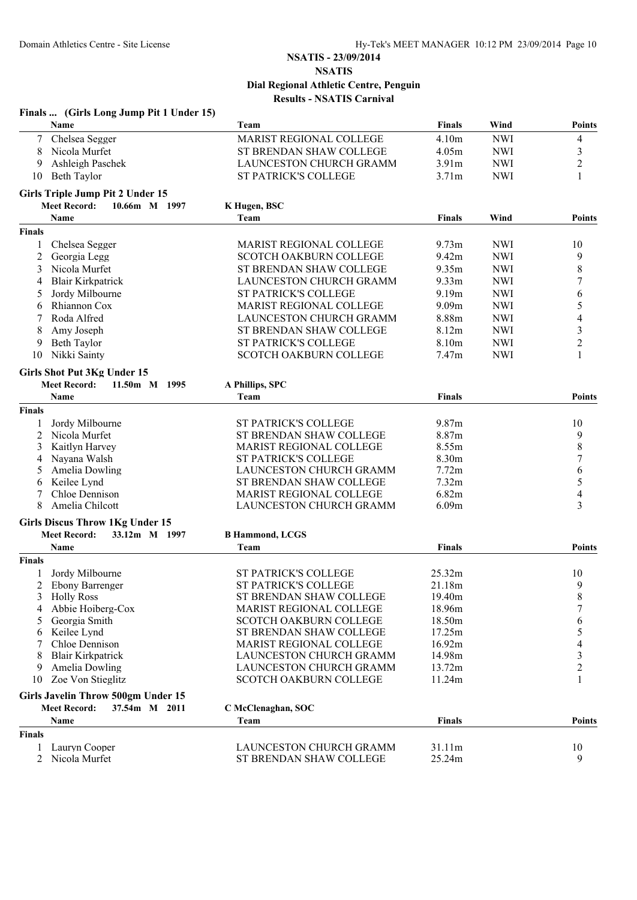**NSATIS - 23/09/2014**
**NSATIS**
**Dial Regional Athletic Centre, Penguin**
**Results - NSATIS Carnival**

### Finals ... (Girls Long Jump Pit 1 Under 15)

| | Name | Team | Finals | Wind | Points |
|---|---|---|---|---|---|
| 7 | Chelsea Segger | MARIST REGIONAL COLLEGE | 4.10m | NWI | 4 |
| 8 | Nicola Murfet | ST BRENDAN SHAW COLLEGE | 4.05m | NWI | 3 |
| 9 | Ashleigh Paschek | LAUNCESTON CHURCH GRAMM | 3.91m | NWI | 2 |
| 10 | Beth Taylor | ST PATRICK'S COLLEGE | 3.71m | NWI | 1 |

### Girls Triple Jump Pit 2 Under 15

**Meet Record:** 10.66m M 1997 K Hugen, BSC

| | Name | Team | Finals | Wind | Points |
|---|---|---|---|---|---|
| **Finals** | | | | | |
| 1 | Chelsea Segger | MARIST REGIONAL COLLEGE | 9.73m | NWI | 10 |
| 2 | Georgia Legg | SCOTCH OAKBURN COLLEGE | 9.42m | NWI | 9 |
| 3 | Nicola Murfet | ST BRENDAN SHAW COLLEGE | 9.35m | NWI | 8 |
| 4 | Blair Kirkpatrick | LAUNCESTON CHURCH GRAMM | 9.33m | NWI | 7 |
| 5 | Jordy Milbourne | ST PATRICK'S COLLEGE | 9.19m | NWI | 6 |
| 6 | Rhiannon Cox | MARIST REGIONAL COLLEGE | 9.09m | NWI | 5 |
| 7 | Roda Alfred | LAUNCESTON CHURCH GRAMM | 8.88m | NWI | 4 |
| 8 | Amy Joseph | ST BRENDAN SHAW COLLEGE | 8.12m | NWI | 3 |
| 9 | Beth Taylor | ST PATRICK'S COLLEGE | 8.10m | NWI | 2 |
| 10 | Nikki Sainty | SCOTCH OAKBURN COLLEGE | 7.47m | NWI | 1 |

### Girls Shot Put 3Kg Under 15

**Meet Record:** 11.50m M 1995 A Phillips, SPC

| | Name | Team | Finals | Points |
|---|---|---|---|---|
| **Finals** | | | | |
| 1 | Jordy Milbourne | ST PATRICK'S COLLEGE | 9.87m | 10 |
| 2 | Nicola Murfet | ST BRENDAN SHAW COLLEGE | 8.87m | 9 |
| 3 | Kaitlyn Harvey | MARIST REGIONAL COLLEGE | 8.55m | 8 |
| 4 | Nayana Walsh | ST PATRICK'S COLLEGE | 8.30m | 7 |
| 5 | Amelia Dowling | LAUNCESTON CHURCH GRAMM | 7.72m | 6 |
| 6 | Keilee Lynd | ST BRENDAN SHAW COLLEGE | 7.32m | 5 |
| 7 | Chloe Dennison | MARIST REGIONAL COLLEGE | 6.82m | 4 |
| 8 | Amelia Chilcott | LAUNCESTON CHURCH GRAMM | 6.09m | 3 |

### Girls Discus Throw 1Kg Under 15

**Meet Record:** 33.12m M 1997 B Hammond, LCGS

| | Name | Team | Finals | Points |
|---|---|---|---|---|
| **Finals** | | | | |
| 1 | Jordy Milbourne | ST PATRICK'S COLLEGE | 25.32m | 10 |
| 2 | Ebony Barrenger | ST PATRICK'S COLLEGE | 21.18m | 9 |
| 3 | Holly Ross | ST BRENDAN SHAW COLLEGE | 19.40m | 8 |
| 4 | Abbie Hoiberg-Cox | MARIST REGIONAL COLLEGE | 18.96m | 7 |
| 5 | Georgia Smith | SCOTCH OAKBURN COLLEGE | 18.50m | 6 |
| 6 | Keilee Lynd | ST BRENDAN SHAW COLLEGE | 17.25m | 5 |
| 7 | Chloe Dennison | MARIST REGIONAL COLLEGE | 16.92m | 4 |
| 8 | Blair Kirkpatrick | LAUNCESTON CHURCH GRAMM | 14.98m | 3 |
| 9 | Amelia Dowling | LAUNCESTON CHURCH GRAMM | 13.72m | 2 |
| 10 | Zoe Von Stieglitz | SCOTCH OAKBURN COLLEGE | 11.24m | 1 |

### Girls Javelin Throw 500gm Under 15

**Meet Record:** 37.54m M 2011 C McClenaghan, SOC

| | Name | Team | Finals | Points |
|---|---|---|---|---|
| **Finals** | | | | |
| 1 | Lauryn Cooper | LAUNCESTON CHURCH GRAMM | 31.11m | 10 |
| 2 | Nicola Murfet | ST BRENDAN SHAW COLLEGE | 25.24m | 9 |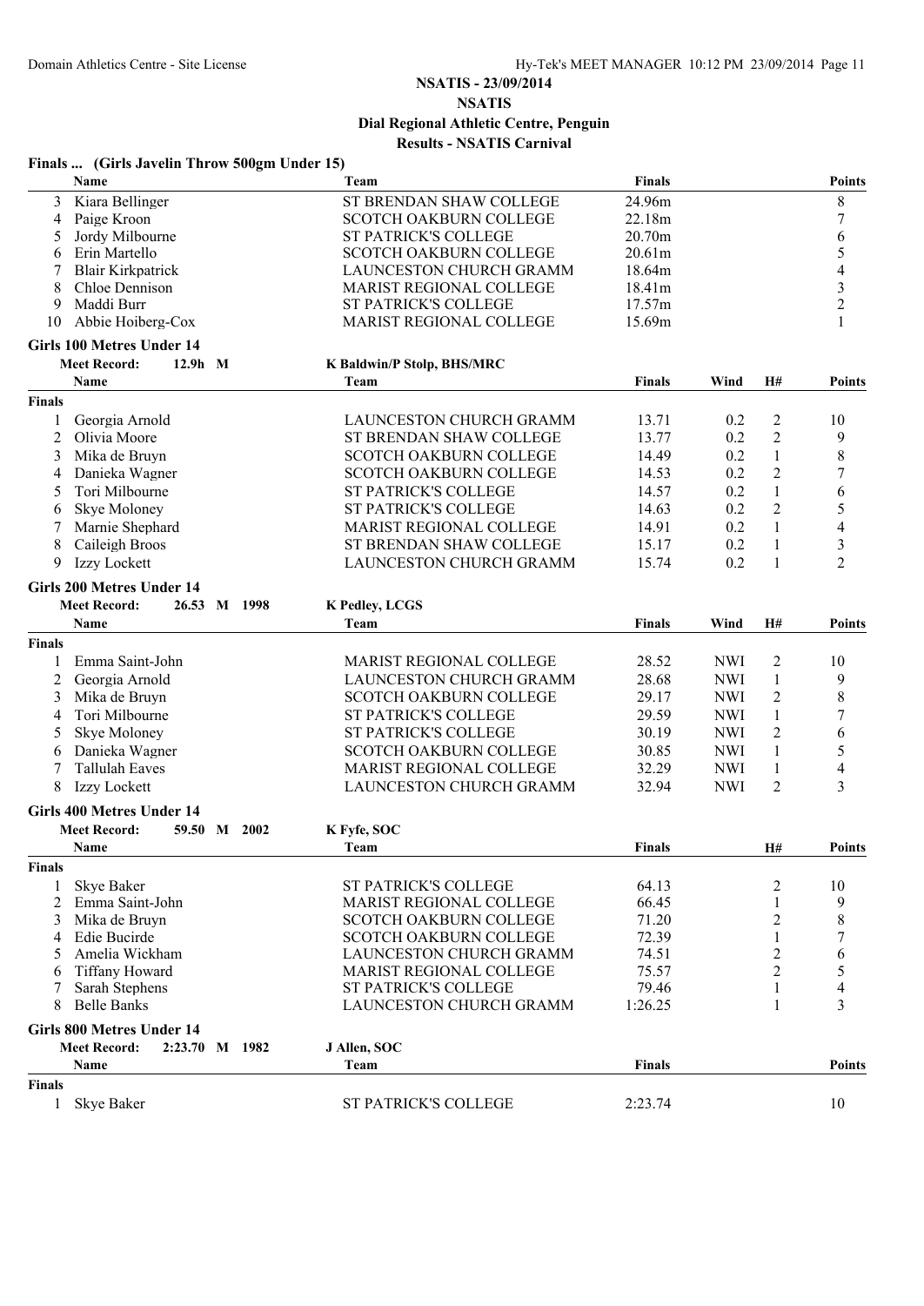# NSATIS - 23/09/2014

## NSATIS

### Dial Regional Athletic Centre, Penguin

### Results - NSATIS Carnival

**Finals ... (Girls Javelin Throw 500gm Under 15)**

| | Name | Team | Finals | Points |
|---|---|---|---|---|
| 3 | Kiara Bellinger | ST BRENDAN SHAW COLLEGE | 24.96m | 8 |
| 4 | Paige Kroon | SCOTCH OAKBURN COLLEGE | 22.18m | 7 |
| 5 | Jordy Milbourne | ST PATRICK'S COLLEGE | 20.70m | 6 |
| 6 | Erin Martello | SCOTCH OAKBURN COLLEGE | 20.61m | 5 |
| 7 | Blair Kirkpatrick | LAUNCESTON CHURCH GRAMM | 18.64m | 4 |
| 8 | Chloe Dennison | MARIST REGIONAL COLLEGE | 18.41m | 3 |
| 9 | Maddi Burr | ST PATRICK'S COLLEGE | 17.57m | 2 |
| 10 | Abbie Hoiberg-Cox | MARIST REGIONAL COLLEGE | 15.69m | 1 |

**Girls 100 Metres Under 14**

Meet Record: 12.9h M — K Baldwin/P Stolp, BHS/MRC

| | Name | Team | Finals | Wind | H# | Points |
|---|---|---|---|---|---|---|
| **Finals** | | | | | | |
| 1 | Georgia Arnold | LAUNCESTON CHURCH GRAMM | 13.71 | 0.2 | 2 | 10 |
| 2 | Olivia Moore | ST BRENDAN SHAW COLLEGE | 13.77 | 0.2 | 2 | 9 |
| 3 | Mika de Bruyn | SCOTCH OAKBURN COLLEGE | 14.49 | 0.2 | 1 | 8 |
| 4 | Danieka Wagner | SCOTCH OAKBURN COLLEGE | 14.53 | 0.2 | 2 | 7 |
| 5 | Tori Milbourne | ST PATRICK'S COLLEGE | 14.57 | 0.2 | 1 | 6 |
| 6 | Skye Moloney | ST PATRICK'S COLLEGE | 14.63 | 0.2 | 2 | 5 |
| 7 | Marnie Shephard | MARIST REGIONAL COLLEGE | 14.91 | 0.2 | 1 | 4 |
| 8 | Caileigh Broos | ST BRENDAN SHAW COLLEGE | 15.17 | 0.2 | 1 | 3 |
| 9 | Izzy Lockett | LAUNCESTON CHURCH GRAMM | 15.74 | 0.2 | 1 | 2 |

**Girls 200 Metres Under 14**

Meet Record: 26.53 M 1998 — K Pedley, LCGS

| | Name | Team | Finals | Wind | H# | Points |
|---|---|---|---|---|---|---|
| **Finals** | | | | | | |
| 1 | Emma Saint-John | MARIST REGIONAL COLLEGE | 28.52 | NWI | 2 | 10 |
| 2 | Georgia Arnold | LAUNCESTON CHURCH GRAMM | 28.68 | NWI | 1 | 9 |
| 3 | Mika de Bruyn | SCOTCH OAKBURN COLLEGE | 29.17 | NWI | 2 | 8 |
| 4 | Tori Milbourne | ST PATRICK'S COLLEGE | 29.59 | NWI | 1 | 7 |
| 5 | Skye Moloney | ST PATRICK'S COLLEGE | 30.19 | NWI | 2 | 6 |
| 6 | Danieka Wagner | SCOTCH OAKBURN COLLEGE | 30.85 | NWI | 1 | 5 |
| 7 | Tallulah Eaves | MARIST REGIONAL COLLEGE | 32.29 | NWI | 1 | 4 |
| 8 | Izzy Lockett | LAUNCESTON CHURCH GRAMM | 32.94 | NWI | 2 | 3 |

**Girls 400 Metres Under 14**

Meet Record: 59.50 M 2002 — K Fyfe, SOC

| | Name | Team | Finals | H# | Points |
|---|---|---|---|---|---|
| **Finals** | | | | | |
| 1 | Skye Baker | ST PATRICK'S COLLEGE | 64.13 | 2 | 10 |
| 2 | Emma Saint-John | MARIST REGIONAL COLLEGE | 66.45 | 1 | 9 |
| 3 | Mika de Bruyn | SCOTCH OAKBURN COLLEGE | 71.20 | 2 | 8 |
| 4 | Edie Bucirde | SCOTCH OAKBURN COLLEGE | 72.39 | 1 | 7 |
| 5 | Amelia Wickham | LAUNCESTON CHURCH GRAMM | 74.51 | 2 | 6 |
| 6 | Tiffany Howard | MARIST REGIONAL COLLEGE | 75.57 | 2 | 5 |
| 7 | Sarah Stephens | ST PATRICK'S COLLEGE | 79.46 | 1 | 4 |
| 8 | Belle Banks | LAUNCESTON CHURCH GRAMM | 1:26.25 | 1 | 3 |

**Girls 800 Metres Under 14**

Meet Record: 2:23.70 M 1982 — J Allen, SOC

| | Name | Team | Finals | Points |
|---|---|---|---|---|
| **Finals** | | | | |
| 1 | Skye Baker | ST PATRICK'S COLLEGE | 2:23.74 | 10 |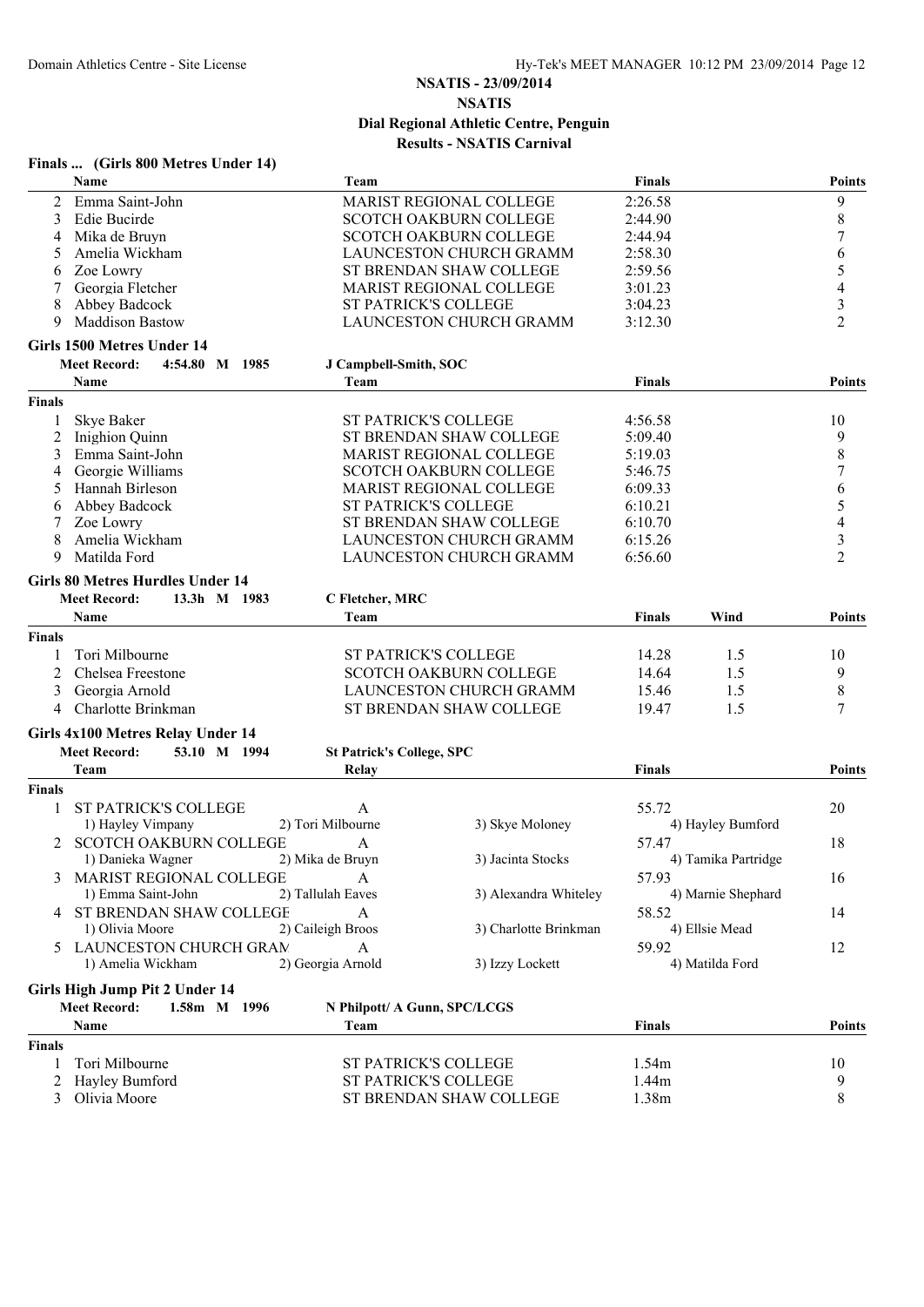# NSATIS - 23/09/2014
## NSATIS
### Dial Regional Athletic Centre, Penguin
### Results - NSATIS Carnival

### Finals ... (Girls 800 Metres Under 14)

| | Name | Team | Finals | Points |
|---|---|---|---|---|
| 2 | Emma Saint-John | MARIST REGIONAL COLLEGE | 2:26.58 | 9 |
| 3 | Edie Bucirde | SCOTCH OAKBURN COLLEGE | 2:44.90 | 8 |
| 4 | Mika de Bruyn | SCOTCH OAKBURN COLLEGE | 2:44.94 | 7 |
| 5 | Amelia Wickham | LAUNCESTON CHURCH GRAMM | 2:58.30 | 6 |
| 6 | Zoe Lowry | ST BRENDAN SHAW COLLEGE | 2:59.56 | 5 |
| 7 | Georgia Fletcher | MARIST REGIONAL COLLEGE | 3:01.23 | 4 |
| 8 | Abbey Badcock | ST PATRICK'S COLLEGE | 3:04.23 | 3 |
| 9 | Maddison Bastow | LAUNCESTON CHURCH GRAMM | 3:12.30 | 2 |

### Girls 1500 Metres Under 14

Meet Record: 4:54.80 M 1985 J Campbell-Smith, SOC

| | Name | Team | Finals | Points |
|---|---|---|---|---|
| **Finals** | | | | |
| 1 | Skye Baker | ST PATRICK'S COLLEGE | 4:56.58 | 10 |
| 2 | Inighion Quinn | ST BRENDAN SHAW COLLEGE | 5:09.40 | 9 |
| 3 | Emma Saint-John | MARIST REGIONAL COLLEGE | 5:19.03 | 8 |
| 4 | Georgie Williams | SCOTCH OAKBURN COLLEGE | 5:46.75 | 7 |
| 5 | Hannah Birleson | MARIST REGIONAL COLLEGE | 6:09.33 | 6 |
| 6 | Abbey Badcock | ST PATRICK'S COLLEGE | 6:10.21 | 5 |
| 7 | Zoe Lowry | ST BRENDAN SHAW COLLEGE | 6:10.70 | 4 |
| 8 | Amelia Wickham | LAUNCESTON CHURCH GRAMM | 6:15.26 | 3 |
| 9 | Matilda Ford | LAUNCESTON CHURCH GRAMM | 6:56.60 | 2 |

### Girls 80 Metres Hurdles Under 14

Meet Record: 13.3h M 1983 C Fletcher, MRC

| | Name | Team | Finals | Wind | Points |
|---|---|---|---|---|---|
| **Finals** | | | | | |
| 1 | Tori Milbourne | ST PATRICK'S COLLEGE | 14.28 | 1.5 | 10 |
| 2 | Chelsea Freestone | SCOTCH OAKBURN COLLEGE | 14.64 | 1.5 | 9 |
| 3 | Georgia Arnold | LAUNCESTON CHURCH GRAMM | 15.46 | 1.5 | 8 |
| 4 | Charlotte Brinkman | ST BRENDAN SHAW COLLEGE | 19.47 | 1.5 | 7 |

### Girls 4x100 Metres Relay Under 14

Meet Record: 53.10 M 1994 St Patrick's College, SPC

| | Team | Relay | | Finals | Points |
|---|---|---|---|---|---|
| **Finals** | | | | | |
| 1 | ST PATRICK'S COLLEGE | A | | 55.72 | 20 |
| | 1) Hayley Vimpany | 2) Tori Milbourne | 3) Skye Moloney | 4) Hayley Bumford | |
| 2 | SCOTCH OAKBURN COLLEGE | A | | 57.47 | 18 |
| | 1) Danieka Wagner | 2) Mika de Bruyn | 3) Jacinta Stocks | 4) Tamika Partridge | |
| 3 | MARIST REGIONAL COLLEGE | A | | 57.93 | 16 |
| | 1) Emma Saint-John | 2) Tallulah Eaves | 3) Alexandra Whiteley | 4) Marnie Shephard | |
| 4 | ST BRENDAN SHAW COLLEGE | A | | 58.52 | 14 |
| | 1) Olivia Moore | 2) Caileigh Broos | 3) Charlotte Brinkman | 4) Ellsie Mead | |
| 5 | LAUNCESTON CHURCH GRAM | A | | 59.92 | 12 |
| | 1) Amelia Wickham | 2) Georgia Arnold | 3) Izzy Lockett | 4) Matilda Ford | |

### Girls High Jump Pit 2 Under 14

Meet Record: 1.58m M 1996 N Philpott/ A Gunn, SPC/LCGS

| | Name | Team | Finals | Points |
|---|---|---|---|---|
| **Finals** | | | | |
| 1 | Tori Milbourne | ST PATRICK'S COLLEGE | 1.54m | 10 |
| 2 | Hayley Bumford | ST PATRICK'S COLLEGE | 1.44m | 9 |
| 3 | Olivia Moore | ST BRENDAN SHAW COLLEGE | 1.38m | 8 |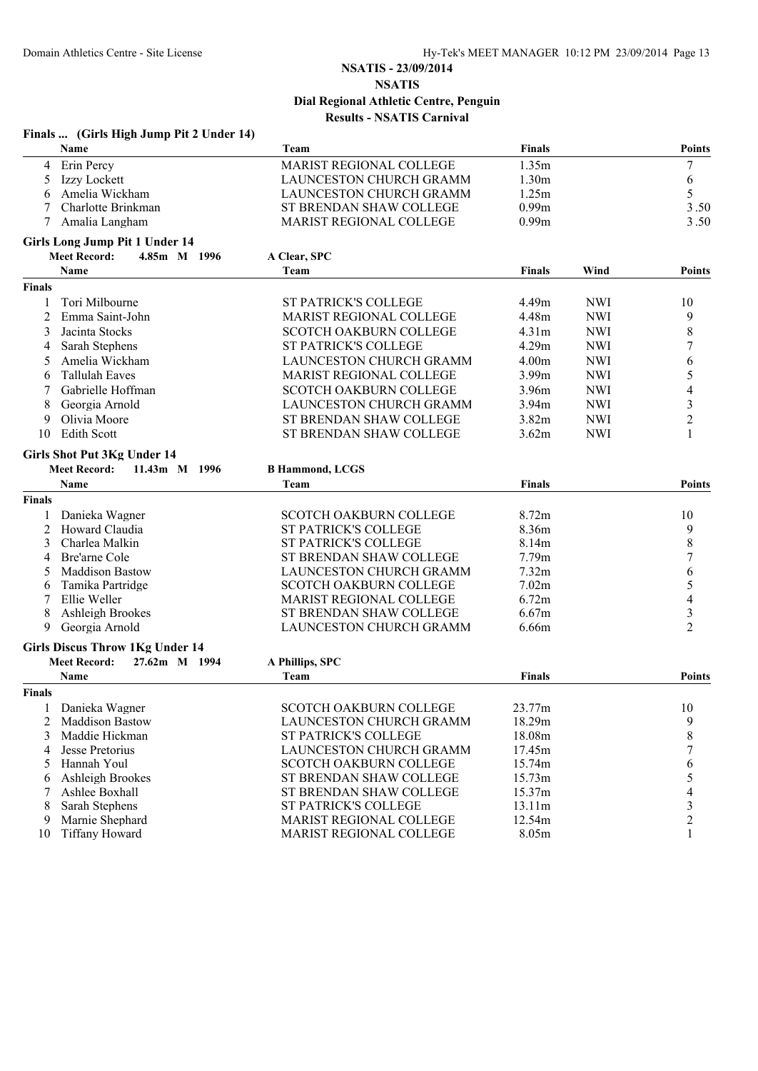## NSATIS - 23/09/2014
## NSATIS
## Dial Regional Athletic Centre, Penguin
## Results - NSATIS Carnival

### Finals ... (Girls High Jump Pit 2 Under 14)

| | Name | Team | Finals | Points |
|---|---|---|---|---|
| 4 | Erin Percy | MARIST REGIONAL COLLEGE | 1.35m | 7 |
| 5 | Izzy Lockett | LAUNCESTON CHURCH GRAMM | 1.30m | 6 |
| 6 | Amelia Wickham | LAUNCESTON CHURCH GRAMM | 1.25m | 5 |
| 7 | Charlotte Brinkman | ST BRENDAN SHAW COLLEGE | 0.99m | 3.50 |
| 7 | Amalia Langham | MARIST REGIONAL COLLEGE | 0.99m | 3.50 |

### Girls Long Jump Pit 1 Under 14

**Meet Record:** 4.85m M 1996 A Clear, SPC

| | Name | Team | Finals | Wind | Points |
|---|---|---|---|---|---|
| **Finals** | | | | | |
| 1 | Tori Milbourne | ST PATRICK'S COLLEGE | 4.49m | NWI | 10 |
| 2 | Emma Saint-John | MARIST REGIONAL COLLEGE | 4.48m | NWI | 9 |
| 3 | Jacinta Stocks | SCOTCH OAKBURN COLLEGE | 4.31m | NWI | 8 |
| 4 | Sarah Stephens | ST PATRICK'S COLLEGE | 4.29m | NWI | 7 |
| 5 | Amelia Wickham | LAUNCESTON CHURCH GRAMM | 4.00m | NWI | 6 |
| 6 | Tallulah Eaves | MARIST REGIONAL COLLEGE | 3.99m | NWI | 5 |
| 7 | Gabrielle Hoffman | SCOTCH OAKBURN COLLEGE | 3.96m | NWI | 4 |
| 8 | Georgia Arnold | LAUNCESTON CHURCH GRAMM | 3.94m | NWI | 3 |
| 9 | Olivia Moore | ST BRENDAN SHAW COLLEGE | 3.82m | NWI | 2 |
| 10 | Edith Scott | ST BRENDAN SHAW COLLEGE | 3.62m | NWI | 1 |

### Girls Shot Put 3Kg Under 14

**Meet Record:** 11.43m M 1996 B Hammond, LCGS

| | Name | Team | Finals | Points |
|---|---|---|---|---|
| **Finals** | | | | |
| 1 | Danieka Wagner | SCOTCH OAKBURN COLLEGE | 8.72m | 10 |
| 2 | Howard Claudia | ST PATRICK'S COLLEGE | 8.36m | 9 |
| 3 | Charlea Malkin | ST PATRICK'S COLLEGE | 8.14m | 8 |
| 4 | Bre'arne Cole | ST BRENDAN SHAW COLLEGE | 7.79m | 7 |
| 5 | Maddison Bastow | LAUNCESTON CHURCH GRAMM | 7.32m | 6 |
| 6 | Tamika Partridge | SCOTCH OAKBURN COLLEGE | 7.02m | 5 |
| 7 | Ellie Weller | MARIST REGIONAL COLLEGE | 6.72m | 4 |
| 8 | Ashleigh Brookes | ST BRENDAN SHAW COLLEGE | 6.67m | 3 |
| 9 | Georgia Arnold | LAUNCESTON CHURCH GRAMM | 6.66m | 2 |

### Girls Discus Throw 1Kg Under 14

**Meet Record:** 27.62m M 1994 A Phillips, SPC

| | Name | Team | Finals | Points |
|---|---|---|---|---|
| **Finals** | | | | |
| 1 | Danieka Wagner | SCOTCH OAKBURN COLLEGE | 23.77m | 10 |
| 2 | Maddison Bastow | LAUNCESTON CHURCH GRAMM | 18.29m | 9 |
| 3 | Maddie Hickman | ST PATRICK'S COLLEGE | 18.08m | 8 |
| 4 | Jesse Pretorius | LAUNCESTON CHURCH GRAMM | 17.45m | 7 |
| 5 | Hannah Youl | SCOTCH OAKBURN COLLEGE | 15.74m | 6 |
| 6 | Ashleigh Brookes | ST BRENDAN SHAW COLLEGE | 15.73m | 5 |
| 7 | Ashlee Boxhall | ST BRENDAN SHAW COLLEGE | 15.37m | 4 |
| 8 | Sarah Stephens | ST PATRICK'S COLLEGE | 13.11m | 3 |
| 9 | Marnie Shephard | MARIST REGIONAL COLLEGE | 12.54m | 2 |
| 10 | Tiffany Howard | MARIST REGIONAL COLLEGE | 8.05m | 1 |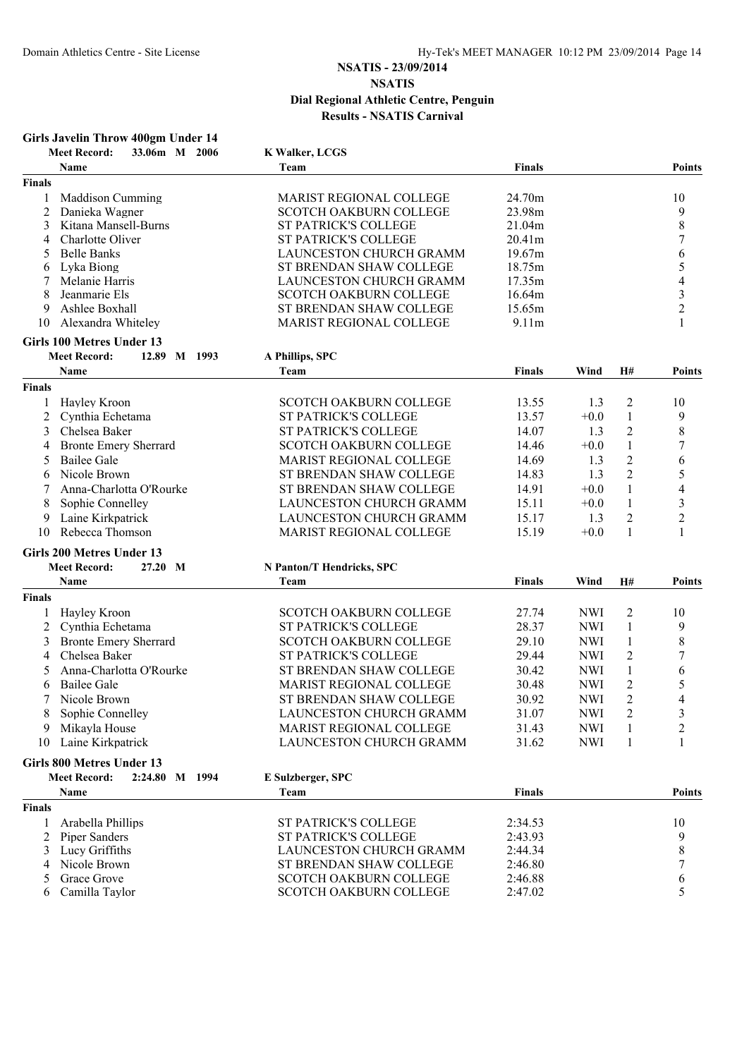# NSATIS - 23/09/2014
## NSATIS
## Dial Regional Athletic Centre, Penguin
## Results - NSATIS Carnival

### Girls Javelin Throw 400gm Under 14

**Meet Record:** 33.06m M 2006 K Walker, LCGS

| | Name | Team | Finals | Points |
|---|---|---|---|---|
| **Finals** | | | | |
| 1 | Maddison Cumming | MARIST REGIONAL COLLEGE | 24.70m | 10 |
| 2 | Danieka Wagner | SCOTCH OAKBURN COLLEGE | 23.98m | 9 |
| 3 | Kitana Mansell-Burns | ST PATRICK'S COLLEGE | 21.04m | 8 |
| 4 | Charlotte Oliver | ST PATRICK'S COLLEGE | 20.41m | 7 |
| 5 | Belle Banks | LAUNCESTON CHURCH GRAMM | 19.67m | 6 |
| 6 | Lyka Biong | ST BRENDAN SHAW COLLEGE | 18.75m | 5 |
| 7 | Melanie Harris | LAUNCESTON CHURCH GRAMM | 17.35m | 4 |
| 8 | Jeanmarie Els | SCOTCH OAKBURN COLLEGE | 16.64m | 3 |
| 9 | Ashlee Boxhall | ST BRENDAN SHAW COLLEGE | 15.65m | 2 |
| 10 | Alexandra Whiteley | MARIST REGIONAL COLLEGE | 9.11m | 1 |

### Girls 100 Metres Under 13

**Meet Record:** 12.89 M 1993 A Phillips, SPC

| | Name | Team | Finals | Wind | H# | Points |
|---|---|---|---|---|---|---|
| **Finals** | | | | | | |
| 1 | Hayley Kroon | SCOTCH OAKBURN COLLEGE | 13.55 | 1.3 | 2 | 10 |
| 2 | Cynthia Echetama | ST PATRICK'S COLLEGE | 13.57 | +0.0 | 1 | 9 |
| 3 | Chelsea Baker | ST PATRICK'S COLLEGE | 14.07 | 1.3 | 2 | 8 |
| 4 | Bronte Emery Sherrard | SCOTCH OAKBURN COLLEGE | 14.46 | +0.0 | 1 | 7 |
| 5 | Bailee Gale | MARIST REGIONAL COLLEGE | 14.69 | 1.3 | 2 | 6 |
| 6 | Nicole Brown | ST BRENDAN SHAW COLLEGE | 14.83 | 1.3 | 2 | 5 |
| 7 | Anna-Charlotta O'Rourke | ST BRENDAN SHAW COLLEGE | 14.91 | +0.0 | 1 | 4 |
| 8 | Sophie Connelley | LAUNCESTON CHURCH GRAMM | 15.11 | +0.0 | 1 | 3 |
| 9 | Laine Kirkpatrick | LAUNCESTON CHURCH GRAMM | 15.17 | 1.3 | 2 | 2 |
| 10 | Rebecca Thomson | MARIST REGIONAL COLLEGE | 15.19 | +0.0 | 1 | 1 |

### Girls 200 Metres Under 13

**Meet Record:** 27.20 M N Panton/T Hendricks, SPC

| | Name | Team | Finals | Wind | H# | Points |
|---|---|---|---|---|---|---|
| **Finals** | | | | | | |
| 1 | Hayley Kroon | SCOTCH OAKBURN COLLEGE | 27.74 | NWI | 2 | 10 |
| 2 | Cynthia Echetama | ST PATRICK'S COLLEGE | 28.37 | NWI | 1 | 9 |
| 3 | Bronte Emery Sherrard | SCOTCH OAKBURN COLLEGE | 29.10 | NWI | 1 | 8 |
| 4 | Chelsea Baker | ST PATRICK'S COLLEGE | 29.44 | NWI | 2 | 7 |
| 5 | Anna-Charlotta O'Rourke | ST BRENDAN SHAW COLLEGE | 30.42 | NWI | 1 | 6 |
| 6 | Bailee Gale | MARIST REGIONAL COLLEGE | 30.48 | NWI | 2 | 5 |
| 7 | Nicole Brown | ST BRENDAN SHAW COLLEGE | 30.92 | NWI | 2 | 4 |
| 8 | Sophie Connelley | LAUNCESTON CHURCH GRAMM | 31.07 | NWI | 2 | 3 |
| 9 | Mikayla House | MARIST REGIONAL COLLEGE | 31.43 | NWI | 1 | 2 |
| 10 | Laine Kirkpatrick | LAUNCESTON CHURCH GRAMM | 31.62 | NWI | 1 | 1 |

### Girls 800 Metres Under 13

**Meet Record:** 2:24.80 M 1994 E Sulzberger, SPC

| | Name | Team | Finals | Points |
|---|---|---|---|---|
| **Finals** | | | | |
| 1 | Arabella Phillips | ST PATRICK'S COLLEGE | 2:34.53 | 10 |
| 2 | Piper Sanders | ST PATRICK'S COLLEGE | 2:43.93 | 9 |
| 3 | Lucy Griffiths | LAUNCESTON CHURCH GRAMM | 2:44.34 | 8 |
| 4 | Nicole Brown | ST BRENDAN SHAW COLLEGE | 2:46.80 | 7 |
| 5 | Grace Grove | SCOTCH OAKBURN COLLEGE | 2:46.88 | 6 |
| 6 | Camilla Taylor | SCOTCH OAKBURN COLLEGE | 2:47.02 | 5 |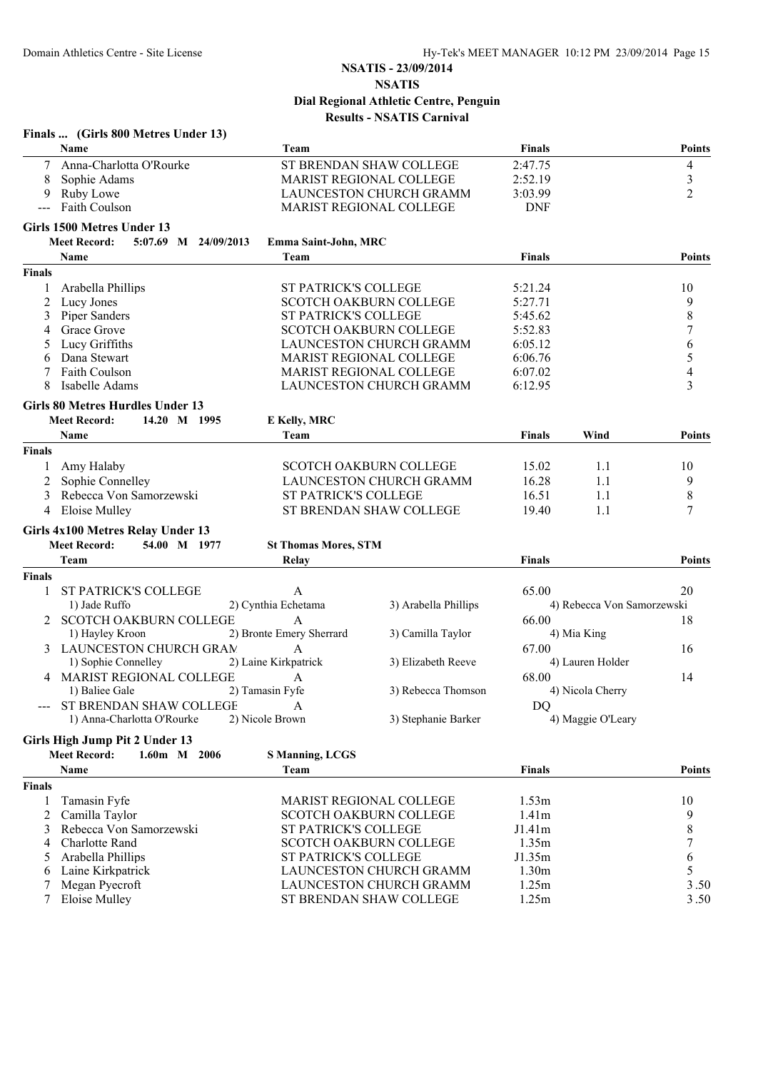## NSATIS - 23/09/2014

## NSATIS

## Dial Regional Athletic Centre, Penguin

## Results - NSATIS Carnival

### Finals ... (Girls 800 Metres Under 13)

| | Name | Team | Finals | Points |
|---|---|---|---|---|
| 7 | Anna-Charlotta O'Rourke | ST BRENDAN SHAW COLLEGE | 2:47.75 | 4 |
| 8 | Sophie Adams | MARIST REGIONAL COLLEGE | 2:52.19 | 3 |
| 9 | Ruby Lowe | LAUNCESTON CHURCH GRAMM | 3:03.99 | 2 |
| --- | Faith Coulson | MARIST REGIONAL COLLEGE | DNF | |

### Girls 1500 Metres Under 13

**Meet Record:** 5:07.69 M 24/09/2013 Emma Saint-John, MRC

| | Name | Team | Finals | Points |
|---|---|---|---|---|
| **Finals** | | | | |
| 1 | Arabella Phillips | ST PATRICK'S COLLEGE | 5:21.24 | 10 |
| 2 | Lucy Jones | SCOTCH OAKBURN COLLEGE | 5:27.71 | 9 |
| 3 | Piper Sanders | ST PATRICK'S COLLEGE | 5:45.62 | 8 |
| 4 | Grace Grove | SCOTCH OAKBURN COLLEGE | 5:52.83 | 7 |
| 5 | Lucy Griffiths | LAUNCESTON CHURCH GRAMM | 6:05.12 | 6 |
| 6 | Dana Stewart | MARIST REGIONAL COLLEGE | 6:06.76 | 5 |
| 7 | Faith Coulson | MARIST REGIONAL COLLEGE | 6:07.02 | 4 |
| 8 | Isabelle Adams | LAUNCESTON CHURCH GRAMM | 6:12.95 | 3 |

### Girls 80 Metres Hurdles Under 13

**Meet Record:** 14.20 M 1995 E Kelly, MRC

| | Name | Team | Finals | Wind | Points |
|---|---|---|---|---|---|
| **Finals** | | | | | |
| 1 | Amy Halaby | SCOTCH OAKBURN COLLEGE | 15.02 | 1.1 | 10 |
| 2 | Sophie Connelley | LAUNCESTON CHURCH GRAMM | 16.28 | 1.1 | 9 |
| 3 | Rebecca Von Samorzewski | ST PATRICK'S COLLEGE | 16.51 | 1.1 | 8 |
| 4 | Eloise Mulley | ST BRENDAN SHAW COLLEGE | 19.40 | 1.1 | 7 |

### Girls 4x100 Metres Relay Under 13

**Meet Record:** 54.00 M 1977 St Thomas Mores, STM

| | Team | Relay | | Finals | Points |
|---|---|---|---|---|---|
| **Finals** | | | | | |
| 1 | ST PATRICK'S COLLEGE | A | | 65.00 | 20 |
| | 1) Jade Ruffo | 2) Cynthia Echetama | 3) Arabella Phillips | 4) Rebecca Von Samorzewski | |
| 2 | SCOTCH OAKBURN COLLEGE | A | | 66.00 | 18 |
| | 1) Hayley Kroon | 2) Bronte Emery Sherrard | 3) Camilla Taylor | 4) Mia King | |
| 3 | LAUNCESTON CHURCH GRAM | A | | 67.00 | 16 |
| | 1) Sophie Connelley | 2) Laine Kirkpatrick | 3) Elizabeth Reeve | 4) Lauren Holder | |
| 4 | MARIST REGIONAL COLLEGE | A | | 68.00 | 14 |
| | 1) Baliee Gale | 2) Tamasin Fyfe | 3) Rebecca Thomson | 4) Nicola Cherry | |
| --- | ST BRENDAN SHAW COLLEGE | A | | DQ | |
| | 1) Anna-Charlotta O'Rourke | 2) Nicole Brown | 3) Stephanie Barker | 4) Maggie O'Leary | |

### Girls High Jump Pit 2 Under 13

**Meet Record:** 1.60m M 2006 S Manning, LCGS

| | Name | Team | Finals | Points |
|---|---|---|---|---|
| **Finals** | | | | |
| 1 | Tamasin Fyfe | MARIST REGIONAL COLLEGE | 1.53m | 10 |
| 2 | Camilla Taylor | SCOTCH OAKBURN COLLEGE | 1.41m | 9 |
| 3 | Rebecca Von Samorzewski | ST PATRICK'S COLLEGE | J1.41m | 8 |
| 4 | Charlotte Rand | SCOTCH OAKBURN COLLEGE | 1.35m | 7 |
| 5 | Arabella Phillips | ST PATRICK'S COLLEGE | J1.35m | 6 |
| 6 | Laine Kirkpatrick | LAUNCESTON CHURCH GRAMM | 1.30m | 5 |
| 7 | Megan Pyecroft | LAUNCESTON CHURCH GRAMM | 1.25m | 3.50 |
| 7 | Eloise Mulley | ST BRENDAN SHAW COLLEGE | 1.25m | 3.50 |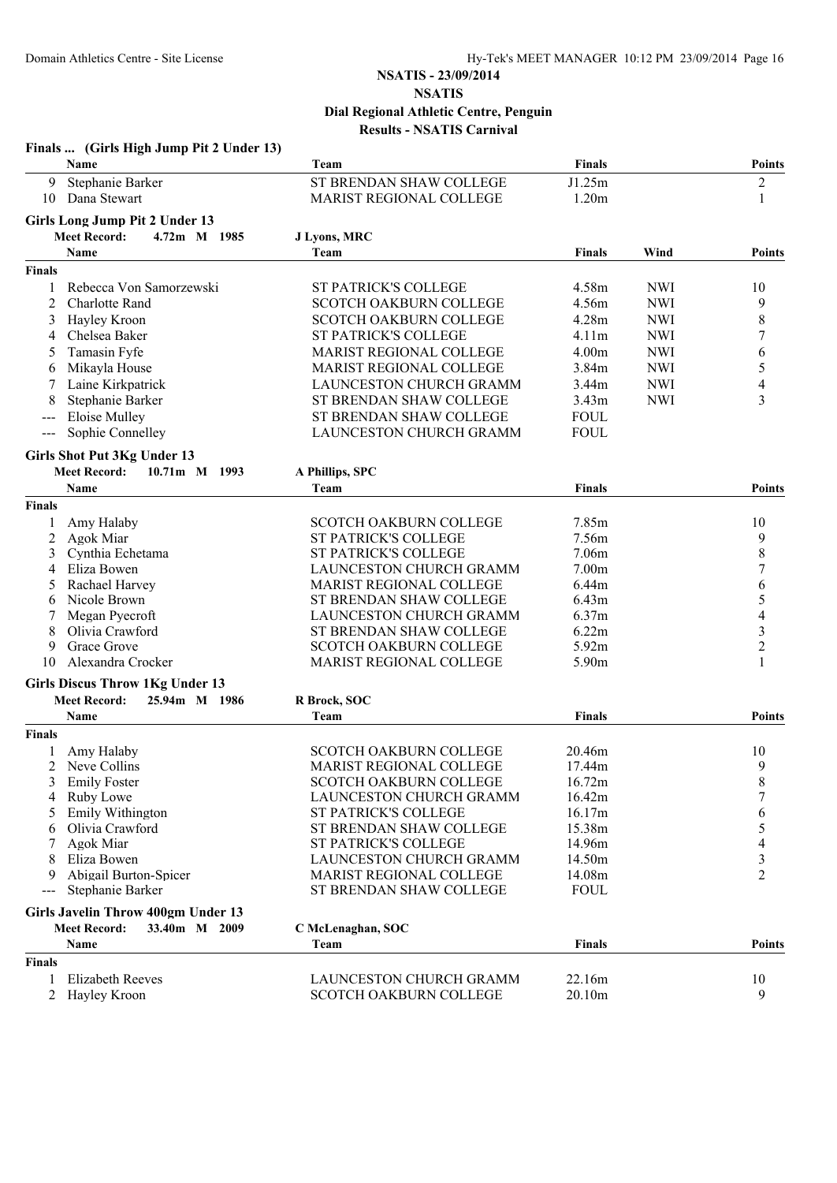# NSATIS - 23/09/2014

## NSATIS

### Dial Regional Athletic Centre, Penguin

### Results - NSATIS Carnival

**Finals ... (Girls High Jump Pit 2 Under 13)**

| | Name | Team | Finals | Points |
|---|---|---|---|---|
| 9 | Stephanie Barker | ST BRENDAN SHAW COLLEGE | J1.25m | 2 |
| 10 | Dana Stewart | MARIST REGIONAL COLLEGE | 1.20m | 1 |

**Girls Long Jump Pit 2 Under 13**

**Meet Record: 4.72m M 1985 J Lyons, MRC**

| | Name | Team | Finals | Wind | Points |
|---|---|---|---|---|---|
| **Finals** | | | | | |
| 1 | Rebecca Von Samorzewski | ST PATRICK'S COLLEGE | 4.58m | NWI | 10 |
| 2 | Charlotte Rand | SCOTCH OAKBURN COLLEGE | 4.56m | NWI | 9 |
| 3 | Hayley Kroon | SCOTCH OAKBURN COLLEGE | 4.28m | NWI | 8 |
| 4 | Chelsea Baker | ST PATRICK'S COLLEGE | 4.11m | NWI | 7 |
| 5 | Tamasin Fyfe | MARIST REGIONAL COLLEGE | 4.00m | NWI | 6 |
| 6 | Mikayla House | MARIST REGIONAL COLLEGE | 3.84m | NWI | 5 |
| 7 | Laine Kirkpatrick | LAUNCESTON CHURCH GRAMM | 3.44m | NWI | 4 |
| 8 | Stephanie Barker | ST BRENDAN SHAW COLLEGE | 3.43m | NWI | 3 |
| --- | Eloise Mulley | ST BRENDAN SHAW COLLEGE | FOUL | | |
| --- | Sophie Connelley | LAUNCESTON CHURCH GRAMM | FOUL | | |

**Girls Shot Put 3Kg Under 13**

**Meet Record: 10.71m M 1993 A Phillips, SPC**

| | Name | Team | Finals | Points |
|---|---|---|---|---|
| **Finals** | | | | |
| 1 | Amy Halaby | SCOTCH OAKBURN COLLEGE | 7.85m | 10 |
| 2 | Agok Miar | ST PATRICK'S COLLEGE | 7.56m | 9 |
| 3 | Cynthia Echetama | ST PATRICK'S COLLEGE | 7.06m | 8 |
| 4 | Eliza Bowen | LAUNCESTON CHURCH GRAMM | 7.00m | 7 |
| 5 | Rachael Harvey | MARIST REGIONAL COLLEGE | 6.44m | 6 |
| 6 | Nicole Brown | ST BRENDAN SHAW COLLEGE | 6.43m | 5 |
| 7 | Megan Pyecroft | LAUNCESTON CHURCH GRAMM | 6.37m | 4 |
| 8 | Olivia Crawford | ST BRENDAN SHAW COLLEGE | 6.22m | 3 |
| 9 | Grace Grove | SCOTCH OAKBURN COLLEGE | 5.92m | 2 |
| 10 | Alexandra Crocker | MARIST REGIONAL COLLEGE | 5.90m | 1 |

**Girls Discus Throw 1Kg Under 13**

**Meet Record: 25.94m M 1986 R Brock, SOC**

| | Name | Team | Finals | Points |
|---|---|---|---|---|
| **Finals** | | | | |
| 1 | Amy Halaby | SCOTCH OAKBURN COLLEGE | 20.46m | 10 |
| 2 | Neve Collins | MARIST REGIONAL COLLEGE | 17.44m | 9 |
| 3 | Emily Foster | SCOTCH OAKBURN COLLEGE | 16.72m | 8 |
| 4 | Ruby Lowe | LAUNCESTON CHURCH GRAMM | 16.42m | 7 |
| 5 | Emily Withington | ST PATRICK'S COLLEGE | 16.17m | 6 |
| 6 | Olivia Crawford | ST BRENDAN SHAW COLLEGE | 15.38m | 5 |
| 7 | Agok Miar | ST PATRICK'S COLLEGE | 14.96m | 4 |
| 8 | Eliza Bowen | LAUNCESTON CHURCH GRAMM | 14.50m | 3 |
| 9 | Abigail Burton-Spicer | MARIST REGIONAL COLLEGE | 14.08m | 2 |
| --- | Stephanie Barker | ST BRENDAN SHAW COLLEGE | FOUL | |

**Girls Javelin Throw 400gm Under 13**

**Meet Record: 33.40m M 2009 C McLenaghan, SOC**

| | Name | Team | Finals | Points |
|---|---|---|---|---|
| **Finals** | | | | |
| 1 | Elizabeth Reeves | LAUNCESTON CHURCH GRAMM | 22.16m | 10 |
| 2 | Hayley Kroon | SCOTCH OAKBURN COLLEGE | 20.10m | 9 |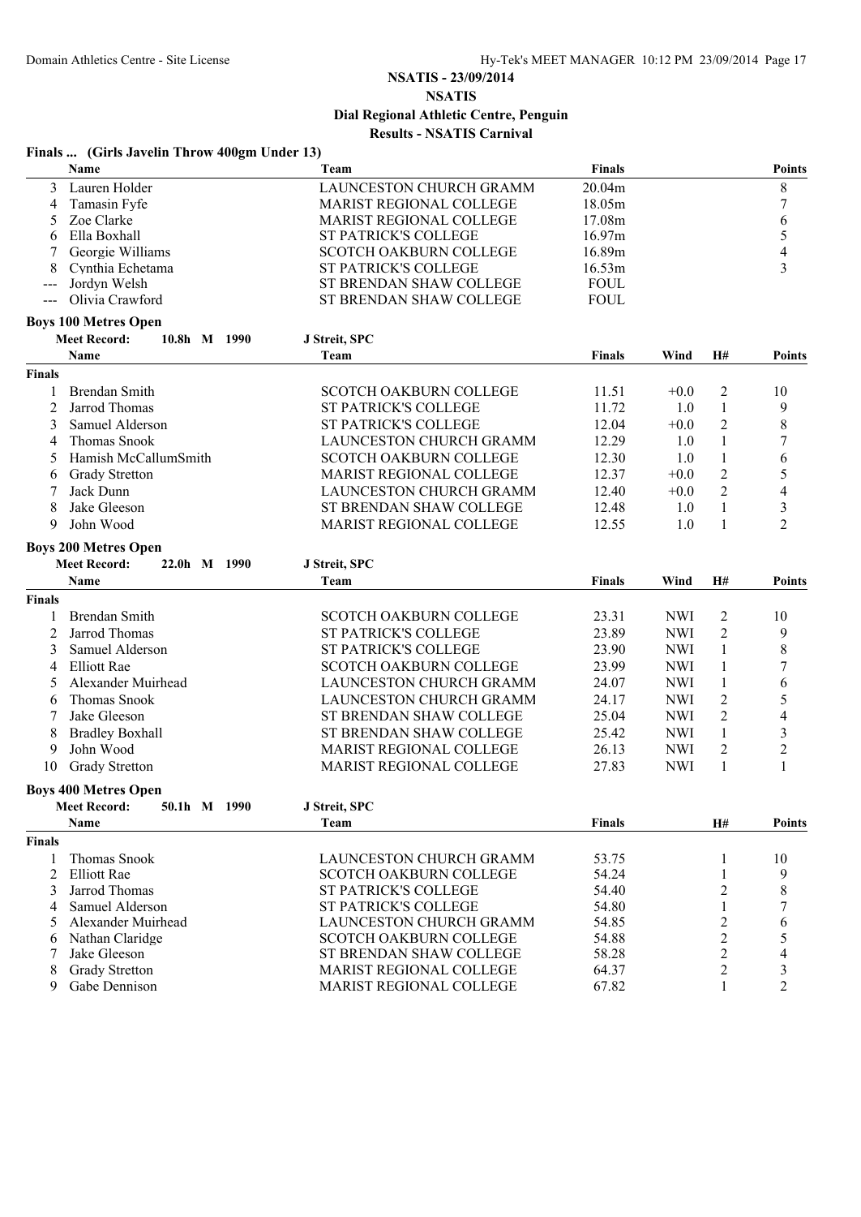# NSATIS - 23/09/2014
## NSATIS
### Dial Regional Athletic Centre, Penguin
### Results - NSATIS Carnival

**Finals ... (Girls Javelin Throw 400gm Under 13)**

| | Name | Team | Finals | Points |
|---|---|---|---|---|
| 3 | Lauren Holder | LAUNCESTON CHURCH GRAMM | 20.04m | 8 |
| 4 | Tamasin Fyfe | MARIST REGIONAL COLLEGE | 18.05m | 7 |
| 5 | Zoe Clarke | MARIST REGIONAL COLLEGE | 17.08m | 6 |
| 6 | Ella Boxhall | ST PATRICK'S COLLEGE | 16.97m | 5 |
| 7 | Georgie Williams | SCOTCH OAKBURN COLLEGE | 16.89m | 4 |
| 8 | Cynthia Echetama | ST PATRICK'S COLLEGE | 16.53m | 3 |
| --- | Jordyn Welsh | ST BRENDAN SHAW COLLEGE | FOUL | |
| --- | Olivia Crawford | ST BRENDAN SHAW COLLEGE | FOUL | |

**Boys 100 Metres Open**

Meet Record: 10.8h M 1990 J Streit, SPC

| | Name | Team | Finals | Wind | H# | Points |
|---|---|---|---|---|---|---|
| **Finals** | | | | | | |
| 1 | Brendan Smith | SCOTCH OAKBURN COLLEGE | 11.51 | +0.0 | 2 | 10 |
| 2 | Jarrod Thomas | ST PATRICK'S COLLEGE | 11.72 | 1.0 | 1 | 9 |
| 3 | Samuel Alderson | ST PATRICK'S COLLEGE | 12.04 | +0.0 | 2 | 8 |
| 4 | Thomas Snook | LAUNCESTON CHURCH GRAMM | 12.29 | 1.0 | 1 | 7 |
| 5 | Hamish McCallumSmith | SCOTCH OAKBURN COLLEGE | 12.30 | 1.0 | 1 | 6 |
| 6 | Grady Stretton | MARIST REGIONAL COLLEGE | 12.37 | +0.0 | 2 | 5 |
| 7 | Jack Dunn | LAUNCESTON CHURCH GRAMM | 12.40 | +0.0 | 2 | 4 |
| 8 | Jake Gleeson | ST BRENDAN SHAW COLLEGE | 12.48 | 1.0 | 1 | 3 |
| 9 | John Wood | MARIST REGIONAL COLLEGE | 12.55 | 1.0 | 1 | 2 |

**Boys 200 Metres Open**

Meet Record: 22.0h M 1990 J Streit, SPC

| | Name | Team | Finals | Wind | H# | Points |
|---|---|---|---|---|---|---|
| **Finals** | | | | | | |
| 1 | Brendan Smith | SCOTCH OAKBURN COLLEGE | 23.31 | NWI | 2 | 10 |
| 2 | Jarrod Thomas | ST PATRICK'S COLLEGE | 23.89 | NWI | 2 | 9 |
| 3 | Samuel Alderson | ST PATRICK'S COLLEGE | 23.90 | NWI | 1 | 8 |
| 4 | Elliott Rae | SCOTCH OAKBURN COLLEGE | 23.99 | NWI | 1 | 7 |
| 5 | Alexander Muirhead | LAUNCESTON CHURCH GRAMM | 24.07 | NWI | 1 | 6 |
| 6 | Thomas Snook | LAUNCESTON CHURCH GRAMM | 24.17 | NWI | 2 | 5 |
| 7 | Jake Gleeson | ST BRENDAN SHAW COLLEGE | 25.04 | NWI | 2 | 4 |
| 8 | Bradley Boxhall | ST BRENDAN SHAW COLLEGE | 25.42 | NWI | 1 | 3 |
| 9 | John Wood | MARIST REGIONAL COLLEGE | 26.13 | NWI | 2 | 2 |
| 10 | Grady Stretton | MARIST REGIONAL COLLEGE | 27.83 | NWI | 1 | 1 |

**Boys 400 Metres Open**

Meet Record: 50.1h M 1990 J Streit, SPC

| | Name | Team | Finals | H# | Points |
|---|---|---|---|---|---|
| **Finals** | | | | | |
| 1 | Thomas Snook | LAUNCESTON CHURCH GRAMM | 53.75 | 1 | 10 |
| 2 | Elliott Rae | SCOTCH OAKBURN COLLEGE | 54.24 | 1 | 9 |
| 3 | Jarrod Thomas | ST PATRICK'S COLLEGE | 54.40 | 2 | 8 |
| 4 | Samuel Alderson | ST PATRICK'S COLLEGE | 54.80 | 1 | 7 |
| 5 | Alexander Muirhead | LAUNCESTON CHURCH GRAMM | 54.85 | 2 | 6 |
| 6 | Nathan Claridge | SCOTCH OAKBURN COLLEGE | 54.88 | 2 | 5 |
| 7 | Jake Gleeson | ST BRENDAN SHAW COLLEGE | 58.28 | 2 | 4 |
| 8 | Grady Stretton | MARIST REGIONAL COLLEGE | 64.37 | 2 | 3 |
| 9 | Gabe Dennison | MARIST REGIONAL COLLEGE | 67.82 | 1 | 2 |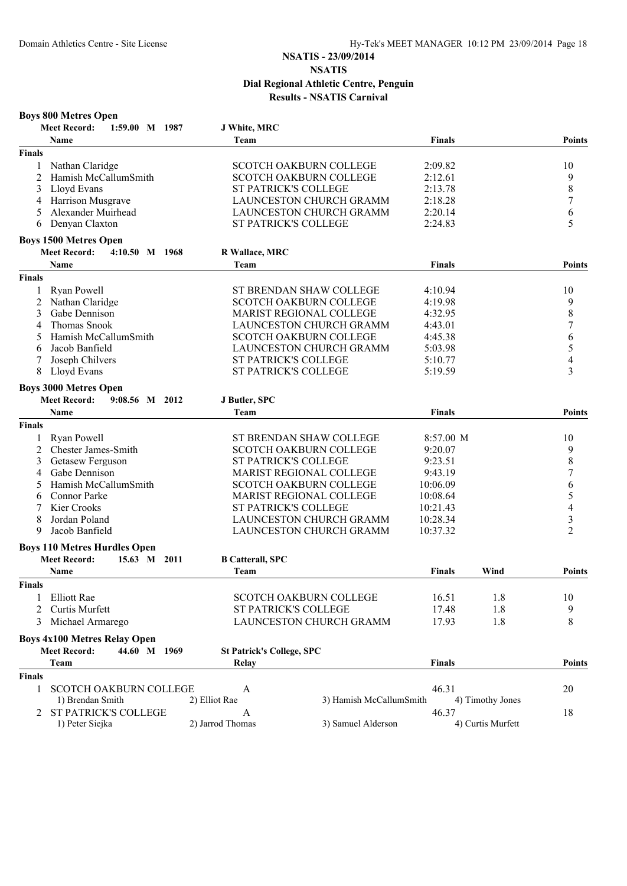# NSATIS - 23/09/2014

## NSATIS

## Dial Regional Athletic Centre, Penguin

## Results - NSATIS Carnival

### Boys 800 Metres Open

**Meet Record:** 1:59.00 M 1987 J White, MRC

| | Name | Team | Finals | Points |
|---|---|---|---|---|
| **Finals** | | | | |
| 1 | Nathan Claridge | SCOTCH OAKBURN COLLEGE | 2:09.82 | 10 |
| 2 | Hamish McCallumSmith | SCOTCH OAKBURN COLLEGE | 2:12.61 | 9 |
| 3 | Lloyd Evans | ST PATRICK'S COLLEGE | 2:13.78 | 8 |
| 4 | Harrison Musgrave | LAUNCESTON CHURCH GRAMM | 2:18.28 | 7 |
| 5 | Alexander Muirhead | LAUNCESTON CHURCH GRAMM | 2:20.14 | 6 |
| 6 | Denyan Claxton | ST PATRICK'S COLLEGE | 2:24.83 | 5 |

### Boys 1500 Metres Open

**Meet Record:** 4:10.50 M 1968 R Wallace, MRC

| | Name | Team | Finals | Points |
|---|---|---|---|---|
| **Finals** | | | | |
| 1 | Ryan Powell | ST BRENDAN SHAW COLLEGE | 4:10.94 | 10 |
| 2 | Nathan Claridge | SCOTCH OAKBURN COLLEGE | 4:19.98 | 9 |
| 3 | Gabe Dennison | MARIST REGIONAL COLLEGE | 4:32.95 | 8 |
| 4 | Thomas Snook | LAUNCESTON CHURCH GRAMM | 4:43.01 | 7 |
| 5 | Hamish McCallumSmith | SCOTCH OAKBURN COLLEGE | 4:45.38 | 6 |
| 6 | Jacob Banfield | LAUNCESTON CHURCH GRAMM | 5:03.98 | 5 |
| 7 | Joseph Chilvers | ST PATRICK'S COLLEGE | 5:10.77 | 4 |
| 8 | Lloyd Evans | ST PATRICK'S COLLEGE | 5:19.59 | 3 |

### Boys 3000 Metres Open

**Meet Record:** 9:08.56 M 2012 J Butler, SPC

| | Name | Team | Finals | Points |
|---|---|---|---|---|
| **Finals** | | | | |
| 1 | Ryan Powell | ST BRENDAN SHAW COLLEGE | 8:57.00 M | 10 |
| 2 | Chester James-Smith | SCOTCH OAKBURN COLLEGE | 9:20.07 | 9 |
| 3 | Getasew Ferguson | ST PATRICK'S COLLEGE | 9:23.51 | 8 |
| 4 | Gabe Dennison | MARIST REGIONAL COLLEGE | 9:43.19 | 7 |
| 5 | Hamish McCallumSmith | SCOTCH OAKBURN COLLEGE | 10:06.09 | 6 |
| 6 | Connor Parke | MARIST REGIONAL COLLEGE | 10:08.64 | 5 |
| 7 | Kier Crooks | ST PATRICK'S COLLEGE | 10:21.43 | 4 |
| 8 | Jordan Poland | LAUNCESTON CHURCH GRAMM | 10:28.34 | 3 |
| 9 | Jacob Banfield | LAUNCESTON CHURCH GRAMM | 10:37.32 | 2 |

### Boys 110 Metres Hurdles Open

**Meet Record:** 15.63 M 2011 B Catterall, SPC

| | Name | Team | Finals | Wind | Points |
|---|---|---|---|---|---|
| **Finals** | | | | | |
| 1 | Elliott Rae | SCOTCH OAKBURN COLLEGE | 16.51 | 1.8 | 10 |
| 2 | Curtis Murfett | ST PATRICK'S COLLEGE | 17.48 | 1.8 | 9 |
| 3 | Michael Armarego | LAUNCESTON CHURCH GRAMM | 17.93 | 1.8 | 8 |

### Boys 4x100 Metres Relay Open

**Meet Record:** 44.60 M 1969 St Patrick's College, SPC

| | Team | Relay | Finals | Points |
|---|---|---|---|---|
| **Finals** | | | | |
| 1 | SCOTCH OAKBURN COLLEGE | A | 46.31 | 20 |
| | 1) Brendan Smith, 2) Elliot Rae, 3) Hamish McCallumSmith, 4) Timothy Jones | | | |
| 2 | ST PATRICK'S COLLEGE | A | 46.37 | 18 |
| | 1) Peter Siejka, 2) Jarrod Thomas, 3) Samuel Alderson, 4) Curtis Murfett | | | |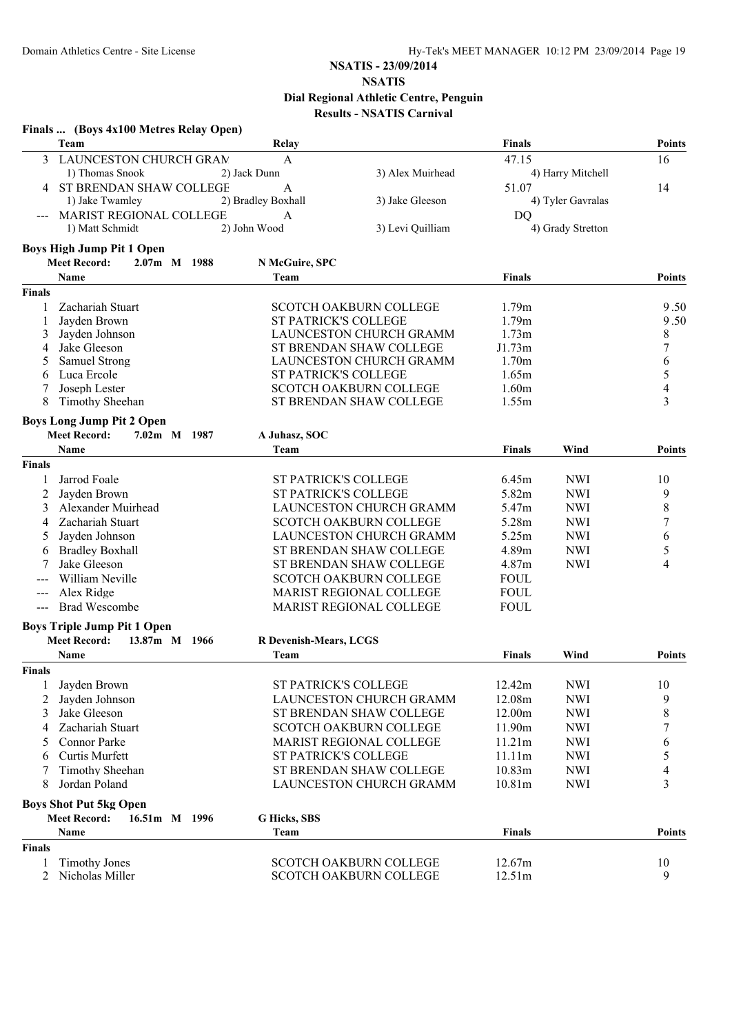## NSATIS - 23/09/2014

## NSATIS

## Dial Regional Athletic Centre, Penguin

## Results - NSATIS Carnival

### Finals ... (Boys 4x100 Metres Relay Open)

| | Team | Relay | | Finals | Points |
|---|---|---|---|---|---|
| 3 | LAUNCESTON CHURCH GRAM | A | | 47.15 | 16 |
| | 1) Thomas Snook | 2) Jack Dunn | 3) Alex Muirhead | 4) Harry Mitchell | |
| 4 | ST BRENDAN SHAW COLLEGE | A | | 51.07 | 14 |
| | 1) Jake Twamley | 2) Bradley Boxhall | 3) Jake Gleeson | 4) Tyler Gavralas | |
| --- | MARIST REGIONAL COLLEGE | A | | DQ | |
| | 1) Matt Schmidt | 2) John Wood | 3) Levi Quilliam | 4) Grady Stretton | |

### Boys High Jump Pit 1 Open

**Meet Record:** 2.07m M 1988 N McGuire, SPC

| | Name | Team | Finals | Points |
|---|---|---|---|---|
| **Finals** | | | | |
| 1 | Zachariah Stuart | SCOTCH OAKBURN COLLEGE | 1.79m | 9.50 |
| 1 | Jayden Brown | ST PATRICK'S COLLEGE | 1.79m | 9.50 |
| 3 | Jayden Johnson | LAUNCESTON CHURCH GRAMM | 1.73m | 8 |
| 4 | Jake Gleeson | ST BRENDAN SHAW COLLEGE | J1.73m | 7 |
| 5 | Samuel Strong | LAUNCESTON CHURCH GRAMM | 1.70m | 6 |
| 6 | Luca Ercole | ST PATRICK'S COLLEGE | 1.65m | 5 |
| 7 | Joseph Lester | SCOTCH OAKBURN COLLEGE | 1.60m | 4 |
| 8 | Timothy Sheehan | ST BRENDAN SHAW COLLEGE | 1.55m | 3 |

### Boys Long Jump Pit 2 Open

**Meet Record:** 7.02m M 1987 A Juhasz, SOC

| | Name | Team | Finals | Wind | Points |
|---|---|---|---|---|---|
| **Finals** | | | | | |
| 1 | Jarrod Foale | ST PATRICK'S COLLEGE | 6.45m | NWI | 10 |
| 2 | Jayden Brown | ST PATRICK'S COLLEGE | 5.82m | NWI | 9 |
| 3 | Alexander Muirhead | LAUNCESTON CHURCH GRAMM | 5.47m | NWI | 8 |
| 4 | Zachariah Stuart | SCOTCH OAKBURN COLLEGE | 5.28m | NWI | 7 |
| 5 | Jayden Johnson | LAUNCESTON CHURCH GRAMM | 5.25m | NWI | 6 |
| 6 | Bradley Boxhall | ST BRENDAN SHAW COLLEGE | 4.89m | NWI | 5 |
| 7 | Jake Gleeson | ST BRENDAN SHAW COLLEGE | 4.87m | NWI | 4 |
| --- | William Neville | SCOTCH OAKBURN COLLEGE | FOUL | | |
| --- | Alex Ridge | MARIST REGIONAL COLLEGE | FOUL | | |
| --- | Brad Wescombe | MARIST REGIONAL COLLEGE | FOUL | | |

### Boys Triple Jump Pit 1 Open

**Meet Record:** 13.87m M 1966 R Devenish-Mears, LCGS

| | Name | Team | Finals | Wind | Points |
|---|---|---|---|---|---|
| **Finals** | | | | | |
| 1 | Jayden Brown | ST PATRICK'S COLLEGE | 12.42m | NWI | 10 |
| 2 | Jayden Johnson | LAUNCESTON CHURCH GRAMM | 12.08m | NWI | 9 |
| 3 | Jake Gleeson | ST BRENDAN SHAW COLLEGE | 12.00m | NWI | 8 |
| 4 | Zachariah Stuart | SCOTCH OAKBURN COLLEGE | 11.90m | NWI | 7 |
| 5 | Connor Parke | MARIST REGIONAL COLLEGE | 11.21m | NWI | 6 |
| 6 | Curtis Murfett | ST PATRICK'S COLLEGE | 11.11m | NWI | 5 |
| 7 | Timothy Sheehan | ST BRENDAN SHAW COLLEGE | 10.83m | NWI | 4 |
| 8 | Jordan Poland | LAUNCESTON CHURCH GRAMM | 10.81m | NWI | 3 |

### Boys Shot Put 5kg Open

**Meet Record:** 16.51m M 1996 G Hicks, SBS

| | Name | Team | Finals | Points |
|---|---|---|---|---|
| **Finals** | | | | |
| 1 | Timothy Jones | SCOTCH OAKBURN COLLEGE | 12.67m | 10 |
| 2 | Nicholas Miller | SCOTCH OAKBURN COLLEGE | 12.51m | 9 |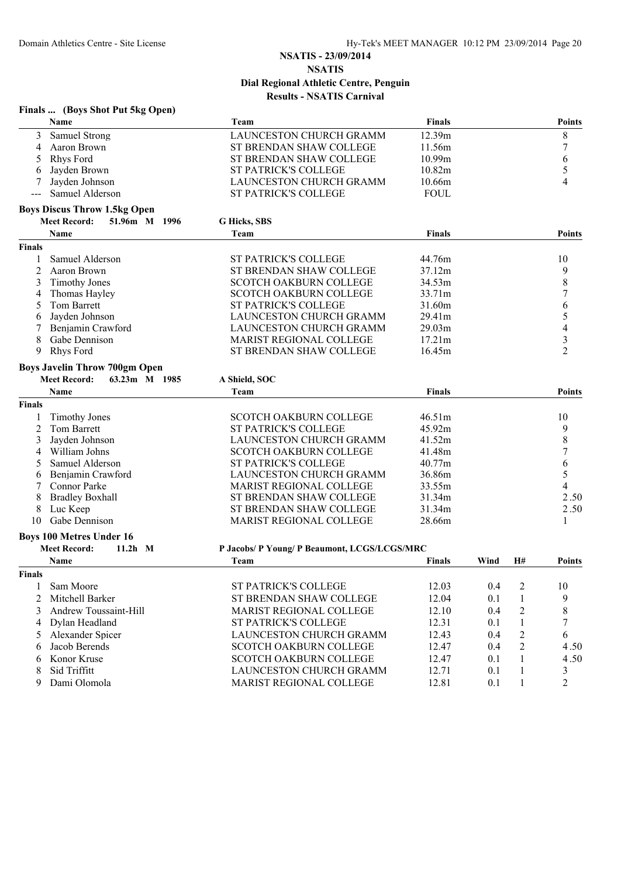NSATIS - 23/09/2014

NSATIS

Dial Regional Athletic Centre, Penguin

Results - NSATIS Carnival

### Finals ... (Boys Shot Put 5kg Open)

| | Name | Team | Finals | Points |
|---|---|---|---|---|
| 3 | Samuel Strong | LAUNCESTON CHURCH GRAMM | 12.39m | 8 |
| 4 | Aaron Brown | ST BRENDAN SHAW COLLEGE | 11.56m | 7 |
| 5 | Rhys Ford | ST BRENDAN SHAW COLLEGE | 10.99m | 6 |
| 6 | Jayden Brown | ST PATRICK'S COLLEGE | 10.82m | 5 |
| 7 | Jayden Johnson | LAUNCESTON CHURCH GRAMM | 10.66m | 4 |
| --- | Samuel Alderson | ST PATRICK'S COLLEGE | FOUL | |

### Boys Discus Throw 1.5kg Open

Meet Record: 51.96m M 1996 G Hicks, SBS

| | Name | Team | Finals | Points |
|---|---|---|---|---|
| **Finals** | | | | |
| 1 | Samuel Alderson | ST PATRICK'S COLLEGE | 44.76m | 10 |
| 2 | Aaron Brown | ST BRENDAN SHAW COLLEGE | 37.12m | 9 |
| 3 | Timothy Jones | SCOTCH OAKBURN COLLEGE | 34.53m | 8 |
| 4 | Thomas Hayley | SCOTCH OAKBURN COLLEGE | 33.71m | 7 |
| 5 | Tom Barrett | ST PATRICK'S COLLEGE | 31.60m | 6 |
| 6 | Jayden Johnson | LAUNCESTON CHURCH GRAMM | 29.41m | 5 |
| 7 | Benjamin Crawford | LAUNCESTON CHURCH GRAMM | 29.03m | 4 |
| 8 | Gabe Dennison | MARIST REGIONAL COLLEGE | 17.21m | 3 |
| 9 | Rhys Ford | ST BRENDAN SHAW COLLEGE | 16.45m | 2 |

### Boys Javelin Throw 700gm Open

Meet Record: 63.23m M 1985 A Shield, SOC

| | Name | Team | Finals | Points |
|---|---|---|---|---|
| **Finals** | | | | |
| 1 | Timothy Jones | SCOTCH OAKBURN COLLEGE | 46.51m | 10 |
| 2 | Tom Barrett | ST PATRICK'S COLLEGE | 45.92m | 9 |
| 3 | Jayden Johnson | LAUNCESTON CHURCH GRAMM | 41.52m | 8 |
| 4 | William Johns | SCOTCH OAKBURN COLLEGE | 41.48m | 7 |
| 5 | Samuel Alderson | ST PATRICK'S COLLEGE | 40.77m | 6 |
| 6 | Benjamin Crawford | LAUNCESTON CHURCH GRAMM | 36.86m | 5 |
| 7 | Connor Parke | MARIST REGIONAL COLLEGE | 33.55m | 4 |
| 8 | Bradley Boxhall | ST BRENDAN SHAW COLLEGE | 31.34m | 2.50 |
| 8 | Luc Keep | ST BRENDAN SHAW COLLEGE | 31.34m | 2.50 |
| 10 | Gabe Dennison | MARIST REGIONAL COLLEGE | 28.66m | 1 |

### Boys 100 Metres Under 16

Meet Record: 11.2h M P Jacobs/ P Young/ P Beaumont, LCGS/LCGS/MRC

| | Name | Team | Finals | Wind | H# | Points |
|---|---|---|---|---|---|---|
| **Finals** | | | | | | |
| 1 | Sam Moore | ST PATRICK'S COLLEGE | 12.03 | 0.4 | 2 | 10 |
| 2 | Mitchell Barker | ST BRENDAN SHAW COLLEGE | 12.04 | 0.1 | 1 | 9 |
| 3 | Andrew Toussaint-Hill | MARIST REGIONAL COLLEGE | 12.10 | 0.4 | 2 | 8 |
| 4 | Dylan Headland | ST PATRICK'S COLLEGE | 12.31 | 0.1 | 1 | 7 |
| 5 | Alexander Spicer | LAUNCESTON CHURCH GRAMM | 12.43 | 0.4 | 2 | 6 |
| 6 | Jacob Berends | SCOTCH OAKBURN COLLEGE | 12.47 | 0.4 | 2 | 4.50 |
| 6 | Konor Kruse | SCOTCH OAKBURN COLLEGE | 12.47 | 0.1 | 1 | 4.50 |
| 8 | Sid Triffitt | LAUNCESTON CHURCH GRAMM | 12.71 | 0.1 | 1 | 3 |
| 9 | Dami Olomola | MARIST REGIONAL COLLEGE | 12.81 | 0.1 | 1 | 2 |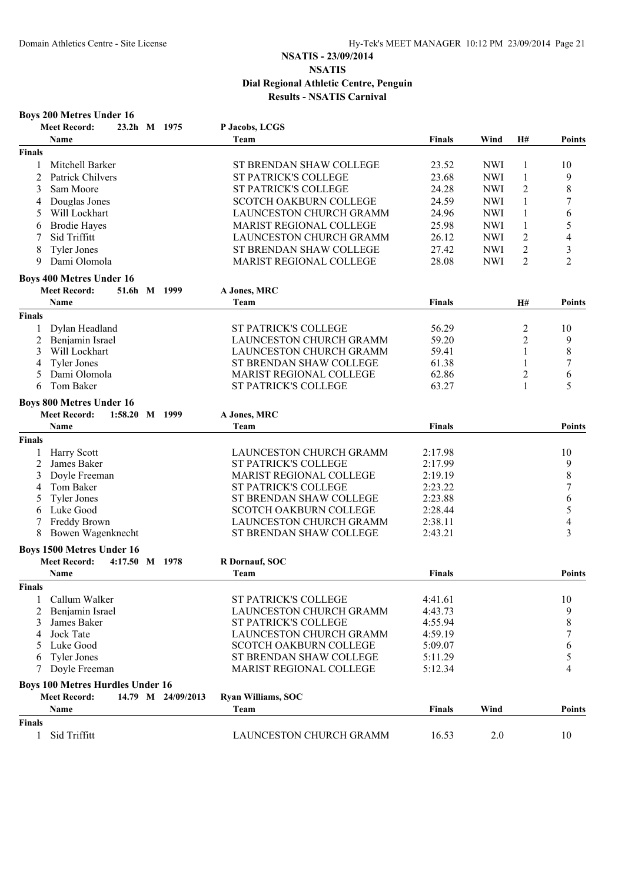# NSATIS - 23/09/2014

## NSATIS

### Dial Regional Athletic Centre, Penguin

### Results - NSATIS Carnival

**Boys 200 Metres Under 16**

**Meet Record:** 23.2h M 1975 P Jacobs, LCGS

| | Name | Team | Finals | Wind | H# | Points |
|---|---|---|---|---|---|---|
| **Finals** | | | | | | |
| 1 | Mitchell Barker | ST BRENDAN SHAW COLLEGE | 23.52 | NWI | 1 | 10 |
| 2 | Patrick Chilvers | ST PATRICK'S COLLEGE | 23.68 | NWI | 1 | 9 |
| 3 | Sam Moore | ST PATRICK'S COLLEGE | 24.28 | NWI | 2 | 8 |
| 4 | Douglas Jones | SCOTCH OAKBURN COLLEGE | 24.59 | NWI | 1 | 7 |
| 5 | Will Lockhart | LAUNCESTON CHURCH GRAMM | 24.96 | NWI | 1 | 6 |
| 6 | Brodie Hayes | MARIST REGIONAL COLLEGE | 25.98 | NWI | 1 | 5 |
| 7 | Sid Triffitt | LAUNCESTON CHURCH GRAMM | 26.12 | NWI | 2 | 4 |
| 8 | Tyler Jones | ST BRENDAN SHAW COLLEGE | 27.42 | NWI | 2 | 3 |
| 9 | Dami Olomola | MARIST REGIONAL COLLEGE | 28.08 | NWI | 2 | 2 |

**Boys 400 Metres Under 16**

**Meet Record:** 51.6h M 1999 A Jones, MRC

| | Name | Team | Finals | H# | Points |
|---|---|---|---|---|---|
| **Finals** | | | | | |
| 1 | Dylan Headland | ST PATRICK'S COLLEGE | 56.29 | 2 | 10 |
| 2 | Benjamin Israel | LAUNCESTON CHURCH GRAMM | 59.20 | 2 | 9 |
| 3 | Will Lockhart | LAUNCESTON CHURCH GRAMM | 59.41 | 1 | 8 |
| 4 | Tyler Jones | ST BRENDAN SHAW COLLEGE | 61.38 | 1 | 7 |
| 5 | Dami Olomola | MARIST REGIONAL COLLEGE | 62.86 | 2 | 6 |
| 6 | Tom Baker | ST PATRICK'S COLLEGE | 63.27 | 1 | 5 |

**Boys 800 Metres Under 16**

**Meet Record:** 1:58.20 M 1999 A Jones, MRC

| | Name | Team | Finals | Points |
|---|---|---|---|---|
| **Finals** | | | | |
| 1 | Harry Scott | LAUNCESTON CHURCH GRAMM | 2:17.98 | 10 |
| 2 | James Baker | ST PATRICK'S COLLEGE | 2:17.99 | 9 |
| 3 | Doyle Freeman | MARIST REGIONAL COLLEGE | 2:19.19 | 8 |
| 4 | Tom Baker | ST PATRICK'S COLLEGE | 2:23.22 | 7 |
| 5 | Tyler Jones | ST BRENDAN SHAW COLLEGE | 2:23.88 | 6 |
| 6 | Luke Good | SCOTCH OAKBURN COLLEGE | 2:28.44 | 5 |
| 7 | Freddy Brown | LAUNCESTON CHURCH GRAMM | 2:38.11 | 4 |
| 8 | Bowen Wagenknecht | ST BRENDAN SHAW COLLEGE | 2:43.21 | 3 |

**Boys 1500 Metres Under 16**

**Meet Record:** 4:17.50 M 1978 R Dornauf, SOC

| | Name | Team | Finals | Points |
|---|---|---|---|---|
| **Finals** | | | | |
| 1 | Callum Walker | ST PATRICK'S COLLEGE | 4:41.61 | 10 |
| 2 | Benjamin Israel | LAUNCESTON CHURCH GRAMM | 4:43.73 | 9 |
| 3 | James Baker | ST PATRICK'S COLLEGE | 4:55.94 | 8 |
| 4 | Jock Tate | LAUNCESTON CHURCH GRAMM | 4:59.19 | 7 |
| 5 | Luke Good | SCOTCH OAKBURN COLLEGE | 5:09.07 | 6 |
| 6 | Tyler Jones | ST BRENDAN SHAW COLLEGE | 5:11.29 | 5 |
| 7 | Doyle Freeman | MARIST REGIONAL COLLEGE | 5:12.34 | 4 |

**Boys 100 Metres Hurdles Under 16**

**Meet Record:** 14.79 M 24/09/2013 Ryan Williams, SOC

| | Name | Team | Finals | Wind | Points |
|---|---|---|---|---|---|
| **Finals** | | | | | |
| 1 | Sid Triffitt | LAUNCESTON CHURCH GRAMM | 16.53 | 2.0 | 10 |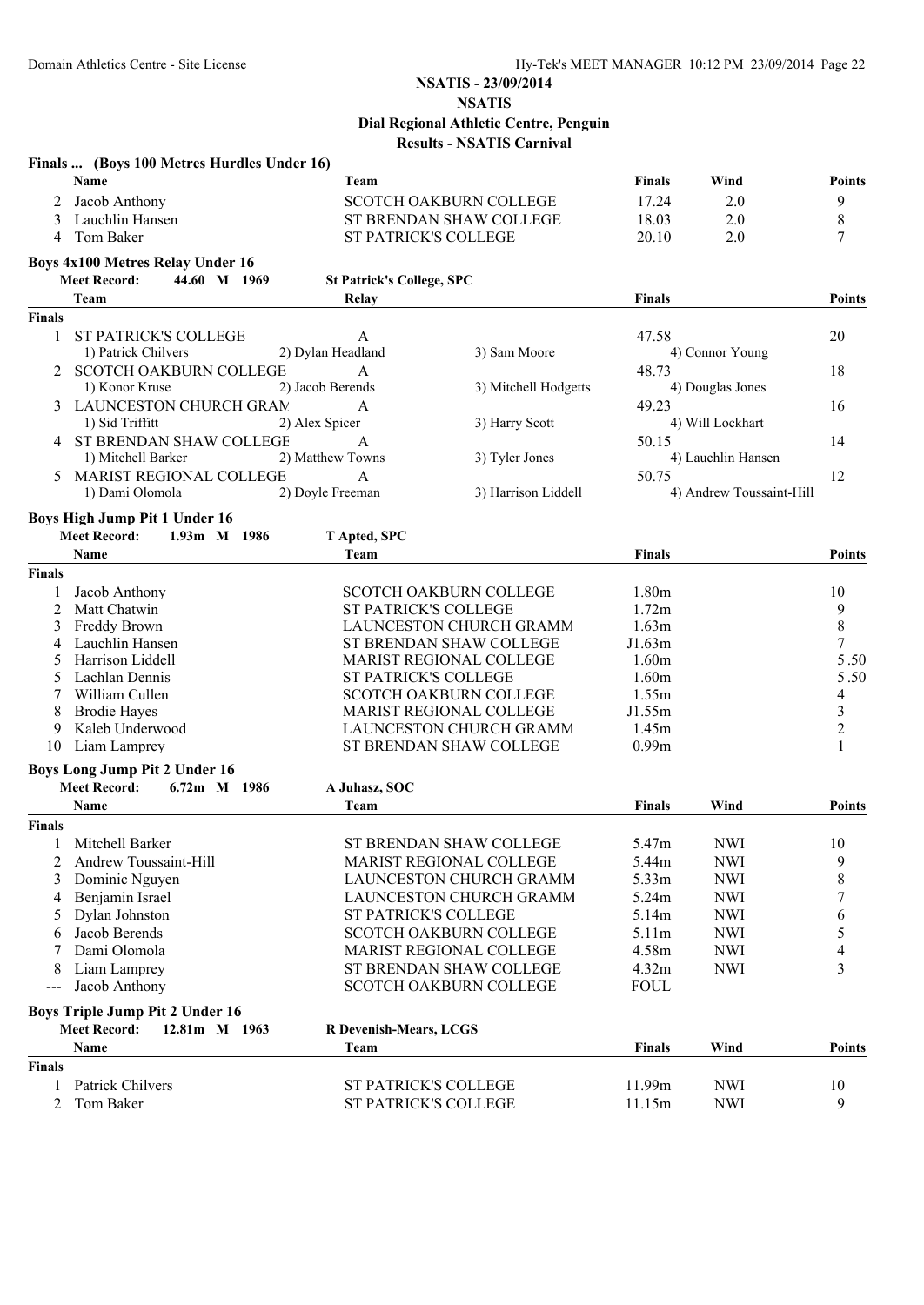# NSATIS - 23/09/2014

## NSATIS

### Dial Regional Athletic Centre, Penguin

### Results - NSATIS Carnival

**Finals ... (Boys 100 Metres Hurdles Under 16)**

| | Name | Team | Finals | Wind | Points |
|---|---|---|---|---|---|
| 2 | Jacob Anthony | SCOTCH OAKBURN COLLEGE | 17.24 | 2.0 | 9 |
| 3 | Lauchlin Hansen | ST BRENDAN SHAW COLLEGE | 18.03 | 2.0 | 8 |
| 4 | Tom Baker | ST PATRICK'S COLLEGE | 20.10 | 2.0 | 7 |

**Boys 4x100 Metres Relay Under 16**

**Meet Record:** 44.60 M 1969 St Patrick's College, SPC

| | Team | Relay | | Finals | | Points |
|---|---|---|---|---|---|---|
| **Finals** | | | | | | |
| 1 | ST PATRICK'S COLLEGE | A | | 47.58 | | 20 |
| | 1) Patrick Chilvers | 2) Dylan Headland | 3) Sam Moore | 4) Connor Young | | |
| 2 | SCOTCH OAKBURN COLLEGE | A | | 48.73 | | 18 |
| | 1) Konor Kruse | 2) Jacob Berends | 3) Mitchell Hodgetts | 4) Douglas Jones | | |
| 3 | LAUNCESTON CHURCH GRAM | A | | 49.23 | | 16 |
| | 1) Sid Triffitt | 2) Alex Spicer | 3) Harry Scott | 4) Will Lockhart | | |
| 4 | ST BRENDAN SHAW COLLEGE | A | | 50.15 | | 14 |
| | 1) Mitchell Barker | 2) Matthew Towns | 3) Tyler Jones | 4) Lauchlin Hansen | | |
| 5 | MARIST REGIONAL COLLEGE | A | | 50.75 | | 12 |
| | 1) Dami Olomola | 2) Doyle Freeman | 3) Harrison Liddell | 4) Andrew Toussaint-Hill | | |

**Boys High Jump Pit 1 Under 16**

**Meet Record:** 1.93m M 1986 T Apted, SPC

| | Name | Team | Finals | Points |
|---|---|---|---|---|
| **Finals** | | | | |
| 1 | Jacob Anthony | SCOTCH OAKBURN COLLEGE | 1.80m | 10 |
| 2 | Matt Chatwin | ST PATRICK'S COLLEGE | 1.72m | 9 |
| 3 | Freddy Brown | LAUNCESTON CHURCH GRAMM | 1.63m | 8 |
| 4 | Lauchlin Hansen | ST BRENDAN SHAW COLLEGE | J1.63m | 7 |
| 5 | Harrison Liddell | MARIST REGIONAL COLLEGE | 1.60m | 5.50 |
| 5 | Lachlan Dennis | ST PATRICK'S COLLEGE | 1.60m | 5.50 |
| 7 | William Cullen | SCOTCH OAKBURN COLLEGE | 1.55m | 4 |
| 8 | Brodie Hayes | MARIST REGIONAL COLLEGE | J1.55m | 3 |
| 9 | Kaleb Underwood | LAUNCESTON CHURCH GRAMM | 1.45m | 2 |
| 10 | Liam Lamprey | ST BRENDAN SHAW COLLEGE | 0.99m | 1 |

**Boys Long Jump Pit 2 Under 16**

**Meet Record:** 6.72m M 1986 A Juhasz, SOC

| | Name | Team | Finals | Wind | Points |
|---|---|---|---|---|---|
| **Finals** | | | | | |
| 1 | Mitchell Barker | ST BRENDAN SHAW COLLEGE | 5.47m | NWI | 10 |
| 2 | Andrew Toussaint-Hill | MARIST REGIONAL COLLEGE | 5.44m | NWI | 9 |
| 3 | Dominic Nguyen | LAUNCESTON CHURCH GRAMM | 5.33m | NWI | 8 |
| 4 | Benjamin Israel | LAUNCESTON CHURCH GRAMM | 5.24m | NWI | 7 |
| 5 | Dylan Johnston | ST PATRICK'S COLLEGE | 5.14m | NWI | 6 |
| 6 | Jacob Berends | SCOTCH OAKBURN COLLEGE | 5.11m | NWI | 5 |
| 7 | Dami Olomola | MARIST REGIONAL COLLEGE | 4.58m | NWI | 4 |
| 8 | Liam Lamprey | ST BRENDAN SHAW COLLEGE | 4.32m | NWI | 3 |
| --- | Jacob Anthony | SCOTCH OAKBURN COLLEGE | FOUL | | |

**Boys Triple Jump Pit 2 Under 16**

**Meet Record:** 12.81m M 1963 R Devenish-Mears, LCGS

| | Name | Team | Finals | Wind | Points |
|---|---|---|---|---|---|
| **Finals** | | | | | |
| 1 | Patrick Chilvers | ST PATRICK'S COLLEGE | 11.99m | NWI | 10 |
| 2 | Tom Baker | ST PATRICK'S COLLEGE | 11.15m | NWI | 9 |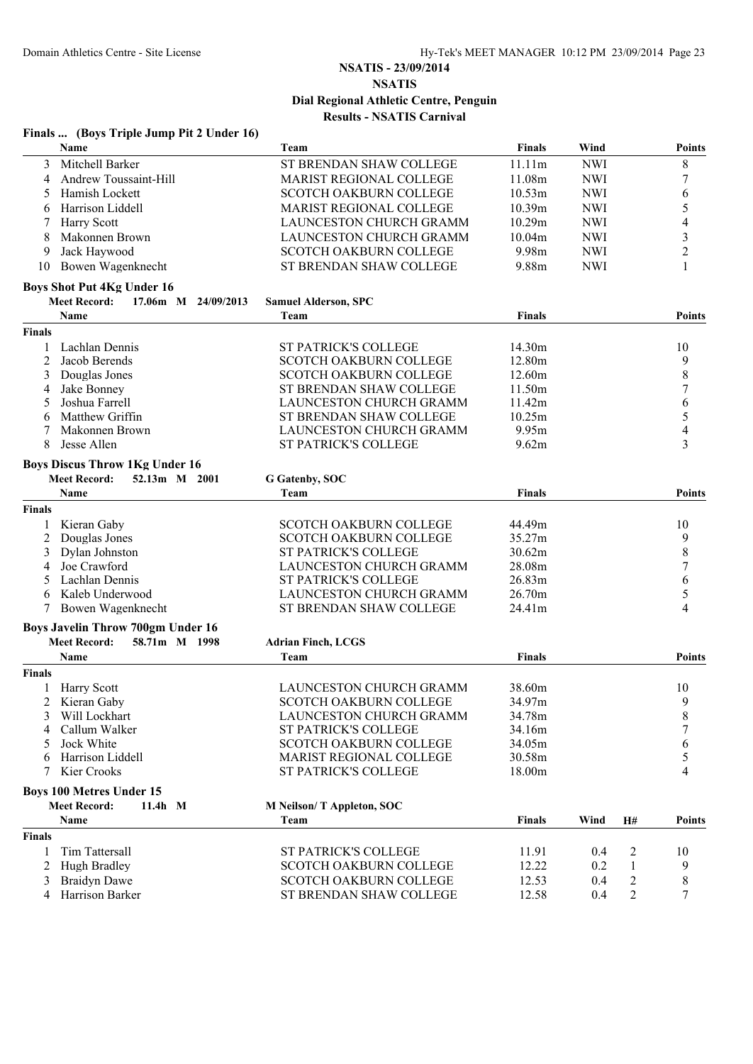## NSATIS - 23/09/2014
## NSATIS
## Dial Regional Athletic Centre, Penguin
## Results - NSATIS Carnival

### Finals ... (Boys Triple Jump Pit 2 Under 16)

| | Name | Team | Finals | Wind | Points |
|---|---|---|---|---|---|
| 3 | Mitchell Barker | ST BRENDAN SHAW COLLEGE | 11.11m | NWI | 8 |
| 4 | Andrew Toussaint-Hill | MARIST REGIONAL COLLEGE | 11.08m | NWI | 7 |
| 5 | Hamish Lockett | SCOTCH OAKBURN COLLEGE | 10.53m | NWI | 6 |
| 6 | Harrison Liddell | MARIST REGIONAL COLLEGE | 10.39m | NWI | 5 |
| 7 | Harry Scott | LAUNCESTON CHURCH GRAMM | 10.29m | NWI | 4 |
| 8 | Makonnen Brown | LAUNCESTON CHURCH GRAMM | 10.04m | NWI | 3 |
| 9 | Jack Haywood | SCOTCH OAKBURN COLLEGE | 9.98m | NWI | 2 |
| 10 | Bowen Wagenknecht | ST BRENDAN SHAW COLLEGE | 9.88m | NWI | 1 |

### Boys Shot Put 4Kg Under 16

**Meet Record:** 17.06m M 24/09/2013 **Samuel Alderson, SPC**

**Finals**

| | Name | Team | Finals | Points |
|---|---|---|---|---|
| 1 | Lachlan Dennis | ST PATRICK'S COLLEGE | 14.30m | 10 |
| 2 | Jacob Berends | SCOTCH OAKBURN COLLEGE | 12.80m | 9 |
| 3 | Douglas Jones | SCOTCH OAKBURN COLLEGE | 12.60m | 8 |
| 4 | Jake Bonney | ST BRENDAN SHAW COLLEGE | 11.50m | 7 |
| 5 | Joshua Farrell | LAUNCESTON CHURCH GRAMM | 11.42m | 6 |
| 6 | Matthew Griffin | ST BRENDAN SHAW COLLEGE | 10.25m | 5 |
| 7 | Makonnen Brown | LAUNCESTON CHURCH GRAMM | 9.95m | 4 |
| 8 | Jesse Allen | ST PATRICK'S COLLEGE | 9.62m | 3 |

### Boys Discus Throw 1Kg Under 16

**Meet Record:** 52.13m M 2001 **G Gatenby, SOC**

**Finals**

| | Name | Team | Finals | Points |
|---|---|---|---|---|
| 1 | Kieran Gaby | SCOTCH OAKBURN COLLEGE | 44.49m | 10 |
| 2 | Douglas Jones | SCOTCH OAKBURN COLLEGE | 35.27m | 9 |
| 3 | Dylan Johnston | ST PATRICK'S COLLEGE | 30.62m | 8 |
| 4 | Joe Crawford | LAUNCESTON CHURCH GRAMM | 28.08m | 7 |
| 5 | Lachlan Dennis | ST PATRICK'S COLLEGE | 26.83m | 6 |
| 6 | Kaleb Underwood | LAUNCESTON CHURCH GRAMM | 26.70m | 5 |
| 7 | Bowen Wagenknecht | ST BRENDAN SHAW COLLEGE | 24.41m | 4 |

### Boys Javelin Throw 700gm Under 16

**Meet Record:** 58.71m M 1998 **Adrian Finch, LCGS**

**Finals**

| | Name | Team | Finals | Points |
|---|---|---|---|---|
| 1 | Harry Scott | LAUNCESTON CHURCH GRAMM | 38.60m | 10 |
| 2 | Kieran Gaby | SCOTCH OAKBURN COLLEGE | 34.97m | 9 |
| 3 | Will Lockhart | LAUNCESTON CHURCH GRAMM | 34.78m | 8 |
| 4 | Callum Walker | ST PATRICK'S COLLEGE | 34.16m | 7 |
| 5 | Jock White | SCOTCH OAKBURN COLLEGE | 34.05m | 6 |
| 6 | Harrison Liddell | MARIST REGIONAL COLLEGE | 30.58m | 5 |
| 7 | Kier Crooks | ST PATRICK'S COLLEGE | 18.00m | 4 |

### Boys 100 Metres Under 15

**Meet Record:** 11.4h M **M Neilson/ T Appleton, SOC**

**Finals**

| | Name | Team | Finals | Wind | H# | Points |
|---|---|---|---|---|---|---|
| 1 | Tim Tattersall | ST PATRICK'S COLLEGE | 11.91 | 0.4 | 2 | 10 |
| 2 | Hugh Bradley | SCOTCH OAKBURN COLLEGE | 12.22 | 0.2 | 1 | 9 |
| 3 | Braidyn Dawe | SCOTCH OAKBURN COLLEGE | 12.53 | 0.4 | 2 | 8 |
| 4 | Harrison Barker | ST BRENDAN SHAW COLLEGE | 12.58 | 0.4 | 2 | 7 |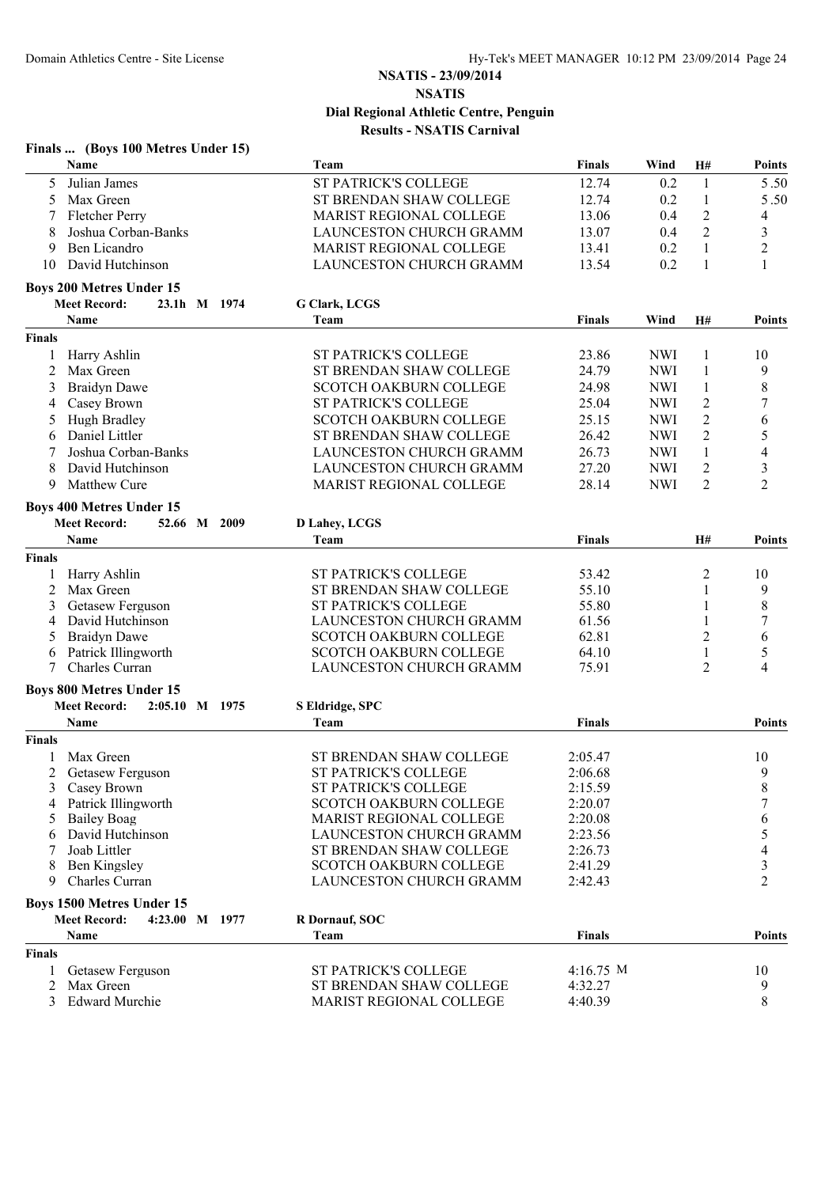## NSATIS - 23/09/2014
## NSATIS
## Dial Regional Athletic Centre, Penguin
## Results - NSATIS Carnival

### Finals ... (Boys 100 Metres Under 15)

| | Name | Team | Finals | Wind | H# | Points |
|---|---|---|---|---|---|---|
| 5 | Julian James | ST PATRICK'S COLLEGE | 12.74 | 0.2 | 1 | 5.50 |
| 5 | Max Green | ST BRENDAN SHAW COLLEGE | 12.74 | 0.2 | 1 | 5.50 |
| 7 | Fletcher Perry | MARIST REGIONAL COLLEGE | 13.06 | 0.4 | 2 | 4 |
| 8 | Joshua Corban-Banks | LAUNCESTON CHURCH GRAMM | 13.07 | 0.4 | 2 | 3 |
| 9 | Ben Licandro | MARIST REGIONAL COLLEGE | 13.41 | 0.2 | 1 | 2 |
| 10 | David Hutchinson | LAUNCESTON CHURCH GRAMM | 13.54 | 0.2 | 1 | 1 |

### Boys 200 Metres Under 15

**Meet Record:** 23.1h M 1974 G Clark, LCGS

| | Name | Team | Finals | Wind | H# | Points |
|---|---|---|---|---|---|---|
| **Finals** | | | | | | |
| 1 | Harry Ashlin | ST PATRICK'S COLLEGE | 23.86 | NWI | 1 | 10 |
| 2 | Max Green | ST BRENDAN SHAW COLLEGE | 24.79 | NWI | 1 | 9 |
| 3 | Braidyn Dawe | SCOTCH OAKBURN COLLEGE | 24.98 | NWI | 1 | 8 |
| 4 | Casey Brown | ST PATRICK'S COLLEGE | 25.04 | NWI | 2 | 7 |
| 5 | Hugh Bradley | SCOTCH OAKBURN COLLEGE | 25.15 | NWI | 2 | 6 |
| 6 | Daniel Littler | ST BRENDAN SHAW COLLEGE | 26.42 | NWI | 2 | 5 |
| 7 | Joshua Corban-Banks | LAUNCESTON CHURCH GRAMM | 26.73 | NWI | 1 | 4 |
| 8 | David Hutchinson | LAUNCESTON CHURCH GRAMM | 27.20 | NWI | 2 | 3 |
| 9 | Matthew Cure | MARIST REGIONAL COLLEGE | 28.14 | NWI | 2 | 2 |

### Boys 400 Metres Under 15

**Meet Record:** 52.66 M 2009 D Lahey, LCGS

| | Name | Team | Finals | H# | Points |
|---|---|---|---|---|---|
| **Finals** | | | | | |
| 1 | Harry Ashlin | ST PATRICK'S COLLEGE | 53.42 | 2 | 10 |
| 2 | Max Green | ST BRENDAN SHAW COLLEGE | 55.10 | 1 | 9 |
| 3 | Getasew Ferguson | ST PATRICK'S COLLEGE | 55.80 | 1 | 8 |
| 4 | David Hutchinson | LAUNCESTON CHURCH GRAMM | 61.56 | 1 | 7 |
| 5 | Braidyn Dawe | SCOTCH OAKBURN COLLEGE | 62.81 | 2 | 6 |
| 6 | Patrick Illingworth | SCOTCH OAKBURN COLLEGE | 64.10 | 1 | 5 |
| 7 | Charles Curran | LAUNCESTON CHURCH GRAMM | 75.91 | 2 | 4 |

### Boys 800 Metres Under 15

**Meet Record:** 2:05.10 M 1975 S Eldridge, SPC

| | Name | Team | Finals | Points |
|---|---|---|---|---|
| **Finals** | | | | |
| 1 | Max Green | ST BRENDAN SHAW COLLEGE | 2:05.47 | 10 |
| 2 | Getasew Ferguson | ST PATRICK'S COLLEGE | 2:06.68 | 9 |
| 3 | Casey Brown | ST PATRICK'S COLLEGE | 2:15.59 | 8 |
| 4 | Patrick Illingworth | SCOTCH OAKBURN COLLEGE | 2:20.07 | 7 |
| 5 | Bailey Boag | MARIST REGIONAL COLLEGE | 2:20.08 | 6 |
| 6 | David Hutchinson | LAUNCESTON CHURCH GRAMM | 2:23.56 | 5 |
| 7 | Joab Littler | ST BRENDAN SHAW COLLEGE | 2:26.73 | 4 |
| 8 | Ben Kingsley | SCOTCH OAKBURN COLLEGE | 2:41.29 | 3 |
| 9 | Charles Curran | LAUNCESTON CHURCH GRAMM | 2:42.43 | 2 |

### Boys 1500 Metres Under 15

**Meet Record:** 4:23.00 M 1977 R Dornauf, SOC

| | Name | Team | Finals | Points |
|---|---|---|---|---|
| **Finals** | | | | |
| 1 | Getasew Ferguson | ST PATRICK'S COLLEGE | 4:16.75 M | 10 |
| 2 | Max Green | ST BRENDAN SHAW COLLEGE | 4:32.27 | 9 |
| 3 | Edward Murchie | MARIST REGIONAL COLLEGE | 4:40.39 | 8 |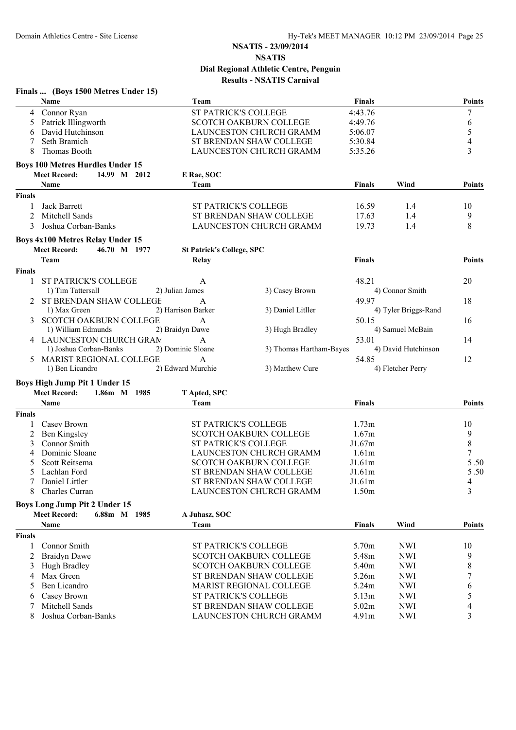# NSATIS - 23/09/2014

## NSATIS

### Dial Regional Athletic Centre, Penguin

### Results - NSATIS Carnival

**Finals ... (Boys 1500 Metres Under 15)**

| | Name | Team | Finals | Points |
|---|---|---|---|---|
| 4 | Connor Ryan | ST PATRICK'S COLLEGE | 4:43.76 | 7 |
| 5 | Patrick Illingworth | SCOTCH OAKBURN COLLEGE | 4:49.76 | 6 |
| 6 | David Hutchinson | LAUNCESTON CHURCH GRAMM | 5:06.07 | 5 |
| 7 | Seth Bramich | ST BRENDAN SHAW COLLEGE | 5:30.84 | 4 |
| 8 | Thomas Booth | LAUNCESTON CHURCH GRAMM | 5:35.26 | 3 |

**Boys 100 Metres Hurdles Under 15**

Meet Record: 14.99 M 2012 E Rae, SOC

| | Name | Team | Finals | Wind | Points |
|---|---|---|---|---|---|
| **Finals** | | | | | |
| 1 | Jack Barrett | ST PATRICK'S COLLEGE | 16.59 | 1.4 | 10 |
| 2 | Mitchell Sands | ST BRENDAN SHAW COLLEGE | 17.63 | 1.4 | 9 |
| 3 | Joshua Corban-Banks | LAUNCESTON CHURCH GRAMM | 19.73 | 1.4 | 8 |

**Boys 4x100 Metres Relay Under 15**

Meet Record: 46.70 M 1977 St Patrick's College, SPC

| | Team | Relay | | Finals | Points |
|---|---|---|---|---|---|
| **Finals** | | | | | |
| 1 | ST PATRICK'S COLLEGE | A | | 48.21 | 20 |
| | 1) Tim Tattersall | 2) Julian James | 3) Casey Brown | 4) Connor Smith | |
| 2 | ST BRENDAN SHAW COLLEGE | A | | 49.97 | 18 |
| | 1) Max Green | 2) Harrison Barker | 3) Daniel Litler | 4) Tyler Briggs-Rand | |
| 3 | SCOTCH OAKBURN COLLEGE | A | | 50.15 | 16 |
| | 1) William Edmunds | 2) Braidyn Dawe | 3) Hugh Bradley | 4) Samuel McBain | |
| 4 | LAUNCESTON CHURCH GRAM | A | | 53.01 | 14 |
| | 1) Joshua Corban-Banks | 2) Dominic Sloane | 3) Thomas Hartham-Bayes | 4) David Hutchinson | |
| 5 | MARIST REGIONAL COLLEGE | A | | 54.85 | 12 |
| | 1) Ben Licandro | 2) Edward Murchie | 3) Matthew Cure | 4) Fletcher Perry | |

**Boys High Jump Pit 1 Under 15**

Meet Record: 1.86m M 1985 T Apted, SPC

| | Name | Team | Finals | Points |
|---|---|---|---|---|
| **Finals** | | | | |
| 1 | Casey Brown | ST PATRICK'S COLLEGE | 1.73m | 10 |
| 2 | Ben Kingsley | SCOTCH OAKBURN COLLEGE | 1.67m | 9 |
| 3 | Connor Smith | ST PATRICK'S COLLEGE | J1.67m | 8 |
| 4 | Dominic Sloane | LAUNCESTON CHURCH GRAMM | 1.61m | 7 |
| 5 | Scott Reitsema | SCOTCH OAKBURN COLLEGE | J1.61m | 5.50 |
| 5 | Lachlan Ford | ST BRENDAN SHAW COLLEGE | J1.61m | 5.50 |
| 7 | Daniel Littler | ST BRENDAN SHAW COLLEGE | J1.61m | 4 |
| 8 | Charles Curran | LAUNCESTON CHURCH GRAMM | 1.50m | 3 |

**Boys Long Jump Pit 2 Under 15**

Meet Record: 6.88m M 1985 A Juhasz, SOC

| | Name | Team | Finals | Wind | Points |
|---|---|---|---|---|---|
| **Finals** | | | | | |
| 1 | Connor Smith | ST PATRICK'S COLLEGE | 5.70m | NWI | 10 |
| 2 | Braidyn Dawe | SCOTCH OAKBURN COLLEGE | 5.48m | NWI | 9 |
| 3 | Hugh Bradley | SCOTCH OAKBURN COLLEGE | 5.40m | NWI | 8 |
| 4 | Max Green | ST BRENDAN SHAW COLLEGE | 5.26m | NWI | 7 |
| 5 | Ben Licandro | MARIST REGIONAL COLLEGE | 5.24m | NWI | 6 |
| 6 | Casey Brown | ST PATRICK'S COLLEGE | 5.13m | NWI | 5 |
| 7 | Mitchell Sands | ST BRENDAN SHAW COLLEGE | 5.02m | NWI | 4 |
| 8 | Joshua Corban-Banks | LAUNCESTON CHURCH GRAMM | 4.91m | NWI | 3 |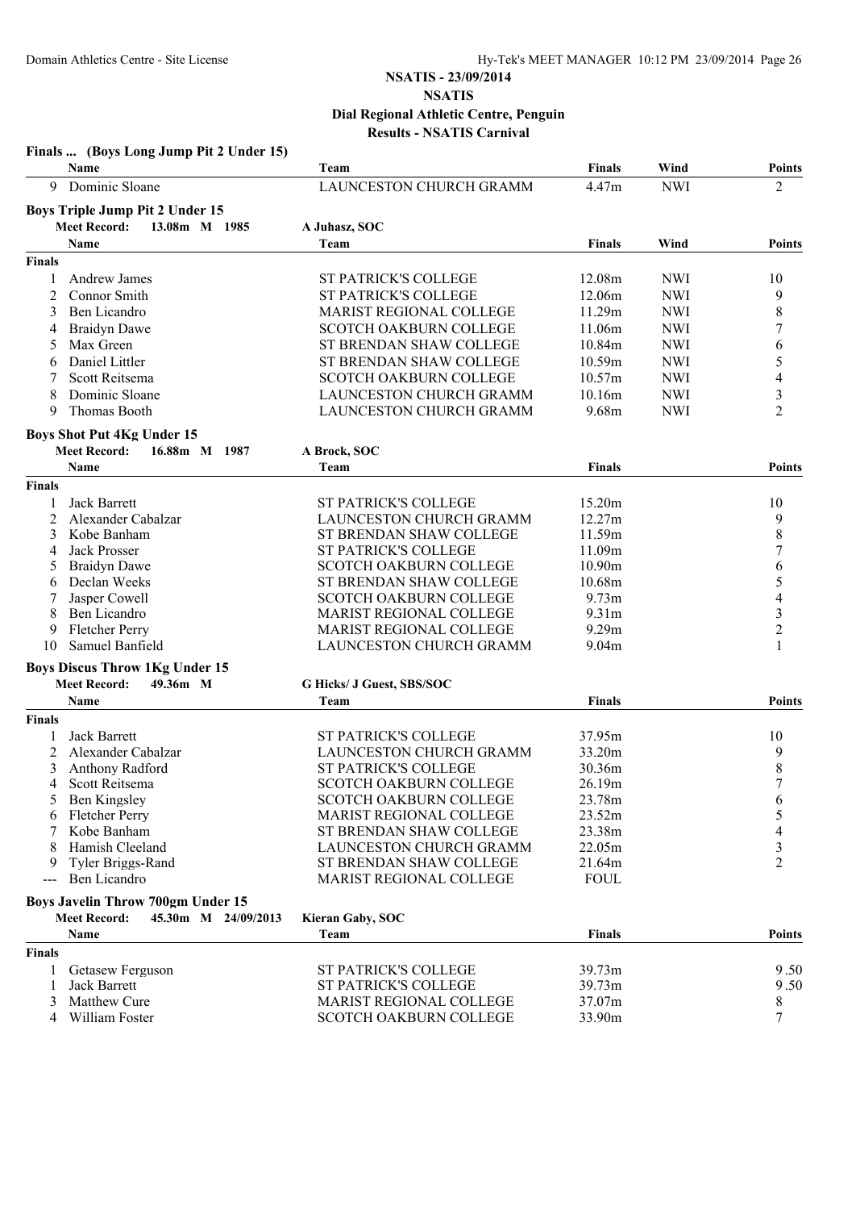# NSATIS - 23/09/2014
## NSATIS
### Dial Regional Athletic Centre, Penguin
### Results - NSATIS Carnival

**Finals ... (Boys Long Jump Pit 2 Under 15)**

| | Name | Team | Finals | Wind | Points |
|---|---|---|---|---|---|
| 9 | Dominic Sloane | LAUNCESTON CHURCH GRAMM | 4.47m | NWI | 2 |

**Boys Triple Jump Pit 2 Under 15**

Meet Record: 13.08m M 1985 — A Juhasz, SOC

| | Name | Team | Finals | Wind | Points |
|---|---|---|---|---|---|
| **Finals** | | | | | |
| 1 | Andrew James | ST PATRICK'S COLLEGE | 12.08m | NWI | 10 |
| 2 | Connor Smith | ST PATRICK'S COLLEGE | 12.06m | NWI | 9 |
| 3 | Ben Licandro | MARIST REGIONAL COLLEGE | 11.29m | NWI | 8 |
| 4 | Braidyn Dawe | SCOTCH OAKBURN COLLEGE | 11.06m | NWI | 7 |
| 5 | Max Green | ST BRENDAN SHAW COLLEGE | 10.84m | NWI | 6 |
| 6 | Daniel Littler | ST BRENDAN SHAW COLLEGE | 10.59m | NWI | 5 |
| 7 | Scott Reitsema | SCOTCH OAKBURN COLLEGE | 10.57m | NWI | 4 |
| 8 | Dominic Sloane | LAUNCESTON CHURCH GRAMM | 10.16m | NWI | 3 |
| 9 | Thomas Booth | LAUNCESTON CHURCH GRAMM | 9.68m | NWI | 2 |

**Boys Shot Put 4Kg Under 15**

Meet Record: 16.88m M 1987 — A Brock, SOC

| | Name | Team | Finals | Points |
|---|---|---|---|---|
| **Finals** | | | | |
| 1 | Jack Barrett | ST PATRICK'S COLLEGE | 15.20m | 10 |
| 2 | Alexander Cabalzar | LAUNCESTON CHURCH GRAMM | 12.27m | 9 |
| 3 | Kobe Banham | ST BRENDAN SHAW COLLEGE | 11.59m | 8 |
| 4 | Jack Prosser | ST PATRICK'S COLLEGE | 11.09m | 7 |
| 5 | Braidyn Dawe | SCOTCH OAKBURN COLLEGE | 10.90m | 6 |
| 6 | Declan Weeks | ST BRENDAN SHAW COLLEGE | 10.68m | 5 |
| 7 | Jasper Cowell | SCOTCH OAKBURN COLLEGE | 9.73m | 4 |
| 8 | Ben Licandro | MARIST REGIONAL COLLEGE | 9.31m | 3 |
| 9 | Fletcher Perry | MARIST REGIONAL COLLEGE | 9.29m | 2 |
| 10 | Samuel Banfield | LAUNCESTON CHURCH GRAMM | 9.04m | 1 |

**Boys Discus Throw 1Kg Under 15**

Meet Record: 49.36m M — G Hicks/ J Guest, SBS/SOC

| | Name | Team | Finals | Points |
|---|---|---|---|---|
| **Finals** | | | | |
| 1 | Jack Barrett | ST PATRICK'S COLLEGE | 37.95m | 10 |
| 2 | Alexander Cabalzar | LAUNCESTON CHURCH GRAMM | 33.20m | 9 |
| 3 | Anthony Radford | ST PATRICK'S COLLEGE | 30.36m | 8 |
| 4 | Scott Reitsema | SCOTCH OAKBURN COLLEGE | 26.19m | 7 |
| 5 | Ben Kingsley | SCOTCH OAKBURN COLLEGE | 23.78m | 6 |
| 6 | Fletcher Perry | MARIST REGIONAL COLLEGE | 23.52m | 5 |
| 7 | Kobe Banham | ST BRENDAN SHAW COLLEGE | 23.38m | 4 |
| 8 | Hamish Cleeland | LAUNCESTON CHURCH GRAMM | 22.05m | 3 |
| 9 | Tyler Briggs-Rand | ST BRENDAN SHAW COLLEGE | 21.64m | 2 |
| --- | Ben Licandro | MARIST REGIONAL COLLEGE | FOUL | |

**Boys Javelin Throw 700gm Under 15**

Meet Record: 45.30m M 24/09/2013 — Kieran Gaby, SOC

| | Name | Team | Finals | Points |
|---|---|---|---|---|
| **Finals** | | | | |
| 1 | Getasew Ferguson | ST PATRICK'S COLLEGE | 39.73m | 9.50 |
| 1 | Jack Barrett | ST PATRICK'S COLLEGE | 39.73m | 9.50 |
| 3 | Matthew Cure | MARIST REGIONAL COLLEGE | 37.07m | 8 |
| 4 | William Foster | SCOTCH OAKBURN COLLEGE | 33.90m | 7 |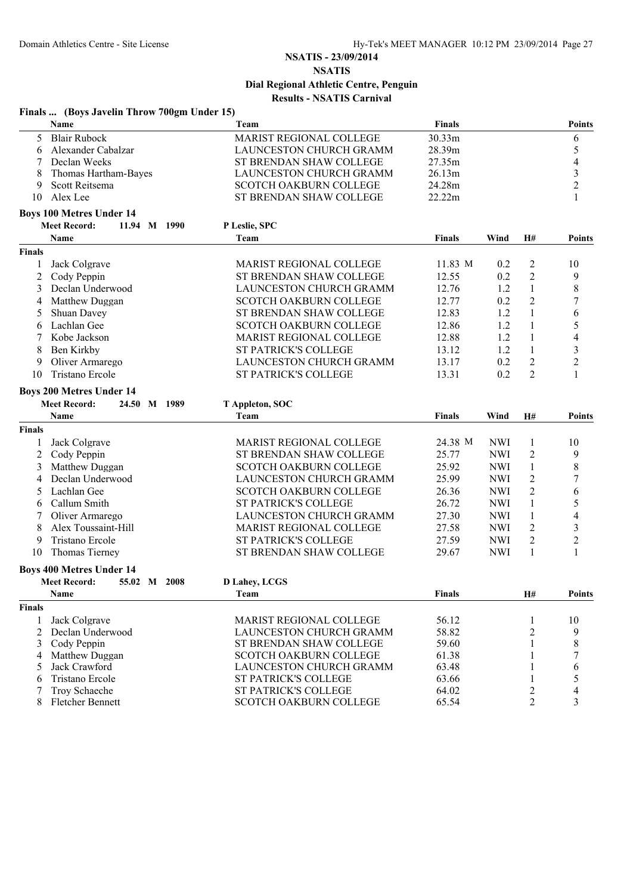# NSATIS - 23/09/2014

## NSATIS

### Dial Regional Athletic Centre, Penguin

### Results - NSATIS Carnival

**Finals ... (Boys Javelin Throw 700gm Under 15)**

| | Name | Team | Finals | Points |
|---|---|---|---|---|
| 5 | Blair Rubock | MARIST REGIONAL COLLEGE | 30.33m | 6 |
| 6 | Alexander Cabalzar | LAUNCESTON CHURCH GRAMM | 28.39m | 5 |
| 7 | Declan Weeks | ST BRENDAN SHAW COLLEGE | 27.35m | 4 |
| 8 | Thomas Hartham-Bayes | LAUNCESTON CHURCH GRAMM | 26.13m | 3 |
| 9 | Scott Reitsema | SCOTCH OAKBURN COLLEGE | 24.28m | 2 |
| 10 | Alex Lee | ST BRENDAN SHAW COLLEGE | 22.22m | 1 |

**Boys 100 Metres Under 14**

Meet Record: 11.94 M 1990 P Leslie, SPC

| | Name | Team | Finals | Wind | H# | Points |
|---|---|---|---|---|---|---|
| **Finals** | | | | | | |
| 1 | Jack Colgrave | MARIST REGIONAL COLLEGE | 11.83 M | 0.2 | 2 | 10 |
| 2 | Cody Peppin | ST BRENDAN SHAW COLLEGE | 12.55 | 0.2 | 2 | 9 |
| 3 | Declan Underwood | LAUNCESTON CHURCH GRAMM | 12.76 | 1.2 | 1 | 8 |
| 4 | Matthew Duggan | SCOTCH OAKBURN COLLEGE | 12.77 | 0.2 | 2 | 7 |
| 5 | Shuan Davey | ST BRENDAN SHAW COLLEGE | 12.83 | 1.2 | 1 | 6 |
| 6 | Lachlan Gee | SCOTCH OAKBURN COLLEGE | 12.86 | 1.2 | 1 | 5 |
| 7 | Kobe Jackson | MARIST REGIONAL COLLEGE | 12.88 | 1.2 | 1 | 4 |
| 8 | Ben Kirkby | ST PATRICK'S COLLEGE | 13.12 | 1.2 | 1 | 3 |
| 9 | Oliver Armarego | LAUNCESTON CHURCH GRAMM | 13.17 | 0.2 | 2 | 2 |
| 10 | Tristano Ercole | ST PATRICK'S COLLEGE | 13.31 | 0.2 | 2 | 1 |

**Boys 200 Metres Under 14**

Meet Record: 24.50 M 1989 T Appleton, SOC

| | Name | Team | Finals | Wind | H# | Points |
|---|---|---|---|---|---|---|
| **Finals** | | | | | | |
| 1 | Jack Colgrave | MARIST REGIONAL COLLEGE | 24.38 M | NWI | 1 | 10 |
| 2 | Cody Peppin | ST BRENDAN SHAW COLLEGE | 25.77 | NWI | 2 | 9 |
| 3 | Matthew Duggan | SCOTCH OAKBURN COLLEGE | 25.92 | NWI | 1 | 8 |
| 4 | Declan Underwood | LAUNCESTON CHURCH GRAMM | 25.99 | NWI | 2 | 7 |
| 5 | Lachlan Gee | SCOTCH OAKBURN COLLEGE | 26.36 | NWI | 2 | 6 |
| 6 | Callum Smith | ST PATRICK'S COLLEGE | 26.72 | NWI | 1 | 5 |
| 7 | Oliver Armarego | LAUNCESTON CHURCH GRAMM | 27.30 | NWI | 1 | 4 |
| 8 | Alex Toussaint-Hill | MARIST REGIONAL COLLEGE | 27.58 | NWI | 2 | 3 |
| 9 | Tristano Ercole | ST PATRICK'S COLLEGE | 27.59 | NWI | 2 | 2 |
| 10 | Thomas Tierney | ST BRENDAN SHAW COLLEGE | 29.67 | NWI | 1 | 1 |

**Boys 400 Metres Under 14**

Meet Record: 55.02 M 2008 D Lahey, LCGS

| | Name | Team | Finals | H# | Points |
|---|---|---|---|---|---|
| **Finals** | | | | | |
| 1 | Jack Colgrave | MARIST REGIONAL COLLEGE | 56.12 | 1 | 10 |
| 2 | Declan Underwood | LAUNCESTON CHURCH GRAMM | 58.82 | 2 | 9 |
| 3 | Cody Peppin | ST BRENDAN SHAW COLLEGE | 59.60 | 1 | 8 |
| 4 | Matthew Duggan | SCOTCH OAKBURN COLLEGE | 61.38 | 1 | 7 |
| 5 | Jack Crawford | LAUNCESTON CHURCH GRAMM | 63.48 | 1 | 6 |
| 6 | Tristano Ercole | ST PATRICK'S COLLEGE | 63.66 | 1 | 5 |
| 7 | Troy Schaeche | ST PATRICK'S COLLEGE | 64.02 | 2 | 4 |
| 8 | Fletcher Bennett | SCOTCH OAKBURN COLLEGE | 65.54 | 2 | 3 |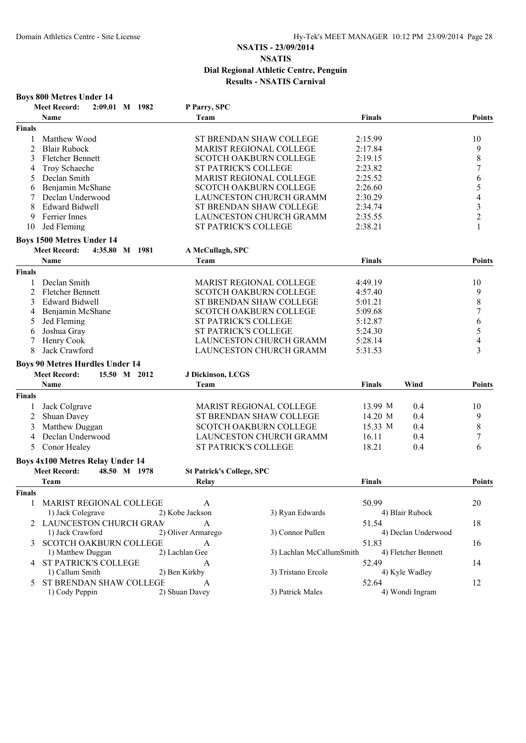# NSATIS - 23/09/2014
## NSATIS
## Dial Regional Athletic Centre, Penguin
## Results - NSATIS Carnival

### Boys 800 Metres Under 14

**Meet Record:** 2:09.01 M 1982 P Parry, SPC

| | Name | Team | Finals | Points |
|---|---|---|---|---|
| **Finals** | | | | |
| 1 | Matthew Wood | ST BRENDAN SHAW COLLEGE | 2:15.99 | 10 |
| 2 | Blair Rubock | MARIST REGIONAL COLLEGE | 2:17.84 | 9 |
| 3 | Fletcher Bennett | SCOTCH OAKBURN COLLEGE | 2:19.15 | 8 |
| 4 | Troy Schaeche | ST PATRICK'S COLLEGE | 2:23.82 | 7 |
| 5 | Declan Smith | MARIST REGIONAL COLLEGE | 2:25.52 | 6 |
| 6 | Benjamin McShane | SCOTCH OAKBURN COLLEGE | 2:26.60 | 5 |
| 7 | Declan Underwood | LAUNCESTON CHURCH GRAMM | 2:30.29 | 4 |
| 8 | Edward Bidwell | ST BRENDAN SHAW COLLEGE | 2:34.74 | 3 |
| 9 | Ferrier Innes | LAUNCESTON CHURCH GRAMM | 2:35.55 | 2 |
| 10 | Jed Fleming | ST PATRICK'S COLLEGE | 2:38.21 | 1 |

### Boys 1500 Metres Under 14

**Meet Record:** 4:35.80 M 1981 A McCullagh, SPC

| | Name | Team | Finals | Points |
|---|---|---|---|---|
| **Finals** | | | | |
| 1 | Declan Smith | MARIST REGIONAL COLLEGE | 4:49.19 | 10 |
| 2 | Fletcher Bennett | SCOTCH OAKBURN COLLEGE | 4:57.40 | 9 |
| 3 | Edward Bidwell | ST BRENDAN SHAW COLLEGE | 5:01.21 | 8 |
| 4 | Benjamin McShane | SCOTCH OAKBURN COLLEGE | 5:09.68 | 7 |
| 5 | Jed Fleming | ST PATRICK'S COLLEGE | 5:12.87 | 6 |
| 6 | Joshua Gray | ST PATRICK'S COLLEGE | 5:24.30 | 5 |
| 7 | Henry Cook | LAUNCESTON CHURCH GRAMM | 5:28.14 | 4 |
| 8 | Jack Crawford | LAUNCESTON CHURCH GRAMM | 5:31.53 | 3 |

### Boys 90 Metres Hurdles Under 14

**Meet Record:** 15.50 M 2012 J Dickinson, LCGS

| | Name | Team | Finals | Wind | Points |
|---|---|---|---|---|---|
| **Finals** | | | | | |
| 1 | Jack Colgrave | MARIST REGIONAL COLLEGE | 13.99 M | 0.4 | 10 |
| 2 | Shuan Davey | ST BRENDAN SHAW COLLEGE | 14.20 M | 0.4 | 9 |
| 3 | Matthew Duggan | SCOTCH OAKBURN COLLEGE | 15.33 M | 0.4 | 8 |
| 4 | Declan Underwood | LAUNCESTON CHURCH GRAMM | 16.11 | 0.4 | 7 |
| 5 | Conor Healey | ST PATRICK'S COLLEGE | 18.21 | 0.4 | 6 |

### Boys 4x100 Metres Relay Under 14

**Meet Record:** 48.50 M 1978 St Patrick's College, SPC

| | Team | Relay | | Finals | Points |
|---|---|---|---|---|---|
| **Finals** | | | | | |
| 1 | MARIST REGIONAL COLLEGE | A | | 50.99 | 20 |
| | 1) Jack Colegrave | 2) Kobe Jackson | 3) Ryan Edwards | 4) Blair Rubock | |
| 2 | LAUNCESTON CHURCH GRAM | A | | 51.54 | 18 |
| | 1) Jack Crawford | 2) Oliver Armarego | 3) Connor Pullen | 4) Declan Underwood | |
| 3 | SCOTCH OAKBURN COLLEGE | A | | 51.83 | 16 |
| | 1) Matthew Duggan | 2) Lachlan Gee | 3) Lachlan McCallumSmith | 4) Fletcher Bennett | |
| 4 | ST PATRICK'S COLLEGE | A | | 52.49 | 14 |
| | 1) Callum Smith | 2) Ben Kirkby | 3) Tristano Ercole | 4) Kyle Wadley | |
| 5 | ST BRENDAN SHAW COLLEGE | A | | 52.64 | 12 |
| | 1) Cody Peppin | 2) Shuan Davey | 3) Patrick Males | 4) Wondi Ingram | |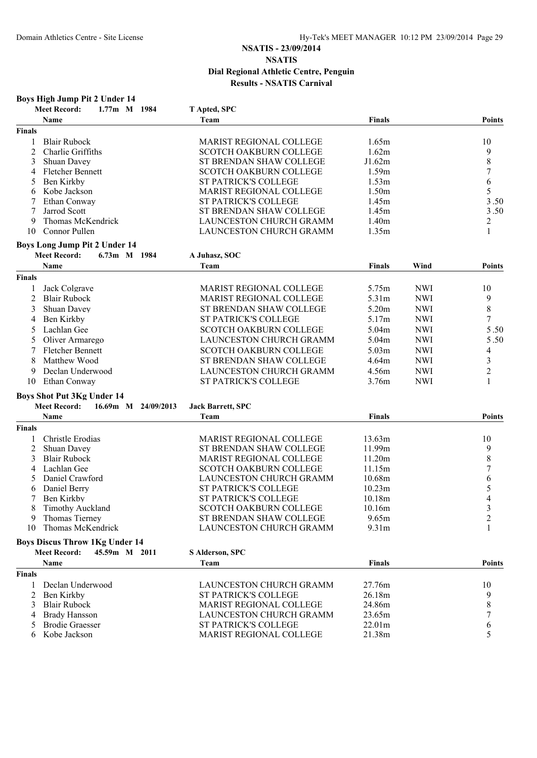# NSATIS - 23/09/2014

## NSATIS

## Dial Regional Athletic Centre, Penguin

## Results - NSATIS Carnival

### Boys High Jump Pit 2 Under 14

**Meet Record:** 1.77m M 1984 T Apted, SPC

| | Name | Team | Finals | Points |
|---|---|---|---|---|
| **Finals** | | | | |
| 1 | Blair Rubock | MARIST REGIONAL COLLEGE | 1.65m | 10 |
| 2 | Charlie Griffiths | SCOTCH OAKBURN COLLEGE | 1.62m | 9 |
| 3 | Shuan Davey | ST BRENDAN SHAW COLLEGE | J1.62m | 8 |
| 4 | Fletcher Bennett | SCOTCH OAKBURN COLLEGE | 1.59m | 7 |
| 5 | Ben Kirkby | ST PATRICK'S COLLEGE | 1.53m | 6 |
| 6 | Kobe Jackson | MARIST REGIONAL COLLEGE | 1.50m | 5 |
| 7 | Ethan Conway | ST PATRICK'S COLLEGE | 1.45m | 3.50 |
| 7 | Jarrod Scott | ST BRENDAN SHAW COLLEGE | 1.45m | 3.50 |
| 9 | Thomas McKendrick | LAUNCESTON CHURCH GRAMM | 1.40m | 2 |
| 10 | Connor Pullen | LAUNCESTON CHURCH GRAMM | 1.35m | 1 |

### Boys Long Jump Pit 2 Under 14

**Meet Record:** 6.73m M 1984 A Juhasz, SOC

| | Name | Team | Finals | Wind | Points |
|---|---|---|---|---|---|
| **Finals** | | | | | |
| 1 | Jack Colgrave | MARIST REGIONAL COLLEGE | 5.75m | NWI | 10 |
| 2 | Blair Rubock | MARIST REGIONAL COLLEGE | 5.31m | NWI | 9 |
| 3 | Shuan Davey | ST BRENDAN SHAW COLLEGE | 5.20m | NWI | 8 |
| 4 | Ben Kirkby | ST PATRICK'S COLLEGE | 5.17m | NWI | 7 |
| 5 | Lachlan Gee | SCOTCH OAKBURN COLLEGE | 5.04m | NWI | 5.50 |
| 5 | Oliver Armarego | LAUNCESTON CHURCH GRAMM | 5.04m | NWI | 5.50 |
| 7 | Fletcher Bennett | SCOTCH OAKBURN COLLEGE | 5.03m | NWI | 4 |
| 8 | Matthew Wood | ST BRENDAN SHAW COLLEGE | 4.64m | NWI | 3 |
| 9 | Declan Underwood | LAUNCESTON CHURCH GRAMM | 4.56m | NWI | 2 |
| 10 | Ethan Conway | ST PATRICK'S COLLEGE | 3.76m | NWI | 1 |

### Boys Shot Put 3Kg Under 14

**Meet Record:** 16.69m M 24/09/2013 Jack Barrett, SPC

| | Name | Team | Finals | Points |
|---|---|---|---|---|
| **Finals** | | | | |
| 1 | Christle Erodias | MARIST REGIONAL COLLEGE | 13.63m | 10 |
| 2 | Shuan Davey | ST BRENDAN SHAW COLLEGE | 11.99m | 9 |
| 3 | Blair Rubock | MARIST REGIONAL COLLEGE | 11.20m | 8 |
| 4 | Lachlan Gee | SCOTCH OAKBURN COLLEGE | 11.15m | 7 |
| 5 | Daniel Crawford | LAUNCESTON CHURCH GRAMM | 10.68m | 6 |
| 6 | Daniel Berry | ST PATRICK'S COLLEGE | 10.23m | 5 |
| 7 | Ben Kirkby | ST PATRICK'S COLLEGE | 10.18m | 4 |
| 8 | Timothy Auckland | SCOTCH OAKBURN COLLEGE | 10.16m | 3 |
| 9 | Thomas Tierney | ST BRENDAN SHAW COLLEGE | 9.65m | 2 |
| 10 | Thomas McKendrick | LAUNCESTON CHURCH GRAMM | 9.31m | 1 |

### Boys Discus Throw 1Kg Under 14

**Meet Record:** 45.59m M 2011 S Alderson, SPC

| | Name | Team | Finals | Points |
|---|---|---|---|---|
| **Finals** | | | | |
| 1 | Declan Underwood | LAUNCESTON CHURCH GRAMM | 27.76m | 10 |
| 2 | Ben Kirkby | ST PATRICK'S COLLEGE | 26.18m | 9 |
| 3 | Blair Rubock | MARIST REGIONAL COLLEGE | 24.86m | 8 |
| 4 | Brady Hansson | LAUNCESTON CHURCH GRAMM | 23.65m | 7 |
| 5 | Brodie Graesser | ST PATRICK'S COLLEGE | 22.01m | 6 |
| 6 | Kobe Jackson | MARIST REGIONAL COLLEGE | 21.38m | 5 |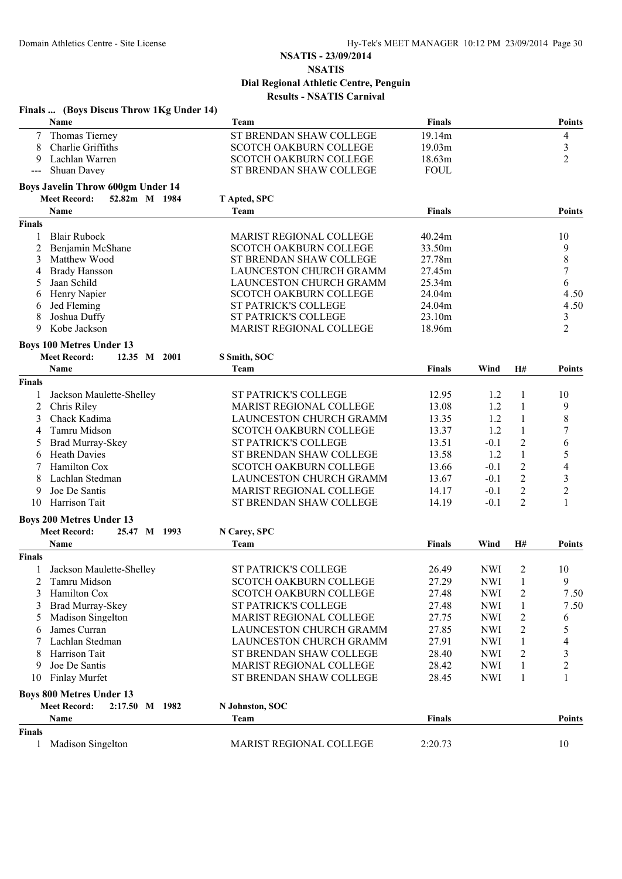# NSATIS - 23/09/2014

## NSATIS

## Dial Regional Athletic Centre, Penguin

## Results - NSATIS Carnival

### Finals ... (Boys Discus Throw 1Kg Under 14)

| | Name | Team | Finals | Points |
|---|---|---|---|---|
| 7 | Thomas Tierney | ST BRENDAN SHAW COLLEGE | 19.14m | 4 |
| 8 | Charlie Griffiths | SCOTCH OAKBURN COLLEGE | 19.03m | 3 |
| 9 | Lachlan Warren | SCOTCH OAKBURN COLLEGE | 18.63m | 2 |
| --- | Shuan Davey | ST BRENDAN SHAW COLLEGE | FOUL | |

### Boys Javelin Throw 600gm Under 14

**Meet Record:** 52.82m M 1984 T Apted, SPC

| | Name | Team | Finals | Points |
|---|---|---|---|---|
| **Finals** | | | | |
| 1 | Blair Rubock | MARIST REGIONAL COLLEGE | 40.24m | 10 |
| 2 | Benjamin McShane | SCOTCH OAKBURN COLLEGE | 33.50m | 9 |
| 3 | Matthew Wood | ST BRENDAN SHAW COLLEGE | 27.78m | 8 |
| 4 | Brady Hansson | LAUNCESTON CHURCH GRAMM | 27.45m | 7 |
| 5 | Jaan Schild | LAUNCESTON CHURCH GRAMM | 25.34m | 6 |
| 6 | Henry Napier | SCOTCH OAKBURN COLLEGE | 24.04m | 4.50 |
| 6 | Jed Fleming | ST PATRICK'S COLLEGE | 24.04m | 4.50 |
| 8 | Joshua Duffy | ST PATRICK'S COLLEGE | 23.10m | 3 |
| 9 | Kobe Jackson | MARIST REGIONAL COLLEGE | 18.96m | 2 |

### Boys 100 Metres Under 13

**Meet Record:** 12.35 M 2001 S Smith, SOC

| | Name | Team | Finals | Wind | H# | Points |
|---|---|---|---|---|---|---|
| **Finals** | | | | | | |
| 1 | Jackson Maulette-Shelley | ST PATRICK'S COLLEGE | 12.95 | 1.2 | 1 | 10 |
| 2 | Chris Riley | MARIST REGIONAL COLLEGE | 13.08 | 1.2 | 1 | 9 |
| 3 | Chack Kadima | LAUNCESTON CHURCH GRAMM | 13.35 | 1.2 | 1 | 8 |
| 4 | Tamru Midson | SCOTCH OAKBURN COLLEGE | 13.37 | 1.2 | 1 | 7 |
| 5 | Brad Murray-Skey | ST PATRICK'S COLLEGE | 13.51 | -0.1 | 2 | 6 |
| 6 | Heath Davies | ST BRENDAN SHAW COLLEGE | 13.58 | 1.2 | 1 | 5 |
| 7 | Hamilton Cox | SCOTCH OAKBURN COLLEGE | 13.66 | -0.1 | 2 | 4 |
| 8 | Lachlan Stedman | LAUNCESTON CHURCH GRAMM | 13.67 | -0.1 | 2 | 3 |
| 9 | Joe De Santis | MARIST REGIONAL COLLEGE | 14.17 | -0.1 | 2 | 2 |
| 10 | Harrison Tait | ST BRENDAN SHAW COLLEGE | 14.19 | -0.1 | 2 | 1 |

### Boys 200 Metres Under 13

**Meet Record:** 25.47 M 1993 N Carey, SPC

| | Name | Team | Finals | Wind | H# | Points |
|---|---|---|---|---|---|---|
| **Finals** | | | | | | |
| 1 | Jackson Maulette-Shelley | ST PATRICK'S COLLEGE | 26.49 | NWI | 2 | 10 |
| 2 | Tamru Midson | SCOTCH OAKBURN COLLEGE | 27.29 | NWI | 1 | 9 |
| 3 | Hamilton Cox | SCOTCH OAKBURN COLLEGE | 27.48 | NWI | 2 | 7.50 |
| 3 | Brad Murray-Skey | ST PATRICK'S COLLEGE | 27.48 | NWI | 1 | 7.50 |
| 5 | Madison Singelton | MARIST REGIONAL COLLEGE | 27.75 | NWI | 2 | 6 |
| 6 | James Curran | LAUNCESTON CHURCH GRAMM | 27.85 | NWI | 2 | 5 |
| 7 | Lachlan Stedman | LAUNCESTON CHURCH GRAMM | 27.91 | NWI | 1 | 4 |
| 8 | Harrison Tait | ST BRENDAN SHAW COLLEGE | 28.40 | NWI | 2 | 3 |
| 9 | Joe De Santis | MARIST REGIONAL COLLEGE | 28.42 | NWI | 1 | 2 |
| 10 | Finlay Murfet | ST BRENDAN SHAW COLLEGE | 28.45 | NWI | 1 | 1 |

### Boys 800 Metres Under 13

**Meet Record:** 2:17.50 M 1982 N Johnston, SOC

| | Name | Team | Finals | Points |
|---|---|---|---|---|
| **Finals** | | | | |
| 1 | Madison Singelton | MARIST REGIONAL COLLEGE | 2:20.73 | 10 |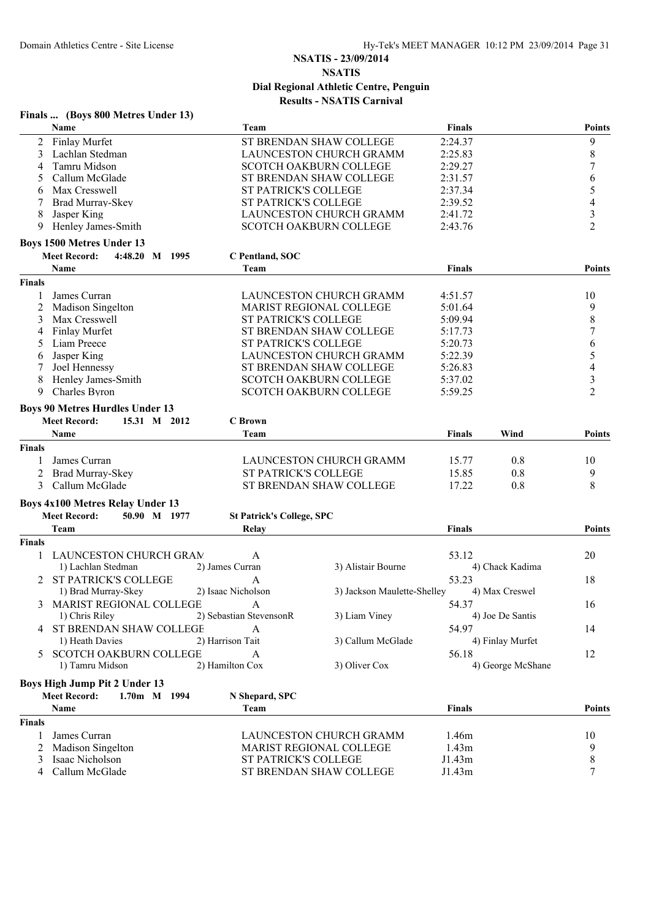# NSATIS - 23/09/2014

## NSATIS

## Dial Regional Athletic Centre, Penguin

## Results - NSATIS Carnival

### Finals ... (Boys 800 Metres Under 13)

| | Name | Team | Finals | Points |
|---|---|---|---|---|
| 2 | Finlay Murfet | ST BRENDAN SHAW COLLEGE | 2:24.37 | 9 |
| 3 | Lachlan Stedman | LAUNCESTON CHURCH GRAMM | 2:25.83 | 8 |
| 4 | Tamru Midson | SCOTCH OAKBURN COLLEGE | 2:29.27 | 7 |
| 5 | Callum McGlade | ST BRENDAN SHAW COLLEGE | 2:31.57 | 6 |
| 6 | Max Cresswell | ST PATRICK'S COLLEGE | 2:37.34 | 5 |
| 7 | Brad Murray-Skey | ST PATRICK'S COLLEGE | 2:39.52 | 4 |
| 8 | Jasper King | LAUNCESTON CHURCH GRAMM | 2:41.72 | 3 |
| 9 | Henley James-Smith | SCOTCH OAKBURN COLLEGE | 2:43.76 | 2 |

### Boys 1500 Metres Under 13

**Meet Record:** 4:48.20 M 1995 C Pentland, SOC

| | Name | Team | Finals | Points |
|---|---|---|---|---|
| **Finals** | | | | |
| 1 | James Curran | LAUNCESTON CHURCH GRAMM | 4:51.57 | 10 |
| 2 | Madison Singelton | MARIST REGIONAL COLLEGE | 5:01.64 | 9 |
| 3 | Max Cresswell | ST PATRICK'S COLLEGE | 5:09.94 | 8 |
| 4 | Finlay Murfet | ST BRENDAN SHAW COLLEGE | 5:17.73 | 7 |
| 5 | Liam Preece | ST PATRICK'S COLLEGE | 5:20.73 | 6 |
| 6 | Jasper King | LAUNCESTON CHURCH GRAMM | 5:22.39 | 5 |
| 7 | Joel Hennessy | ST BRENDAN SHAW COLLEGE | 5:26.83 | 4 |
| 8 | Henley James-Smith | SCOTCH OAKBURN COLLEGE | 5:37.02 | 3 |
| 9 | Charles Byron | SCOTCH OAKBURN COLLEGE | 5:59.25 | 2 |

### Boys 90 Metres Hurdles Under 13

**Meet Record:** 15.31 M 2012 C Brown

| | Name | Team | Finals | Wind | Points |
|---|---|---|---|---|---|
| **Finals** | | | | | |
| 1 | James Curran | LAUNCESTON CHURCH GRAMM | 15.77 | 0.8 | 10 |
| 2 | Brad Murray-Skey | ST PATRICK'S COLLEGE | 15.85 | 0.8 | 9 |
| 3 | Callum McGlade | ST BRENDAN SHAW COLLEGE | 17.22 | 0.8 | 8 |

### Boys 4x100 Metres Relay Under 13

**Meet Record:** 50.90 M 1977 St Patrick's College, SPC

| | Team | Relay | | Finals | | Points |
|---|---|---|---|---|---|---|
| **Finals** | | | | | | |
| 1 | LAUNCESTON CHURCH GRAM | A | | 53.12 | | 20 |
| | 1) Lachlan Stedman | 2) James Curran | 3) Alistair Bourne | | 4) Chack Kadima | |
| 2 | ST PATRICK'S COLLEGE | A | | 53.23 | | 18 |
| | 1) Brad Murray-Skey | 2) Isaac Nicholson | 3) Jackson Maulette-Shelley | | 4) Max Creswel | |
| 3 | MARIST REGIONAL COLLEGE | A | | 54.37 | | 16 |
| | 1) Chris Riley | 2) Sebastian StevensonR | 3) Liam Viney | | 4) Joe De Santis | |
| 4 | ST BRENDAN SHAW COLLEGE | A | | 54.97 | | 14 |
| | 1) Heath Davies | 2) Harrison Tait | 3) Callum McGlade | | 4) Finlay Murfet | |
| 5 | SCOTCH OAKBURN COLLEGE | A | | 56.18 | | 12 |
| | 1) Tamru Midson | 2) Hamilton Cox | 3) Oliver Cox | | 4) George McShane | |

### Boys High Jump Pit 2 Under 13

**Meet Record:** 1.70m M 1994 N Shepard, SPC

| | Name | Team | Finals | Points |
|---|---|---|---|---|
| **Finals** | | | | |
| 1 | James Curran | LAUNCESTON CHURCH GRAMM | 1.46m | 10 |
| 2 | Madison Singelton | MARIST REGIONAL COLLEGE | 1.43m | 9 |
| 3 | Isaac Nicholson | ST PATRICK'S COLLEGE | J1.43m | 8 |
| 4 | Callum McGlade | ST BRENDAN SHAW COLLEGE | J1.43m | 7 |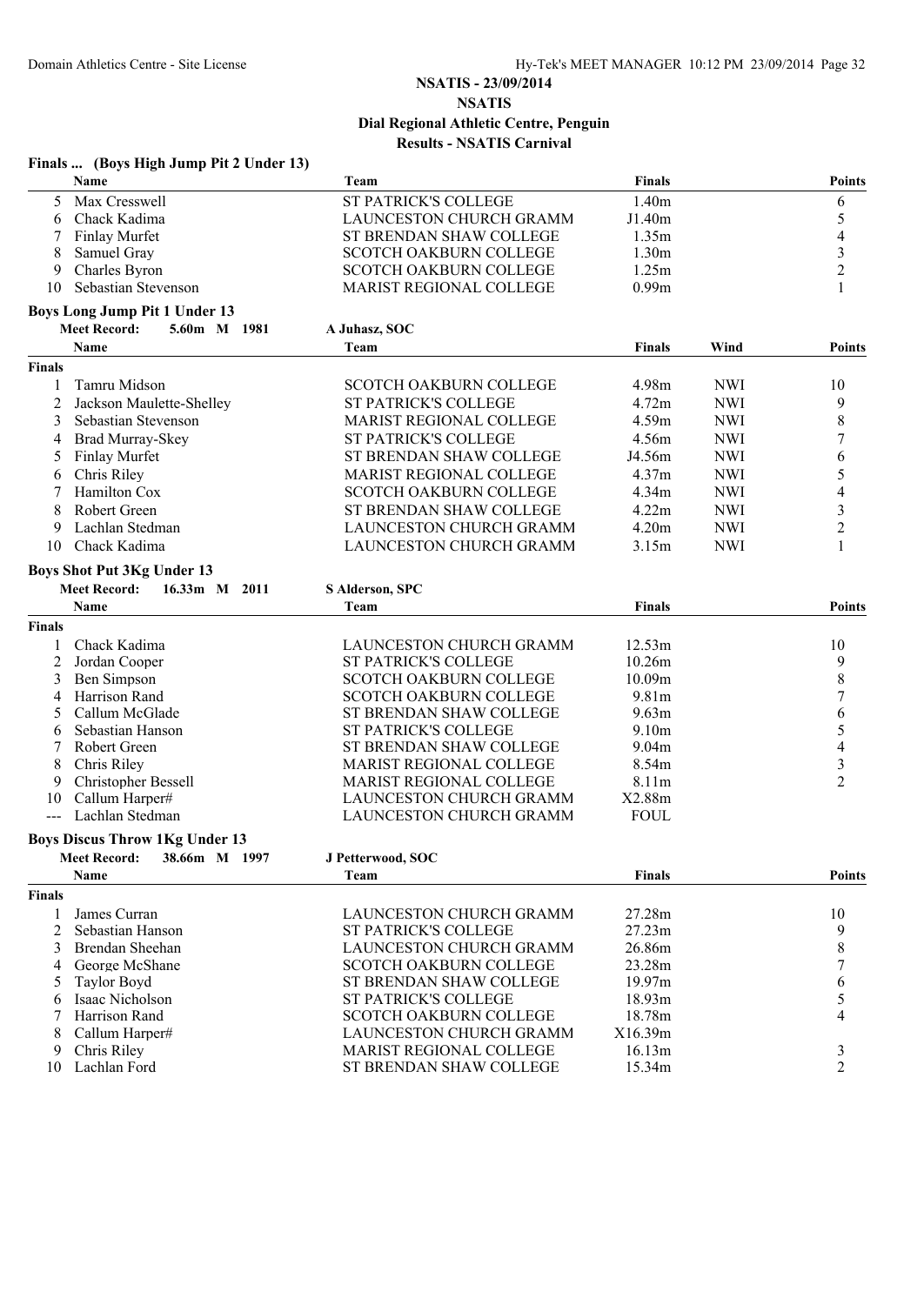# NSATIS - 23/09/2014

## NSATIS

## Dial Regional Athletic Centre, Penguin

## Results - NSATIS Carnival

### Finals ... (Boys High Jump Pit 2 Under 13)

| | Name | Team | Finals | Points |
|---|---|---|---|---|
| 5 | Max Cresswell | ST PATRICK'S COLLEGE | 1.40m | 6 |
| 6 | Chack Kadima | LAUNCESTON CHURCH GRAMM | J1.40m | 5 |
| 7 | Finlay Murfet | ST BRENDAN SHAW COLLEGE | 1.35m | 4 |
| 8 | Samuel Gray | SCOTCH OAKBURN COLLEGE | 1.30m | 3 |
| 9 | Charles Byron | SCOTCH OAKBURN COLLEGE | 1.25m | 2 |
| 10 | Sebastian Stevenson | MARIST REGIONAL COLLEGE | 0.99m | 1 |

### Boys Long Jump Pit 1 Under 13

**Meet Record:** 5.60m M 1981 A Juhasz, SOC

| | Name | Team | Finals | Wind | Points |
|---|---|---|---|---|---|
| **Finals** | | | | | |
| 1 | Tamru Midson | SCOTCH OAKBURN COLLEGE | 4.98m | NWI | 10 |
| 2 | Jackson Maulette-Shelley | ST PATRICK'S COLLEGE | 4.72m | NWI | 9 |
| 3 | Sebastian Stevenson | MARIST REGIONAL COLLEGE | 4.59m | NWI | 8 |
| 4 | Brad Murray-Skey | ST PATRICK'S COLLEGE | 4.56m | NWI | 7 |
| 5 | Finlay Murfet | ST BRENDAN SHAW COLLEGE | J4.56m | NWI | 6 |
| 6 | Chris Riley | MARIST REGIONAL COLLEGE | 4.37m | NWI | 5 |
| 7 | Hamilton Cox | SCOTCH OAKBURN COLLEGE | 4.34m | NWI | 4 |
| 8 | Robert Green | ST BRENDAN SHAW COLLEGE | 4.22m | NWI | 3 |
| 9 | Lachlan Stedman | LAUNCESTON CHURCH GRAMM | 4.20m | NWI | 2 |
| 10 | Chack Kadima | LAUNCESTON CHURCH GRAMM | 3.15m | NWI | 1 |

### Boys Shot Put 3Kg Under 13

**Meet Record:** 16.33m M 2011 S Alderson, SPC

| | Name | Team | Finals | Points |
|---|---|---|---|---|
| **Finals** | | | | |
| 1 | Chack Kadima | LAUNCESTON CHURCH GRAMM | 12.53m | 10 |
| 2 | Jordan Cooper | ST PATRICK'S COLLEGE | 10.26m | 9 |
| 3 | Ben Simpson | SCOTCH OAKBURN COLLEGE | 10.09m | 8 |
| 4 | Harrison Rand | SCOTCH OAKBURN COLLEGE | 9.81m | 7 |
| 5 | Callum McGlade | ST BRENDAN SHAW COLLEGE | 9.63m | 6 |
| 6 | Sebastian Hanson | ST PATRICK'S COLLEGE | 9.10m | 5 |
| 7 | Robert Green | ST BRENDAN SHAW COLLEGE | 9.04m | 4 |
| 8 | Chris Riley | MARIST REGIONAL COLLEGE | 8.54m | 3 |
| 9 | Christopher Bessell | MARIST REGIONAL COLLEGE | 8.11m | 2 |
| 10 | Callum Harper# | LAUNCESTON CHURCH GRAMM | X2.88m | |
| --- | Lachlan Stedman | LAUNCESTON CHURCH GRAMM | FOUL | |

### Boys Discus Throw 1Kg Under 13

**Meet Record:** 38.66m M 1997 J Petterwood, SOC

| | Name | Team | Finals | Points |
|---|---|---|---|---|
| **Finals** | | | | |
| 1 | James Curran | LAUNCESTON CHURCH GRAMM | 27.28m | 10 |
| 2 | Sebastian Hanson | ST PATRICK'S COLLEGE | 27.23m | 9 |
| 3 | Brendan Sheehan | LAUNCESTON CHURCH GRAMM | 26.86m | 8 |
| 4 | George McShane | SCOTCH OAKBURN COLLEGE | 23.28m | 7 |
| 5 | Taylor Boyd | ST BRENDAN SHAW COLLEGE | 19.97m | 6 |
| 6 | Isaac Nicholson | ST PATRICK'S COLLEGE | 18.93m | 5 |
| 7 | Harrison Rand | SCOTCH OAKBURN COLLEGE | 18.78m | 4 |
| 8 | Callum Harper# | LAUNCESTON CHURCH GRAMM | X16.39m | |
| 9 | Chris Riley | MARIST REGIONAL COLLEGE | 16.13m | 3 |
| 10 | Lachlan Ford | ST BRENDAN SHAW COLLEGE | 15.34m | 2 |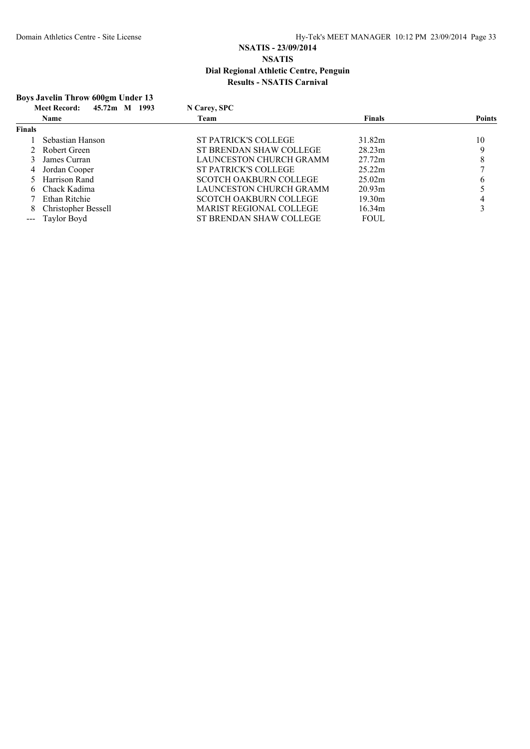# NSATIS - 23/09/2014

## NSATIS

## Dial Regional Athletic Centre, Penguin

## Results - NSATIS Carnival

### Boys Javelin Throw 600gm Under 13

**Meet Record:** 45.72m M 1993 N Carey, SPC

| | Name | Team | Finals | Points |
|---|---|---|---|---|
| **Finals** | | | | |
| 1 | Sebastian Hanson | ST PATRICK'S COLLEGE | 31.82m | 10 |
| 2 | Robert Green | ST BRENDAN SHAW COLLEGE | 28.23m | 9 |
| 3 | James Curran | LAUNCESTON CHURCH GRAMM | 27.72m | 8 |
| 4 | Jordan Cooper | ST PATRICK'S COLLEGE | 25.22m | 7 |
| 5 | Harrison Rand | SCOTCH OAKBURN COLLEGE | 25.02m | 6 |
| 6 | Chack Kadima | LAUNCESTON CHURCH GRAMM | 20.93m | 5 |
| 7 | Ethan Ritchie | SCOTCH OAKBURN COLLEGE | 19.30m | 4 |
| 8 | Christopher Bessell | MARIST REGIONAL COLLEGE | 16.34m | 3 |
| --- | Taylor Boyd | ST BRENDAN SHAW COLLEGE | FOUL | |